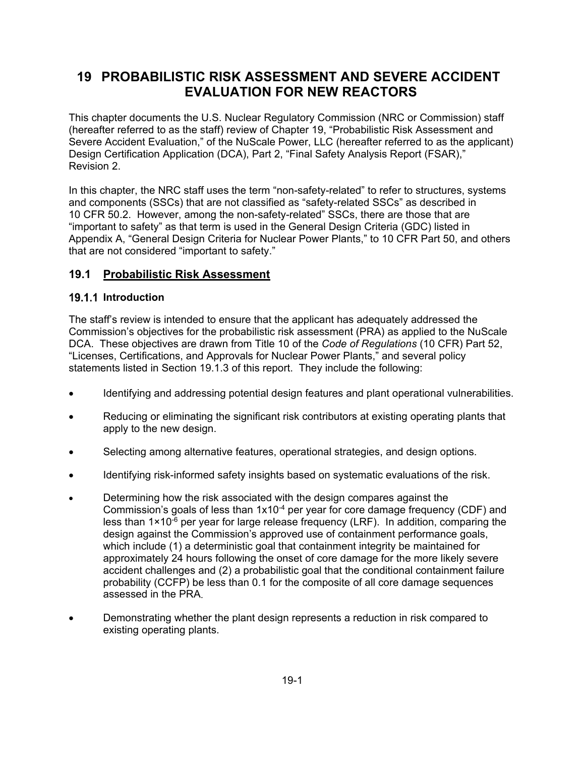# 19 PROBABILISTIC RISK ASSESSMENT AND SEVERE ACCIDENT EVALUATION FOR NEW REACTORS

This chapter documents the U.S. Nuclear Regulatory Commission (NRC or Commission) staff (hereafter referred to as the staff) review of Chapter 19, "Probabilistic Risk Assessment and Severe Accident Evaluation," of the NuScale Power, LLC (hereafter referred to as the applicant) Design Certification Application (DCA), Part 2, "Final Safety Analysis Report (FSAR)," Revision 2.

In this chapter, the NRC staff uses the term "non-safety-related" to refer to structures, systems and components (SSCs) that are not classified as "safety-related SSCs" as described in 10 CFR 50.2. However, among the non-safety-related" SSCs, there are those that are "important to safety" as that term is used in the General Design Criteria (GDC) listed in Appendix A, "General Design Criteria for Nuclear Power Plants," to 10 CFR Part 50, and others that are not considered "important to safety."

## 19.1 Probabilistic Risk Assessment

### 19.1.1 Introduction

The staff's review is intended to ensure that the applicant has adequately addressed the Commission's objectives for the probabilistic risk assessment (PRA) as applied to the NuScale DCA. These objectives are drawn from Title 10 of the *Code of Regulations* (10 CFR) Part 52, "Licenses, Certifications, and Approvals for Nuclear Power Plants," and several policy statements listed in Section 19.1.3 of this report. They include the following:

- Identifying and addressing potential design features and plant operational vulnerabilities.
- Reducing or eliminating the significant risk contributors at existing operating plants that apply to the new design.
- Selecting among alternative features, operational strategies, and design options.
- Identifying risk-informed safety insights based on systematic evaluations of the risk.
- Determining how the risk associated with the design compares against the Commission's goals of less than $1x10^{-4}$ per year for core damage frequency (CDF) and less than $1\times10^{-6}$ per year for large release frequency (LRF). In addition, comparing the design against the Commission's approved use of containment performance goals, which include (1) a deterministic goal that containment integrity be maintained for approximately 24 hours following the onset of core damage for the more likely severe accident challenges and (2) a probabilistic goal that the conditional containment failure probability (CCFP) be less than 0.1 for the composite of all core damage sequences assessed in the PRA.
- Demonstrating whether the plant design represents a reduction in risk compared to existing operating plants.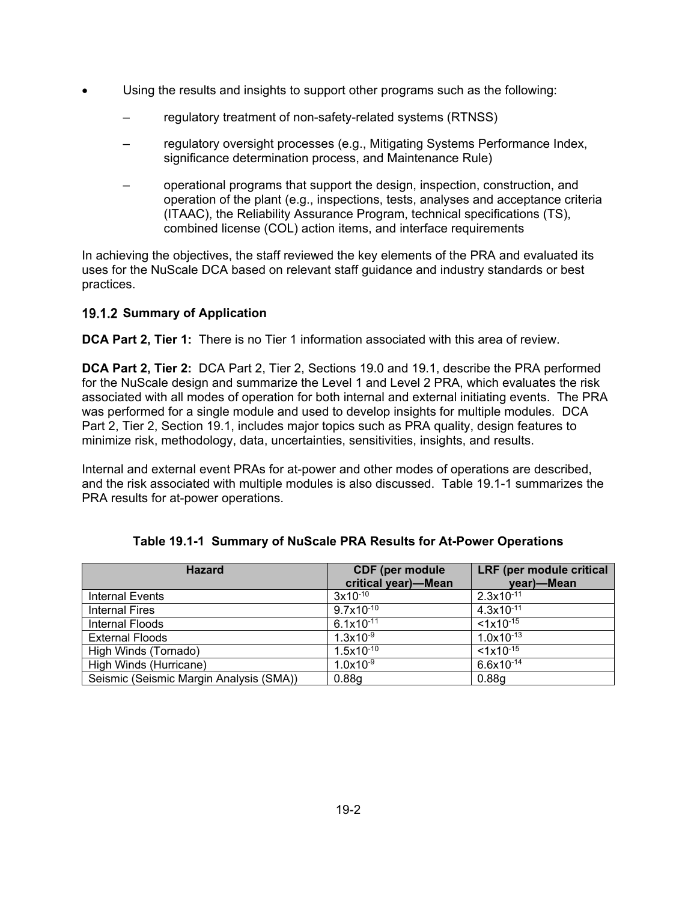- Using the results and insights to support other programs such as the following:
  - regulatory treatment of non-safety-related systems (RTNSS)
  - regulatory oversight processes (e.g., Mitigating Systems Performance Index, significance determination process, and Maintenance Rule)
  - operational programs that support the design, inspection, construction, and operation of the plant (e.g., inspections, tests, analyses and acceptance criteria (ITAAC), the Reliability Assurance Program, technical specifications (TS), combined license (COL) action items, and interface requirements

In achieving the objectives, the staff reviewed the key elements of the PRA and evaluated its uses for the NuScale DCA based on relevant staff guidance and industry standards or best practices.

### 19.1.2 Summary of Application

**DCA Part 2, Tier 1:** There is no Tier 1 information associated with this area of review.

**DCA Part 2, Tier 2:** DCA Part 2, Tier 2, Sections 19.0 and 19.1, describe the PRA performed for the NuScale design and summarize the Level 1 and Level 2 PRA, which evaluates the risk associated with all modes of operation for both internal and external initiating events. The PRA was performed for a single module and used to develop insights for multiple modules. DCA Part 2, Tier 2, Section 19.1, includes major topics such as PRA quality, design features to minimize risk, methodology, data, uncertainties, sensitivities, insights, and results.

Internal and external event PRAs for at-power and other modes of operations are described, and the risk associated with multiple modules is also discussed. Table 19.1-1 summarizes the PRA results for at-power operations.

**Table 19.1-1 Summary of NuScale PRA Results for At-Power Operations**

| Hazard | CDF (per module critical year)—Mean | LRF (per module critical year)—Mean |
|---|---|---|
| Internal Events | $3 \times 10^{-10}$ | $2.3 \times 10^{-11}$ |
| Internal Fires | $9.7 \times 10^{-10}$ | $4.3 \times 10^{-11}$ |
| Internal Floods | $6.1 \times 10^{-11}$ | $< 1 \times 10^{-15}$ |
| External Floods | $1.3 \times 10^{-9}$ | $1.0 \times 10^{-13}$ |
| High Winds (Tornado) | $1.5 \times 10^{-10}$ | $< 1 \times 10^{-15}$ |
| High Winds (Hurricane) | $1.0 \times 10^{-9}$ | $6.6 \times 10^{-14}$ |
| Seismic (Seismic Margin Analysis (SMA)) | 0.88g | 0.88g |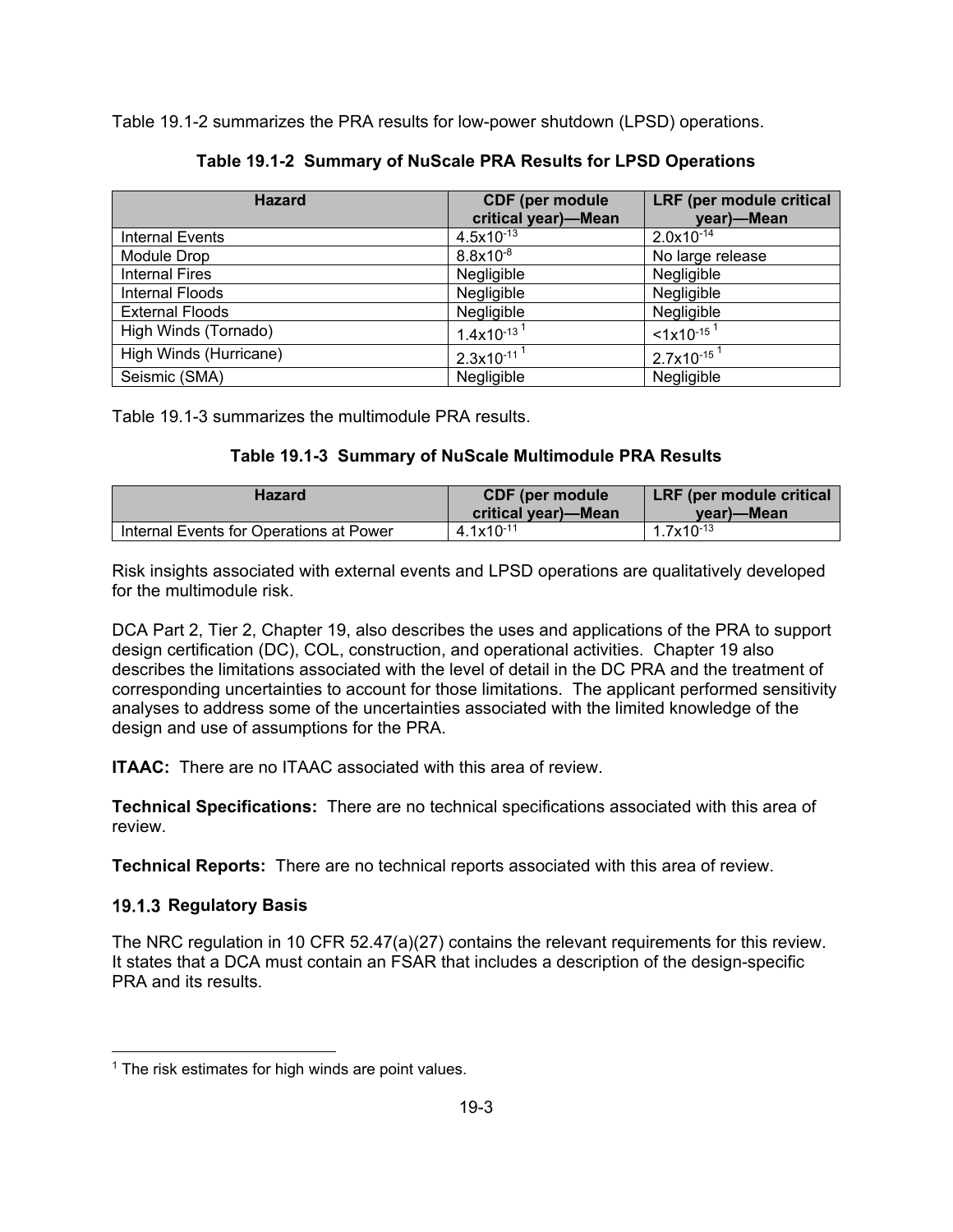Table 19.1-2 summarizes the PRA results for low-power shutdown (LPSD) operations.

**Table 19.1-2 Summary of NuScale PRA Results for LPSD Operations**

| Hazard | CDF (per module critical year)—Mean | LRF (per module critical year)—Mean |
|---|---|---|
| Internal Events | $4.5x10^{-13}$ | $2.0x10^{-14}$ |
| Module Drop | $8.8x10^{-8}$ | No large release |
| Internal Fires | Negligible | Negligible |
| Internal Floods | Negligible | Negligible |
| External Floods | Negligible | Negligible |
| High Winds (Tornado) | $1.4x10^{-13}$ [1] | $<1x10^{-15}$ [1] |
| High Winds (Hurricane) | $2.3x10^{-11}$ [1] | $2.7x10^{-15}$ [1] |
| Seismic (SMA) | Negligible | Negligible |

Table 19.1-3 summarizes the multimodule PRA results.

**Table 19.1-3 Summary of NuScale Multimodule PRA Results**

| Hazard | CDF (per module critical year)—Mean | LRF (per module critical year)—Mean |
|---|---|---|
| Internal Events for Operations at Power | $4.1x10^{-11}$ | $1.7x10^{-13}$ |

Risk insights associated with external events and LPSD operations are qualitatively developed for the multimodule risk.

DCA Part 2, Tier 2, Chapter 19, also describes the uses and applications of the PRA to support design certification (DC), COL, construction, and operational activities. Chapter 19 also describes the limitations associated with the level of detail in the DC PRA and the treatment of corresponding uncertainties to account for those limitations. The applicant performed sensitivity analyses to address some of the uncertainties associated with the limited knowledge of the design and use of assumptions for the PRA.

**ITAAC:** There are no ITAAC associated with this area of review.

**Technical Specifications:** There are no technical specifications associated with this area of review.

**Technical Reports:** There are no technical reports associated with this area of review.

### 19.1.3 Regulatory Basis

The NRC regulation in 10 CFR 52.47(a)(27) contains the relevant requirements for this review. It states that a DCA must contain an FSAR that includes a description of the design-specific PRA and its results.

[1] The risk estimates for high winds are point values.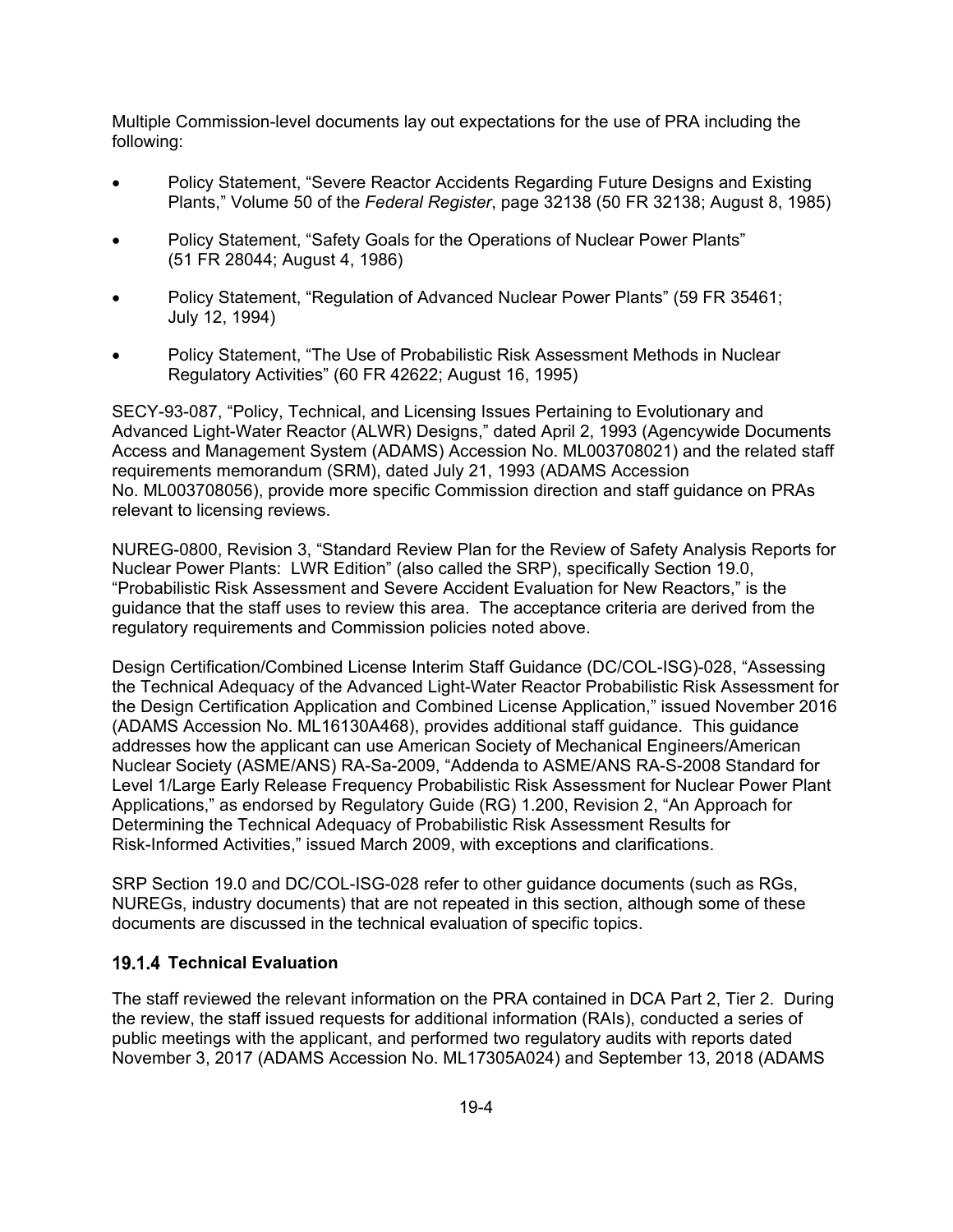Multiple Commission-level documents lay out expectations for the use of PRA including the following:

- Policy Statement, "Severe Reactor Accidents Regarding Future Designs and Existing Plants," Volume 50 of the *Federal Register*, page 32138 (50 FR 32138; August 8, 1985)
- Policy Statement, "Safety Goals for the Operations of Nuclear Power Plants" (51 FR 28044; August 4, 1986)
- Policy Statement, "Regulation of Advanced Nuclear Power Plants" (59 FR 35461; July 12, 1994)
- Policy Statement, "The Use of Probabilistic Risk Assessment Methods in Nuclear Regulatory Activities" (60 FR 42622; August 16, 1995)

SECY-93-087, "Policy, Technical, and Licensing Issues Pertaining to Evolutionary and Advanced Light-Water Reactor (ALWR) Designs," dated April 2, 1993 (Agencywide Documents Access and Management System (ADAMS) Accession No. ML003708021) and the related staff requirements memorandum (SRM), dated July 21, 1993 (ADAMS Accession No. ML003708056), provide more specific Commission direction and staff guidance on PRAs relevant to licensing reviews.

NUREG-0800, Revision 3, "Standard Review Plan for the Review of Safety Analysis Reports for Nuclear Power Plants: LWR Edition" (also called the SRP), specifically Section 19.0, "Probabilistic Risk Assessment and Severe Accident Evaluation for New Reactors," is the guidance that the staff uses to review this area. The acceptance criteria are derived from the regulatory requirements and Commission policies noted above.

Design Certification/Combined License Interim Staff Guidance (DC/COL-ISG)-028, "Assessing the Technical Adequacy of the Advanced Light-Water Reactor Probabilistic Risk Assessment for the Design Certification Application and Combined License Application," issued November 2016 (ADAMS Accession No. ML16130A468), provides additional staff guidance. This guidance addresses how the applicant can use American Society of Mechanical Engineers/American Nuclear Society (ASME/ANS) RA-Sa-2009, "Addenda to ASME/ANS RA-S-2008 Standard for Level 1/Large Early Release Frequency Probabilistic Risk Assessment for Nuclear Power Plant Applications," as endorsed by Regulatory Guide (RG) 1.200, Revision 2, "An Approach for Determining the Technical Adequacy of Probabilistic Risk Assessment Results for Risk-Informed Activities," issued March 2009, with exceptions and clarifications.

SRP Section 19.0 and DC/COL-ISG-028 refer to other guidance documents (such as RGs, NUREGs, industry documents) that are not repeated in this section, although some of these documents are discussed in the technical evaluation of specific topics.

### 19.1.4 Technical Evaluation

The staff reviewed the relevant information on the PRA contained in DCA Part 2, Tier 2. During the review, the staff issued requests for additional information (RAIs), conducted a series of public meetings with the applicant, and performed two regulatory audits with reports dated November 3, 2017 (ADAMS Accession No. ML17305A024) and September 13, 2018 (ADAMS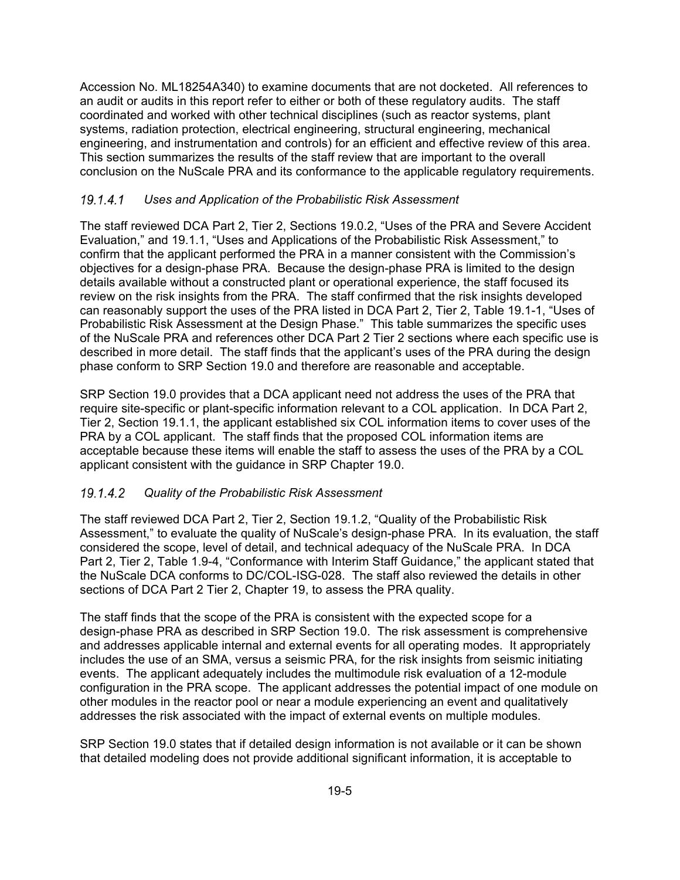Accession No. ML18254A340) to examine documents that are not docketed. All references to an audit or audits in this report refer to either or both of these regulatory audits. The staff coordinated and worked with other technical disciplines (such as reactor systems, plant systems, radiation protection, electrical engineering, structural engineering, mechanical engineering, and instrumentation and controls) for an efficient and effective review of this area. This section summarizes the results of the staff review that are important to the overall conclusion on the NuScale PRA and its conformance to the applicable regulatory requirements.

#### *19.1.4.1 Uses and Application of the Probabilistic Risk Assessment*

The staff reviewed DCA Part 2, Tier 2, Sections 19.0.2, "Uses of the PRA and Severe Accident Evaluation," and 19.1.1, "Uses and Applications of the Probabilistic Risk Assessment," to confirm that the applicant performed the PRA in a manner consistent with the Commission's objectives for a design-phase PRA. Because the design-phase PRA is limited to the design details available without a constructed plant or operational experience, the staff focused its review on the risk insights from the PRA. The staff confirmed that the risk insights developed can reasonably support the uses of the PRA listed in DCA Part 2, Tier 2, Table 19.1-1, "Uses of Probabilistic Risk Assessment at the Design Phase." This table summarizes the specific uses of the NuScale PRA and references other DCA Part 2 Tier 2 sections where each specific use is described in more detail. The staff finds that the applicant's uses of the PRA during the design phase conform to SRP Section 19.0 and therefore are reasonable and acceptable.

SRP Section 19.0 provides that a DCA applicant need not address the uses of the PRA that require site-specific or plant-specific information relevant to a COL application. In DCA Part 2, Tier 2, Section 19.1.1, the applicant established six COL information items to cover uses of the PRA by a COL applicant. The staff finds that the proposed COL information items are acceptable because these items will enable the staff to assess the uses of the PRA by a COL applicant consistent with the guidance in SRP Chapter 19.0.

#### *19.1.4.2 Quality of the Probabilistic Risk Assessment*

The staff reviewed DCA Part 2, Tier 2, Section 19.1.2, "Quality of the Probabilistic Risk Assessment," to evaluate the quality of NuScale's design-phase PRA. In its evaluation, the staff considered the scope, level of detail, and technical adequacy of the NuScale PRA. In DCA Part 2, Tier 2, Table 1.9-4, "Conformance with Interim Staff Guidance," the applicant stated that the NuScale DCA conforms to DC/COL-ISG-028. The staff also reviewed the details in other sections of DCA Part 2 Tier 2, Chapter 19, to assess the PRA quality.

The staff finds that the scope of the PRA is consistent with the expected scope for a design-phase PRA as described in SRP Section 19.0. The risk assessment is comprehensive and addresses applicable internal and external events for all operating modes. It appropriately includes the use of an SMA, versus a seismic PRA, for the risk insights from seismic initiating events. The applicant adequately includes the multimodule risk evaluation of a 12-module configuration in the PRA scope. The applicant addresses the potential impact of one module on other modules in the reactor pool or near a module experiencing an event and qualitatively addresses the risk associated with the impact of external events on multiple modules.

SRP Section 19.0 states that if detailed design information is not available or it can be shown that detailed modeling does not provide additional significant information, it is acceptable to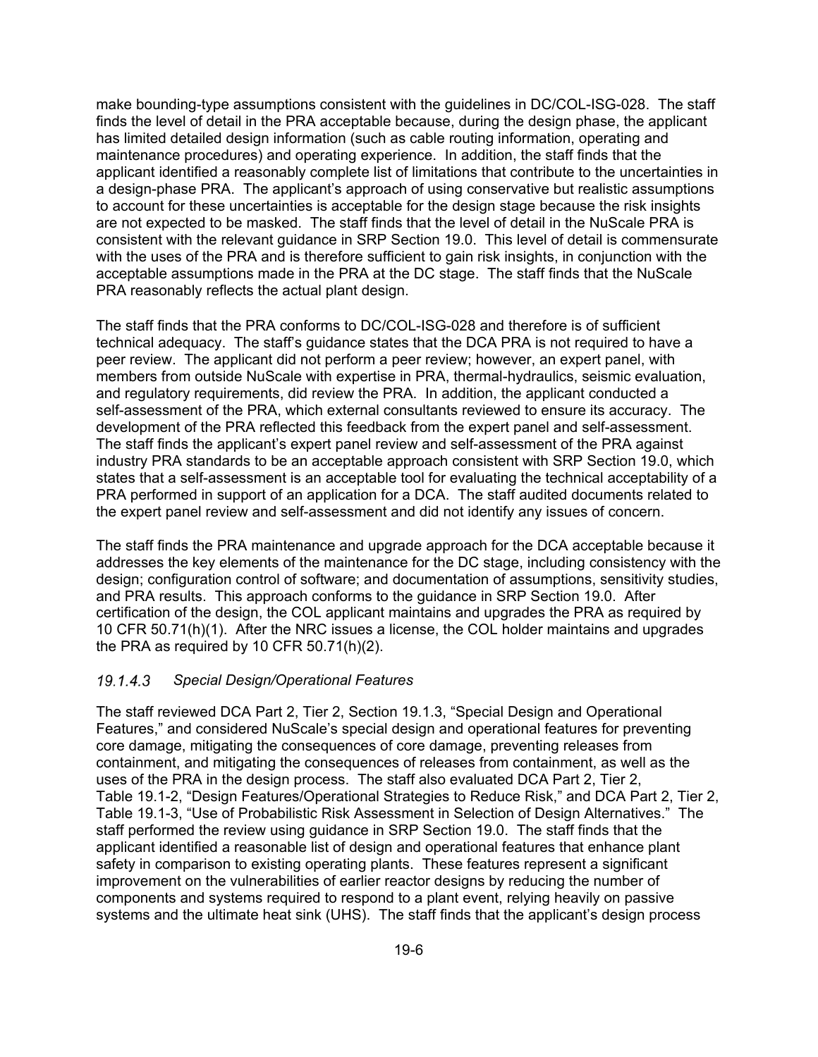make bounding-type assumptions consistent with the guidelines in DC/COL-ISG-028. The staff finds the level of detail in the PRA acceptable because, during the design phase, the applicant has limited detailed design information (such as cable routing information, operating and maintenance procedures) and operating experience. In addition, the staff finds that the applicant identified a reasonably complete list of limitations that contribute to the uncertainties in a design-phase PRA. The applicant's approach of using conservative but realistic assumptions to account for these uncertainties is acceptable for the design stage because the risk insights are not expected to be masked. The staff finds that the level of detail in the NuScale PRA is consistent with the relevant guidance in SRP Section 19.0. This level of detail is commensurate with the uses of the PRA and is therefore sufficient to gain risk insights, in conjunction with the acceptable assumptions made in the PRA at the DC stage. The staff finds that the NuScale PRA reasonably reflects the actual plant design.

The staff finds that the PRA conforms to DC/COL-ISG-028 and therefore is of sufficient technical adequacy. The staff's guidance states that the DCA PRA is not required to have a peer review. The applicant did not perform a peer review; however, an expert panel, with members from outside NuScale with expertise in PRA, thermal-hydraulics, seismic evaluation, and regulatory requirements, did review the PRA. In addition, the applicant conducted a self-assessment of the PRA, which external consultants reviewed to ensure its accuracy. The development of the PRA reflected this feedback from the expert panel and self-assessment. The staff finds the applicant's expert panel review and self-assessment of the PRA against industry PRA standards to be an acceptable approach consistent with SRP Section 19.0, which states that a self-assessment is an acceptable tool for evaluating the technical acceptability of a PRA performed in support of an application for a DCA. The staff audited documents related to the expert panel review and self-assessment and did not identify any issues of concern.

The staff finds the PRA maintenance and upgrade approach for the DCA acceptable because it addresses the key elements of the maintenance for the DC stage, including consistency with the design; configuration control of software; and documentation of assumptions, sensitivity studies, and PRA results. This approach conforms to the guidance in SRP Section 19.0. After certification of the design, the COL applicant maintains and upgrades the PRA as required by 10 CFR 50.71(h)(1). After the NRC issues a license, the COL holder maintains and upgrades the PRA as required by 10 CFR 50.71(h)(2).

#### *19.1.4.3 Special Design/Operational Features*

The staff reviewed DCA Part 2, Tier 2, Section 19.1.3, "Special Design and Operational Features," and considered NuScale's special design and operational features for preventing core damage, mitigating the consequences of core damage, preventing releases from containment, and mitigating the consequences of releases from containment, as well as the uses of the PRA in the design process. The staff also evaluated DCA Part 2, Tier 2, Table 19.1-2, "Design Features/Operational Strategies to Reduce Risk," and DCA Part 2, Tier 2, Table 19.1-3, "Use of Probabilistic Risk Assessment in Selection of Design Alternatives." The staff performed the review using guidance in SRP Section 19.0. The staff finds that the applicant identified a reasonable list of design and operational features that enhance plant safety in comparison to existing operating plants. These features represent a significant improvement on the vulnerabilities of earlier reactor designs by reducing the number of components and systems required to respond to a plant event, relying heavily on passive systems and the ultimate heat sink (UHS). The staff finds that the applicant's design process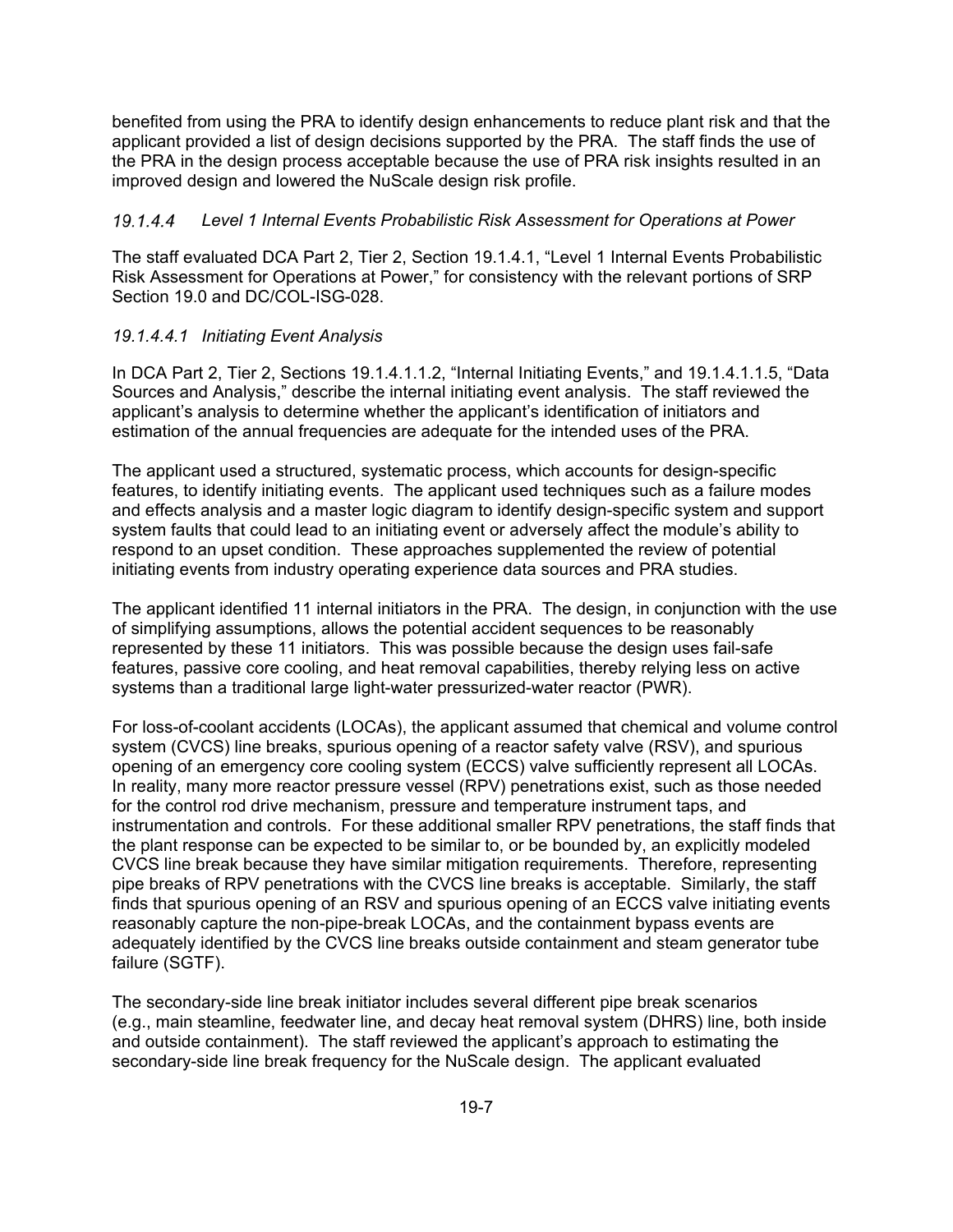benefited from using the PRA to identify design enhancements to reduce plant risk and that the applicant provided a list of design decisions supported by the PRA. The staff finds the use of the PRA in the design process acceptable because the use of PRA risk insights resulted in an improved design and lowered the NuScale design risk profile.

### *19.1.4.4 Level 1 Internal Events Probabilistic Risk Assessment for Operations at Power*

The staff evaluated DCA Part 2, Tier 2, Section 19.1.4.1, "Level 1 Internal Events Probabilistic Risk Assessment for Operations at Power," for consistency with the relevant portions of SRP Section 19.0 and DC/COL-ISG-028.

#### *19.1.4.4.1 Initiating Event Analysis*

In DCA Part 2, Tier 2, Sections 19.1.4.1.1.2, "Internal Initiating Events," and 19.1.4.1.1.5, "Data Sources and Analysis," describe the internal initiating event analysis. The staff reviewed the applicant's analysis to determine whether the applicant's identification of initiators and estimation of the annual frequencies are adequate for the intended uses of the PRA.

The applicant used a structured, systematic process, which accounts for design-specific features, to identify initiating events. The applicant used techniques such as a failure modes and effects analysis and a master logic diagram to identify design-specific system and support system faults that could lead to an initiating event or adversely affect the module's ability to respond to an upset condition. These approaches supplemented the review of potential initiating events from industry operating experience data sources and PRA studies.

The applicant identified 11 internal initiators in the PRA. The design, in conjunction with the use of simplifying assumptions, allows the potential accident sequences to be reasonably represented by these 11 initiators. This was possible because the design uses fail-safe features, passive core cooling, and heat removal capabilities, thereby relying less on active systems than a traditional large light-water pressurized-water reactor (PWR).

For loss-of-coolant accidents (LOCAs), the applicant assumed that chemical and volume control system (CVCS) line breaks, spurious opening of a reactor safety valve (RSV), and spurious opening of an emergency core cooling system (ECCS) valve sufficiently represent all LOCAs. In reality, many more reactor pressure vessel (RPV) penetrations exist, such as those needed for the control rod drive mechanism, pressure and temperature instrument taps, and instrumentation and controls. For these additional smaller RPV penetrations, the staff finds that the plant response can be expected to be similar to, or be bounded by, an explicitly modeled CVCS line break because they have similar mitigation requirements. Therefore, representing pipe breaks of RPV penetrations with the CVCS line breaks is acceptable. Similarly, the staff finds that spurious opening of an RSV and spurious opening of an ECCS valve initiating events reasonably capture the non-pipe-break LOCAs, and the containment bypass events are adequately identified by the CVCS line breaks outside containment and steam generator tube failure (SGTF).

The secondary-side line break initiator includes several different pipe break scenarios (e.g., main steamline, feedwater line, and decay heat removal system (DHRS) line, both inside and outside containment). The staff reviewed the applicant's approach to estimating the secondary-side line break frequency for the NuScale design. The applicant evaluated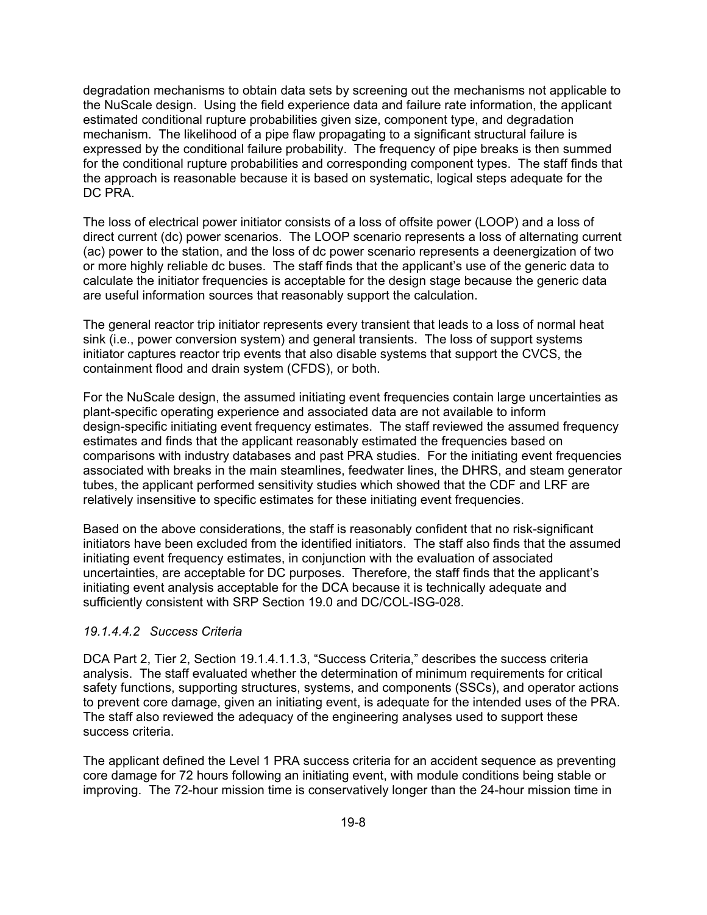degradation mechanisms to obtain data sets by screening out the mechanisms not applicable to the NuScale design. Using the field experience data and failure rate information, the applicant estimated conditional rupture probabilities given size, component type, and degradation mechanism. The likelihood of a pipe flaw propagating to a significant structural failure is expressed by the conditional failure probability. The frequency of pipe breaks is then summed for the conditional rupture probabilities and corresponding component types. The staff finds that the approach is reasonable because it is based on systematic, logical steps adequate for the DC PRA.

The loss of electrical power initiator consists of a loss of offsite power (LOOP) and a loss of direct current (dc) power scenarios. The LOOP scenario represents a loss of alternating current (ac) power to the station, and the loss of dc power scenario represents a deenergization of two or more highly reliable dc buses. The staff finds that the applicant's use of the generic data to calculate the initiator frequencies is acceptable for the design stage because the generic data are useful information sources that reasonably support the calculation.

The general reactor trip initiator represents every transient that leads to a loss of normal heat sink (i.e., power conversion system) and general transients. The loss of support systems initiator captures reactor trip events that also disable systems that support the CVCS, the containment flood and drain system (CFDS), or both.

For the NuScale design, the assumed initiating event frequencies contain large uncertainties as plant-specific operating experience and associated data are not available to inform design-specific initiating event frequency estimates. The staff reviewed the assumed frequency estimates and finds that the applicant reasonably estimated the frequencies based on comparisons with industry databases and past PRA studies. For the initiating event frequencies associated with breaks in the main steamlines, feedwater lines, the DHRS, and steam generator tubes, the applicant performed sensitivity studies which showed that the CDF and LRF are relatively insensitive to specific estimates for these initiating event frequencies.

Based on the above considerations, the staff is reasonably confident that no risk-significant initiators have been excluded from the identified initiators. The staff also finds that the assumed initiating event frequency estimates, in conjunction with the evaluation of associated uncertainties, are acceptable for DC purposes. Therefore, the staff finds that the applicant's initiating event analysis acceptable for the DCA because it is technically adequate and sufficiently consistent with SRP Section 19.0 and DC/COL-ISG-028.

#### *19.1.4.4.2 Success Criteria*

DCA Part 2, Tier 2, Section 19.1.4.1.1.3, "Success Criteria," describes the success criteria analysis. The staff evaluated whether the determination of minimum requirements for critical safety functions, supporting structures, systems, and components (SSCs), and operator actions to prevent core damage, given an initiating event, is adequate for the intended uses of the PRA. The staff also reviewed the adequacy of the engineering analyses used to support these success criteria.

The applicant defined the Level 1 PRA success criteria for an accident sequence as preventing core damage for 72 hours following an initiating event, with module conditions being stable or improving. The 72-hour mission time is conservatively longer than the 24-hour mission time in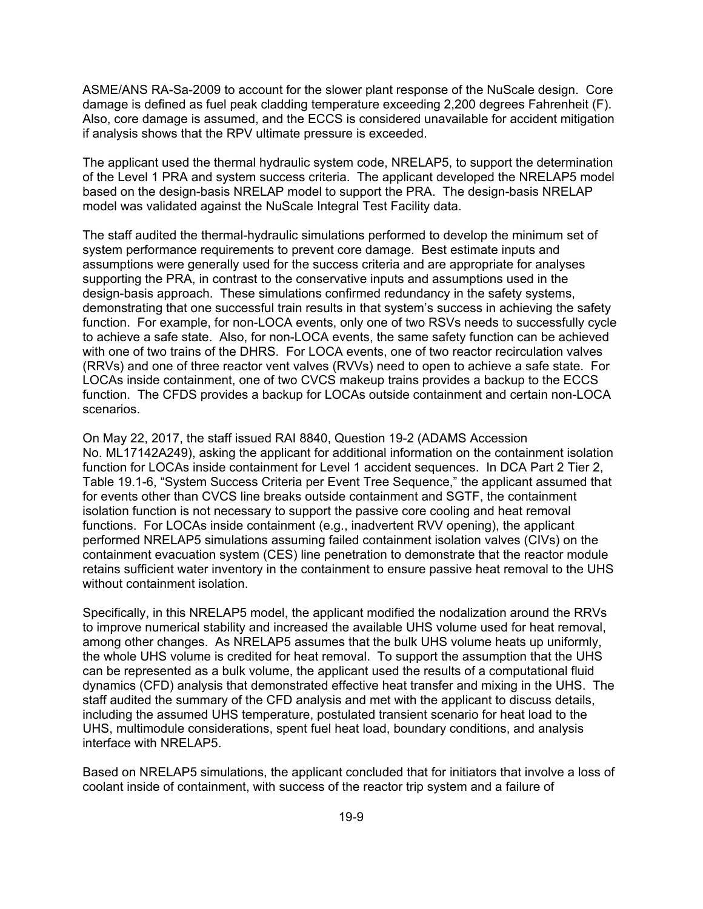ASME/ANS RA-Sa-2009 to account for the slower plant response of the NuScale design. Core damage is defined as fuel peak cladding temperature exceeding 2,200 degrees Fahrenheit (F). Also, core damage is assumed, and the ECCS is considered unavailable for accident mitigation if analysis shows that the RPV ultimate pressure is exceeded.

The applicant used the thermal hydraulic system code, NRELAP5, to support the determination of the Level 1 PRA and system success criteria. The applicant developed the NRELAP5 model based on the design-basis NRELAP model to support the PRA. The design-basis NRELAP model was validated against the NuScale Integral Test Facility data.

The staff audited the thermal-hydraulic simulations performed to develop the minimum set of system performance requirements to prevent core damage. Best estimate inputs and assumptions were generally used for the success criteria and are appropriate for analyses supporting the PRA, in contrast to the conservative inputs and assumptions used in the design-basis approach. These simulations confirmed redundancy in the safety systems, demonstrating that one successful train results in that system's success in achieving the safety function. For example, for non-LOCA events, only one of two RSVs needs to successfully cycle to achieve a safe state. Also, for non-LOCA events, the same safety function can be achieved with one of two trains of the DHRS. For LOCA events, one of two reactor recirculation valves (RRVs) and one of three reactor vent valves (RVVs) need to open to achieve a safe state. For LOCAs inside containment, one of two CVCS makeup trains provides a backup to the ECCS function. The CFDS provides a backup for LOCAs outside containment and certain non-LOCA scenarios.

On May 22, 2017, the staff issued RAI 8840, Question 19-2 (ADAMS Accession No. ML17142A249), asking the applicant for additional information on the containment isolation function for LOCAs inside containment for Level 1 accident sequences. In DCA Part 2 Tier 2, Table 19.1-6, "System Success Criteria per Event Tree Sequence," the applicant assumed that for events other than CVCS line breaks outside containment and SGTF, the containment isolation function is not necessary to support the passive core cooling and heat removal functions. For LOCAs inside containment (e.g., inadvertent RVV opening), the applicant performed NRELAP5 simulations assuming failed containment isolation valves (CIVs) on the containment evacuation system (CES) line penetration to demonstrate that the reactor module retains sufficient water inventory in the containment to ensure passive heat removal to the UHS without containment isolation.

Specifically, in this NRELAP5 model, the applicant modified the nodalization around the RRVs to improve numerical stability and increased the available UHS volume used for heat removal, among other changes. As NRELAP5 assumes that the bulk UHS volume heats up uniformly, the whole UHS volume is credited for heat removal. To support the assumption that the UHS can be represented as a bulk volume, the applicant used the results of a computational fluid dynamics (CFD) analysis that demonstrated effective heat transfer and mixing in the UHS. The staff audited the summary of the CFD analysis and met with the applicant to discuss details, including the assumed UHS temperature, postulated transient scenario for heat load to the UHS, multimodule considerations, spent fuel heat load, boundary conditions, and analysis interface with NRELAP5.

Based on NRELAP5 simulations, the applicant concluded that for initiators that involve a loss of coolant inside of containment, with success of the reactor trip system and a failure of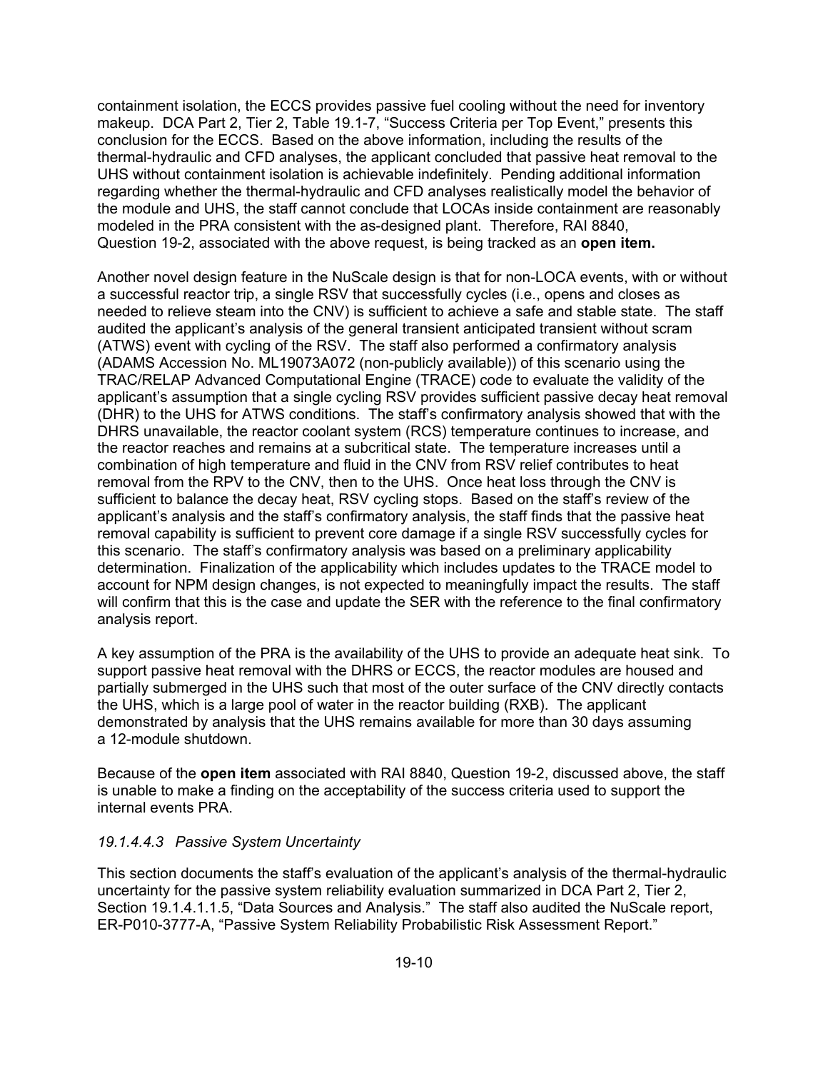containment isolation, the ECCS provides passive fuel cooling without the need for inventory makeup. DCA Part 2, Tier 2, Table 19.1-7, "Success Criteria per Top Event," presents this conclusion for the ECCS. Based on the above information, including the results of the thermal-hydraulic and CFD analyses, the applicant concluded that passive heat removal to the UHS without containment isolation is achievable indefinitely. Pending additional information regarding whether the thermal-hydraulic and CFD analyses realistically model the behavior of the module and UHS, the staff cannot conclude that LOCAs inside containment are reasonably modeled in the PRA consistent with the as-designed plant. Therefore, RAI 8840, Question 19-2, associated with the above request, is being tracked as an **open item.**

Another novel design feature in the NuScale design is that for non-LOCA events, with or without a successful reactor trip, a single RSV that successfully cycles (i.e., opens and closes as needed to relieve steam into the CNV) is sufficient to achieve a safe and stable state. The staff audited the applicant's analysis of the general transient anticipated transient without scram (ATWS) event with cycling of the RSV. The staff also performed a confirmatory analysis (ADAMS Accession No. ML19073A072 (non-publicly available)) of this scenario using the TRAC/RELAP Advanced Computational Engine (TRACE) code to evaluate the validity of the applicant's assumption that a single cycling RSV provides sufficient passive decay heat removal (DHR) to the UHS for ATWS conditions. The staff's confirmatory analysis showed that with the DHRS unavailable, the reactor coolant system (RCS) temperature continues to increase, and the reactor reaches and remains at a subcritical state. The temperature increases until a combination of high temperature and fluid in the CNV from RSV relief contributes to heat removal from the RPV to the CNV, then to the UHS. Once heat loss through the CNV is sufficient to balance the decay heat, RSV cycling stops. Based on the staff's review of the applicant's analysis and the staff's confirmatory analysis, the staff finds that the passive heat removal capability is sufficient to prevent core damage if a single RSV successfully cycles for this scenario. The staff's confirmatory analysis was based on a preliminary applicability determination. Finalization of the applicability which includes updates to the TRACE model to account for NPM design changes, is not expected to meaningfully impact the results. The staff will confirm that this is the case and update the SER with the reference to the final confirmatory analysis report.

A key assumption of the PRA is the availability of the UHS to provide an adequate heat sink. To support passive heat removal with the DHRS or ECCS, the reactor modules are housed and partially submerged in the UHS such that most of the outer surface of the CNV directly contacts the UHS, which is a large pool of water in the reactor building (RXB). The applicant demonstrated by analysis that the UHS remains available for more than 30 days assuming a 12-module shutdown.

Because of the **open item** associated with RAI 8840, Question 19-2, discussed above, the staff is unable to make a finding on the acceptability of the success criteria used to support the internal events PRA.

*19.1.4.4.3 Passive System Uncertainty*

This section documents the staff's evaluation of the applicant's analysis of the thermal-hydraulic uncertainty for the passive system reliability evaluation summarized in DCA Part 2, Tier 2, Section 19.1.4.1.1.5, "Data Sources and Analysis." The staff also audited the NuScale report, ER-P010-3777-A, "Passive System Reliability Probabilistic Risk Assessment Report."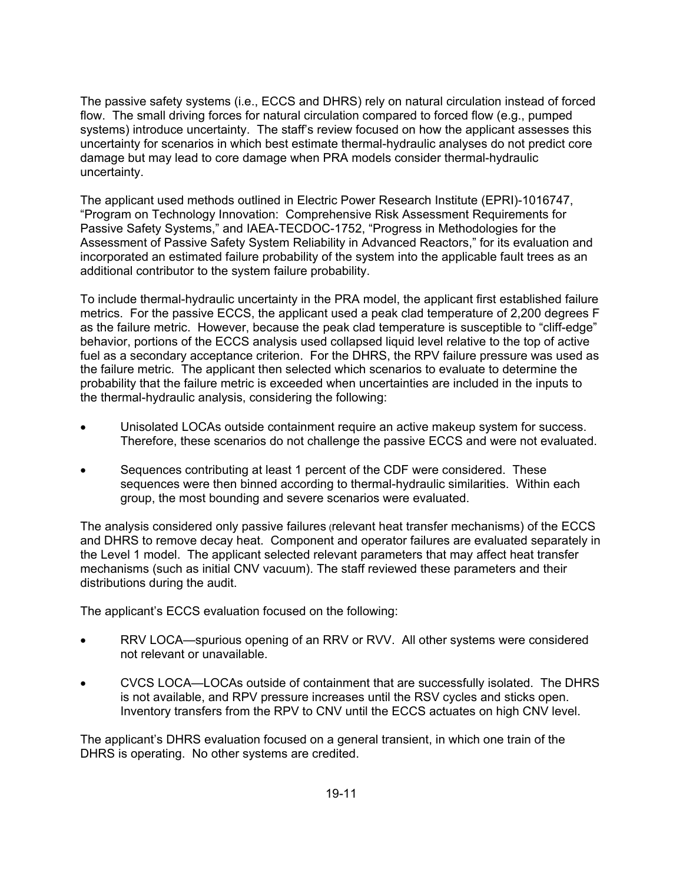The passive safety systems (i.e., ECCS and DHRS) rely on natural circulation instead of forced flow. The small driving forces for natural circulation compared to forced flow (e.g., pumped systems) introduce uncertainty. The staff's review focused on how the applicant assesses this uncertainty for scenarios in which best estimate thermal-hydraulic analyses do not predict core damage but may lead to core damage when PRA models consider thermal-hydraulic uncertainty.

The applicant used methods outlined in Electric Power Research Institute (EPRI)-1016747, "Program on Technology Innovation: Comprehensive Risk Assessment Requirements for Passive Safety Systems," and IAEA-TECDOC-1752, "Progress in Methodologies for the Assessment of Passive Safety System Reliability in Advanced Reactors," for its evaluation and incorporated an estimated failure probability of the system into the applicable fault trees as an additional contributor to the system failure probability.

To include thermal-hydraulic uncertainty in the PRA model, the applicant first established failure metrics. For the passive ECCS, the applicant used a peak clad temperature of 2,200 degrees F as the failure metric. However, because the peak clad temperature is susceptible to "cliff-edge" behavior, portions of the ECCS analysis used collapsed liquid level relative to the top of active fuel as a secondary acceptance criterion. For the DHRS, the RPV failure pressure was used as the failure metric. The applicant then selected which scenarios to evaluate to determine the probability that the failure metric is exceeded when uncertainties are included in the inputs to the thermal-hydraulic analysis, considering the following:

- Unisolated LOCAs outside containment require an active makeup system for success. Therefore, these scenarios do not challenge the passive ECCS and were not evaluated.
- Sequences contributing at least 1 percent of the CDF were considered. These sequences were then binned according to thermal-hydraulic similarities. Within each group, the most bounding and severe scenarios were evaluated.

The analysis considered only passive failures (relevant heat transfer mechanisms) of the ECCS and DHRS to remove decay heat. Component and operator failures are evaluated separately in the Level 1 model. The applicant selected relevant parameters that may affect heat transfer mechanisms (such as initial CNV vacuum). The staff reviewed these parameters and their distributions during the audit.

The applicant's ECCS evaluation focused on the following:

- RRV LOCA—spurious opening of an RRV or RVV. All other systems were considered not relevant or unavailable.
- CVCS LOCA—LOCAs outside of containment that are successfully isolated. The DHRS is not available, and RPV pressure increases until the RSV cycles and sticks open. Inventory transfers from the RPV to CNV until the ECCS actuates on high CNV level.

The applicant's DHRS evaluation focused on a general transient, in which one train of the DHRS is operating. No other systems are credited.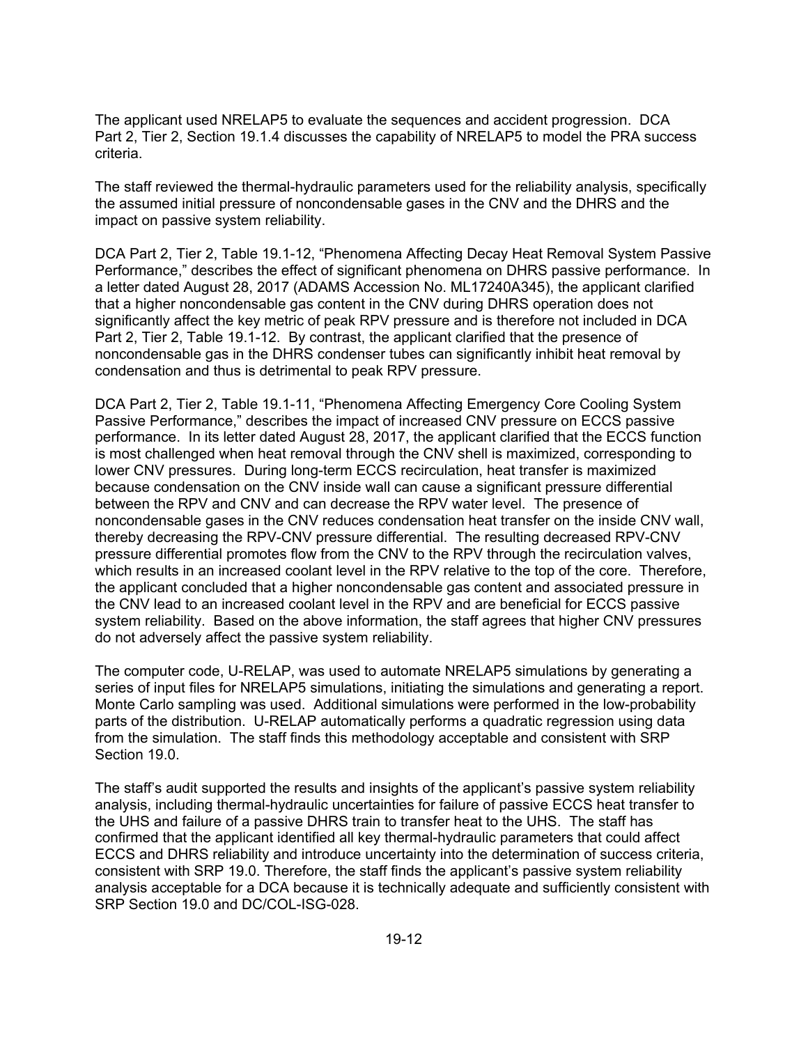The applicant used NRELAP5 to evaluate the sequences and accident progression. DCA Part 2, Tier 2, Section 19.1.4 discusses the capability of NRELAP5 to model the PRA success criteria.

The staff reviewed the thermal-hydraulic parameters used for the reliability analysis, specifically the assumed initial pressure of noncondensable gases in the CNV and the DHRS and the impact on passive system reliability.

DCA Part 2, Tier 2, Table 19.1-12, "Phenomena Affecting Decay Heat Removal System Passive Performance," describes the effect of significant phenomena on DHRS passive performance. In a letter dated August 28, 2017 (ADAMS Accession No. ML17240A345), the applicant clarified that a higher noncondensable gas content in the CNV during DHRS operation does not significantly affect the key metric of peak RPV pressure and is therefore not included in DCA Part 2, Tier 2, Table 19.1-12. By contrast, the applicant clarified that the presence of noncondensable gas in the DHRS condenser tubes can significantly inhibit heat removal by condensation and thus is detrimental to peak RPV pressure.

DCA Part 2, Tier 2, Table 19.1-11, "Phenomena Affecting Emergency Core Cooling System Passive Performance," describes the impact of increased CNV pressure on ECCS passive performance. In its letter dated August 28, 2017, the applicant clarified that the ECCS function is most challenged when heat removal through the CNV shell is maximized, corresponding to lower CNV pressures. During long-term ECCS recirculation, heat transfer is maximized because condensation on the CNV inside wall can cause a significant pressure differential between the RPV and CNV and can decrease the RPV water level. The presence of noncondensable gases in the CNV reduces condensation heat transfer on the inside CNV wall, thereby decreasing the RPV-CNV pressure differential. The resulting decreased RPV-CNV pressure differential promotes flow from the CNV to the RPV through the recirculation valves, which results in an increased coolant level in the RPV relative to the top of the core. Therefore, the applicant concluded that a higher noncondensable gas content and associated pressure in the CNV lead to an increased coolant level in the RPV and are beneficial for ECCS passive system reliability. Based on the above information, the staff agrees that higher CNV pressures do not adversely affect the passive system reliability.

The computer code, U-RELAP, was used to automate NRELAP5 simulations by generating a series of input files for NRELAP5 simulations, initiating the simulations and generating a report. Monte Carlo sampling was used. Additional simulations were performed in the low-probability parts of the distribution. U-RELAP automatically performs a quadratic regression using data from the simulation. The staff finds this methodology acceptable and consistent with SRP Section 19.0.

The staff's audit supported the results and insights of the applicant's passive system reliability analysis, including thermal-hydraulic uncertainties for failure of passive ECCS heat transfer to the UHS and failure of a passive DHRS train to transfer heat to the UHS. The staff has confirmed that the applicant identified all key thermal-hydraulic parameters that could affect ECCS and DHRS reliability and introduce uncertainty into the determination of success criteria, consistent with SRP 19.0. Therefore, the staff finds the applicant's passive system reliability analysis acceptable for a DCA because it is technically adequate and sufficiently consistent with SRP Section 19.0 and DC/COL-ISG-028.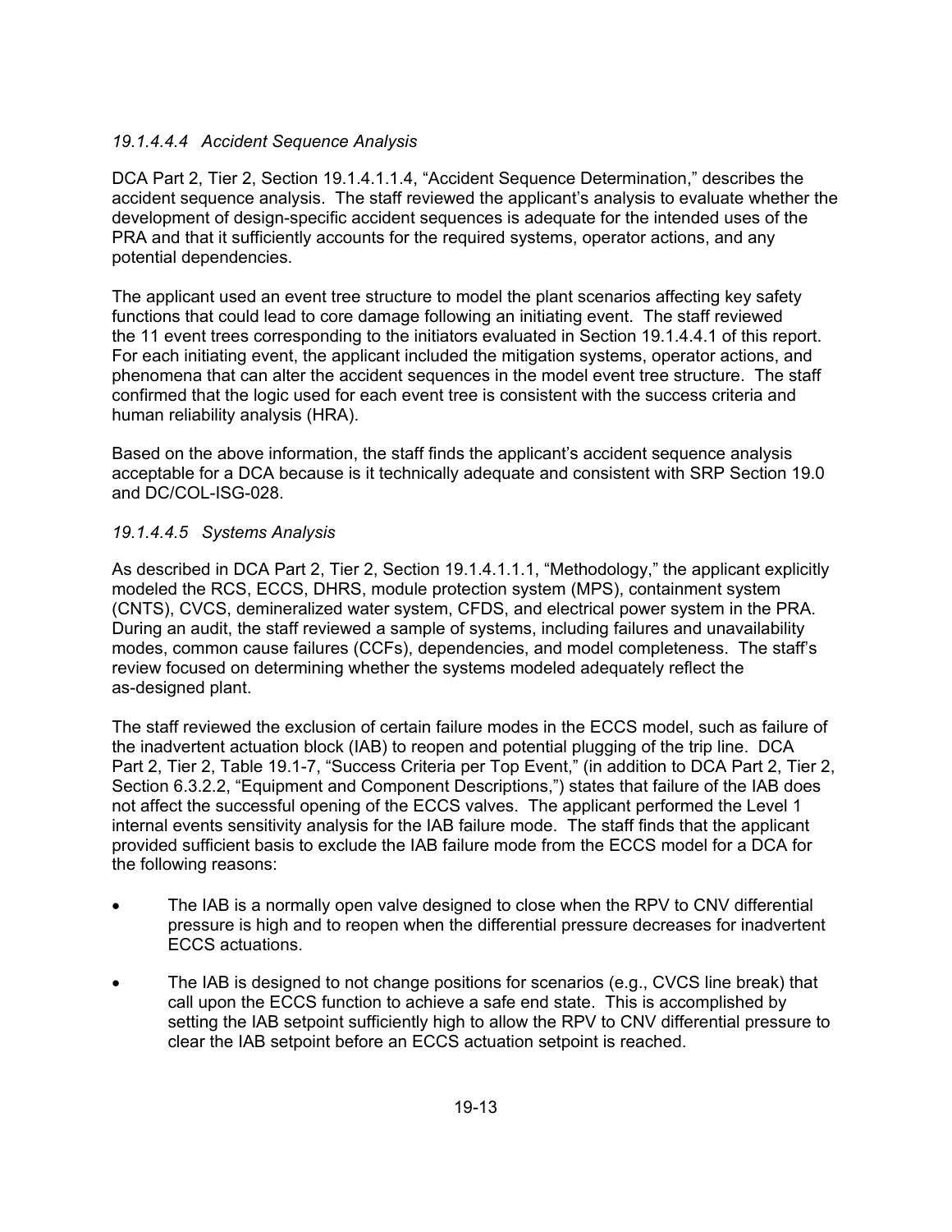*19.1.4.4.4 Accident Sequence Analysis*

DCA Part 2, Tier 2, Section 19.1.4.1.1.4, "Accident Sequence Determination," describes the accident sequence analysis. The staff reviewed the applicant's analysis to evaluate whether the development of design-specific accident sequences is adequate for the intended uses of the PRA and that it sufficiently accounts for the required systems, operator actions, and any potential dependencies.

The applicant used an event tree structure to model the plant scenarios affecting key safety functions that could lead to core damage following an initiating event. The staff reviewed the 11 event trees corresponding to the initiators evaluated in Section 19.1.4.4.1 of this report. For each initiating event, the applicant included the mitigation systems, operator actions, and phenomena that can alter the accident sequences in the model event tree structure. The staff confirmed that the logic used for each event tree is consistent with the success criteria and human reliability analysis (HRA).

Based on the above information, the staff finds the applicant's accident sequence analysis acceptable for a DCA because is it technically adequate and consistent with SRP Section 19.0 and DC/COL-ISG-028.

*19.1.4.4.5 Systems Analysis*

As described in DCA Part 2, Tier 2, Section 19.1.4.1.1.1, "Methodology," the applicant explicitly modeled the RCS, ECCS, DHRS, module protection system (MPS), containment system (CNTS), CVCS, demineralized water system, CFDS, and electrical power system in the PRA. During an audit, the staff reviewed a sample of systems, including failures and unavailability modes, common cause failures (CCFs), dependencies, and model completeness. The staff's review focused on determining whether the systems modeled adequately reflect the as-designed plant.

The staff reviewed the exclusion of certain failure modes in the ECCS model, such as failure of the inadvertent actuation block (IAB) to reopen and potential plugging of the trip line. DCA Part 2, Tier 2, Table 19.1-7, "Success Criteria per Top Event," (in addition to DCA Part 2, Tier 2, Section 6.3.2.2, "Equipment and Component Descriptions,") states that failure of the IAB does not affect the successful opening of the ECCS valves. The applicant performed the Level 1 internal events sensitivity analysis for the IAB failure mode. The staff finds that the applicant provided sufficient basis to exclude the IAB failure mode from the ECCS model for a DCA for the following reasons:

- The IAB is a normally open valve designed to close when the RPV to CNV differential pressure is high and to reopen when the differential pressure decreases for inadvertent ECCS actuations.
- The IAB is designed to not change positions for scenarios (e.g., CVCS line break) that call upon the ECCS function to achieve a safe end state. This is accomplished by setting the IAB setpoint sufficiently high to allow the RPV to CNV differential pressure to clear the IAB setpoint before an ECCS actuation setpoint is reached.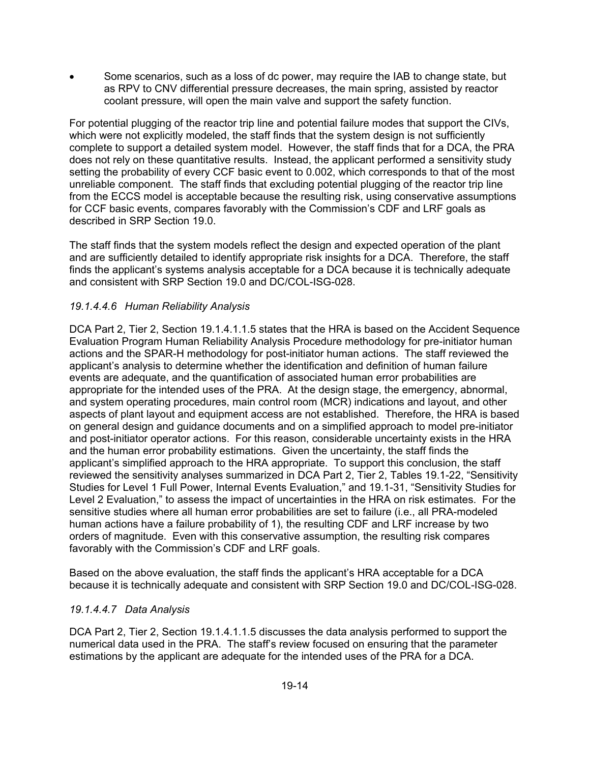- Some scenarios, such as a loss of dc power, may require the IAB to change state, but as RPV to CNV differential pressure decreases, the main spring, assisted by reactor coolant pressure, will open the main valve and support the safety function.

For potential plugging of the reactor trip line and potential failure modes that support the CIVs, which were not explicitly modeled, the staff finds that the system design is not sufficiently complete to support a detailed system model. However, the staff finds that for a DCA, the PRA does not rely on these quantitative results. Instead, the applicant performed a sensitivity study setting the probability of every CCF basic event to 0.002, which corresponds to that of the most unreliable component. The staff finds that excluding potential plugging of the reactor trip line from the ECCS model is acceptable because the resulting risk, using conservative assumptions for CCF basic events, compares favorably with the Commission's CDF and LRF goals as described in SRP Section 19.0.

The staff finds that the system models reflect the design and expected operation of the plant and are sufficiently detailed to identify appropriate risk insights for a DCA. Therefore, the staff finds the applicant's systems analysis acceptable for a DCA because it is technically adequate and consistent with SRP Section 19.0 and DC/COL-ISG-028.

*19.1.4.4.6 Human Reliability Analysis*

DCA Part 2, Tier 2, Section 19.1.4.1.1.5 states that the HRA is based on the Accident Sequence Evaluation Program Human Reliability Analysis Procedure methodology for pre-initiator human actions and the SPAR-H methodology for post-initiator human actions. The staff reviewed the applicant's analysis to determine whether the identification and definition of human failure events are adequate, and the quantification of associated human error probabilities are appropriate for the intended uses of the PRA. At the design stage, the emergency, abnormal, and system operating procedures, main control room (MCR) indications and layout, and other aspects of plant layout and equipment access are not established. Therefore, the HRA is based on general design and guidance documents and on a simplified approach to model pre-initiator and post-initiator operator actions. For this reason, considerable uncertainty exists in the HRA and the human error probability estimations. Given the uncertainty, the staff finds the applicant's simplified approach to the HRA appropriate. To support this conclusion, the staff reviewed the sensitivity analyses summarized in DCA Part 2, Tier 2, Tables 19.1-22, "Sensitivity Studies for Level 1 Full Power, Internal Events Evaluation," and 19.1-31, "Sensitivity Studies for Level 2 Evaluation," to assess the impact of uncertainties in the HRA on risk estimates. For the sensitive studies where all human error probabilities are set to failure (i.e., all PRA-modeled human actions have a failure probability of 1), the resulting CDF and LRF increase by two orders of magnitude. Even with this conservative assumption, the resulting risk compares favorably with the Commission's CDF and LRF goals.

Based on the above evaluation, the staff finds the applicant's HRA acceptable for a DCA because it is technically adequate and consistent with SRP Section 19.0 and DC/COL-ISG-028.

*19.1.4.4.7 Data Analysis*

DCA Part 2, Tier 2, Section 19.1.4.1.1.5 discusses the data analysis performed to support the numerical data used in the PRA. The staff's review focused on ensuring that the parameter estimations by the applicant are adequate for the intended uses of the PRA for a DCA.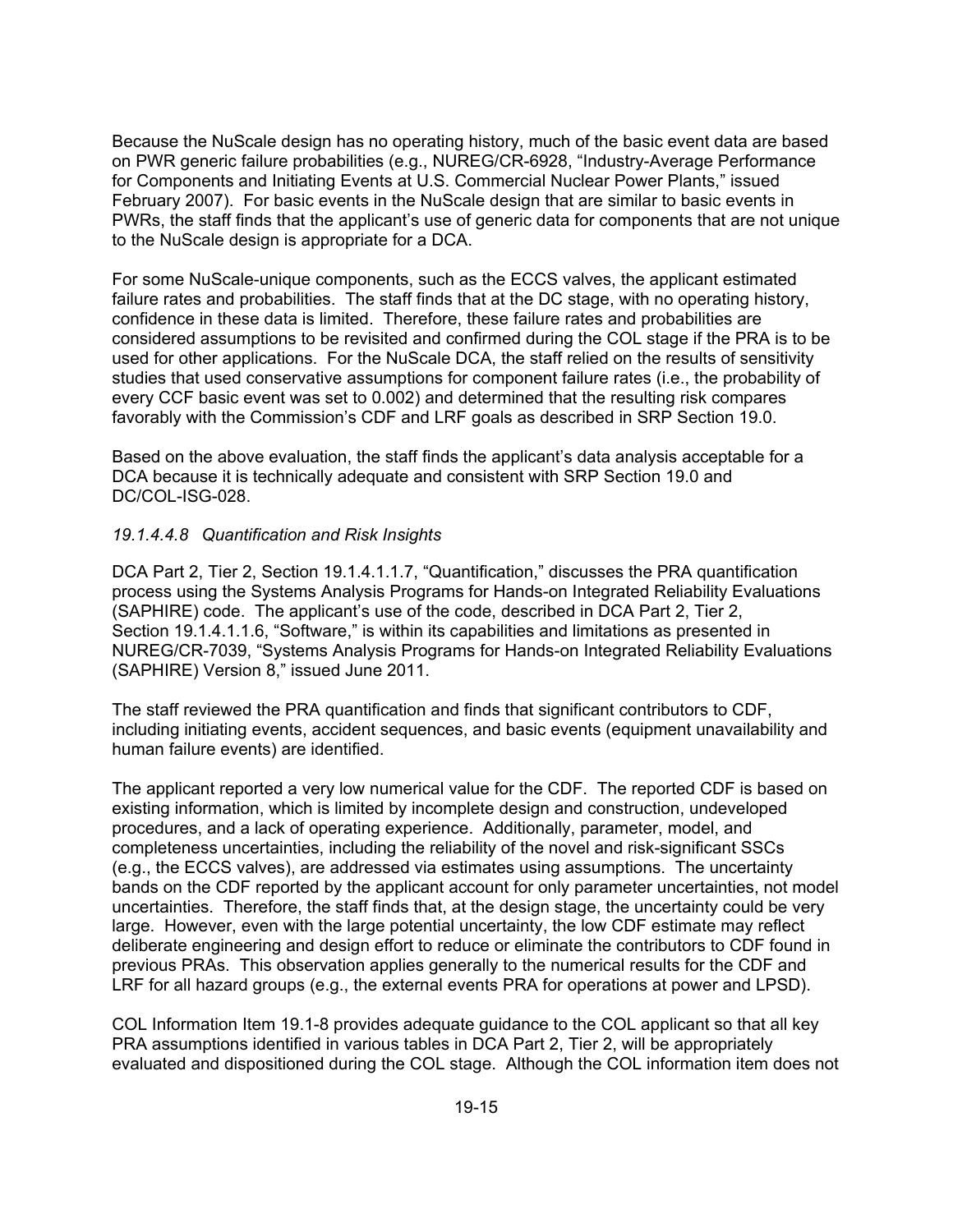Because the NuScale design has no operating history, much of the basic event data are based on PWR generic failure probabilities (e.g., NUREG/CR-6928, "Industry-Average Performance for Components and Initiating Events at U.S. Commercial Nuclear Power Plants," issued February 2007). For basic events in the NuScale design that are similar to basic events in PWRs, the staff finds that the applicant's use of generic data for components that are not unique to the NuScale design is appropriate for a DCA.

For some NuScale-unique components, such as the ECCS valves, the applicant estimated failure rates and probabilities. The staff finds that at the DC stage, with no operating history, confidence in these data is limited. Therefore, these failure rates and probabilities are considered assumptions to be revisited and confirmed during the COL stage if the PRA is to be used for other applications. For the NuScale DCA, the staff relied on the results of sensitivity studies that used conservative assumptions for component failure rates (i.e., the probability of every CCF basic event was set to 0.002) and determined that the resulting risk compares favorably with the Commission's CDF and LRF goals as described in SRP Section 19.0.

Based on the above evaluation, the staff finds the applicant's data analysis acceptable for a DCA because it is technically adequate and consistent with SRP Section 19.0 and DC/COL-ISG-028.

#### *19.1.4.4.8 Quantification and Risk Insights*

DCA Part 2, Tier 2, Section 19.1.4.1.1.7, "Quantification," discusses the PRA quantification process using the Systems Analysis Programs for Hands-on Integrated Reliability Evaluations (SAPHIRE) code. The applicant's use of the code, described in DCA Part 2, Tier 2, Section 19.1.4.1.1.6, "Software," is within its capabilities and limitations as presented in NUREG/CR-7039, "Systems Analysis Programs for Hands-on Integrated Reliability Evaluations (SAPHIRE) Version 8," issued June 2011.

The staff reviewed the PRA quantification and finds that significant contributors to CDF, including initiating events, accident sequences, and basic events (equipment unavailability and human failure events) are identified.

The applicant reported a very low numerical value for the CDF. The reported CDF is based on existing information, which is limited by incomplete design and construction, undeveloped procedures, and a lack of operating experience. Additionally, parameter, model, and completeness uncertainties, including the reliability of the novel and risk-significant SSCs (e.g., the ECCS valves), are addressed via estimates using assumptions. The uncertainty bands on the CDF reported by the applicant account for only parameter uncertainties, not model uncertainties. Therefore, the staff finds that, at the design stage, the uncertainty could be very large. However, even with the large potential uncertainty, the low CDF estimate may reflect deliberate engineering and design effort to reduce or eliminate the contributors to CDF found in previous PRAs. This observation applies generally to the numerical results for the CDF and LRF for all hazard groups (e.g., the external events PRA for operations at power and LPSD).

COL Information Item 19.1-8 provides adequate guidance to the COL applicant so that all key PRA assumptions identified in various tables in DCA Part 2, Tier 2, will be appropriately evaluated and dispositioned during the COL stage. Although the COL information item does not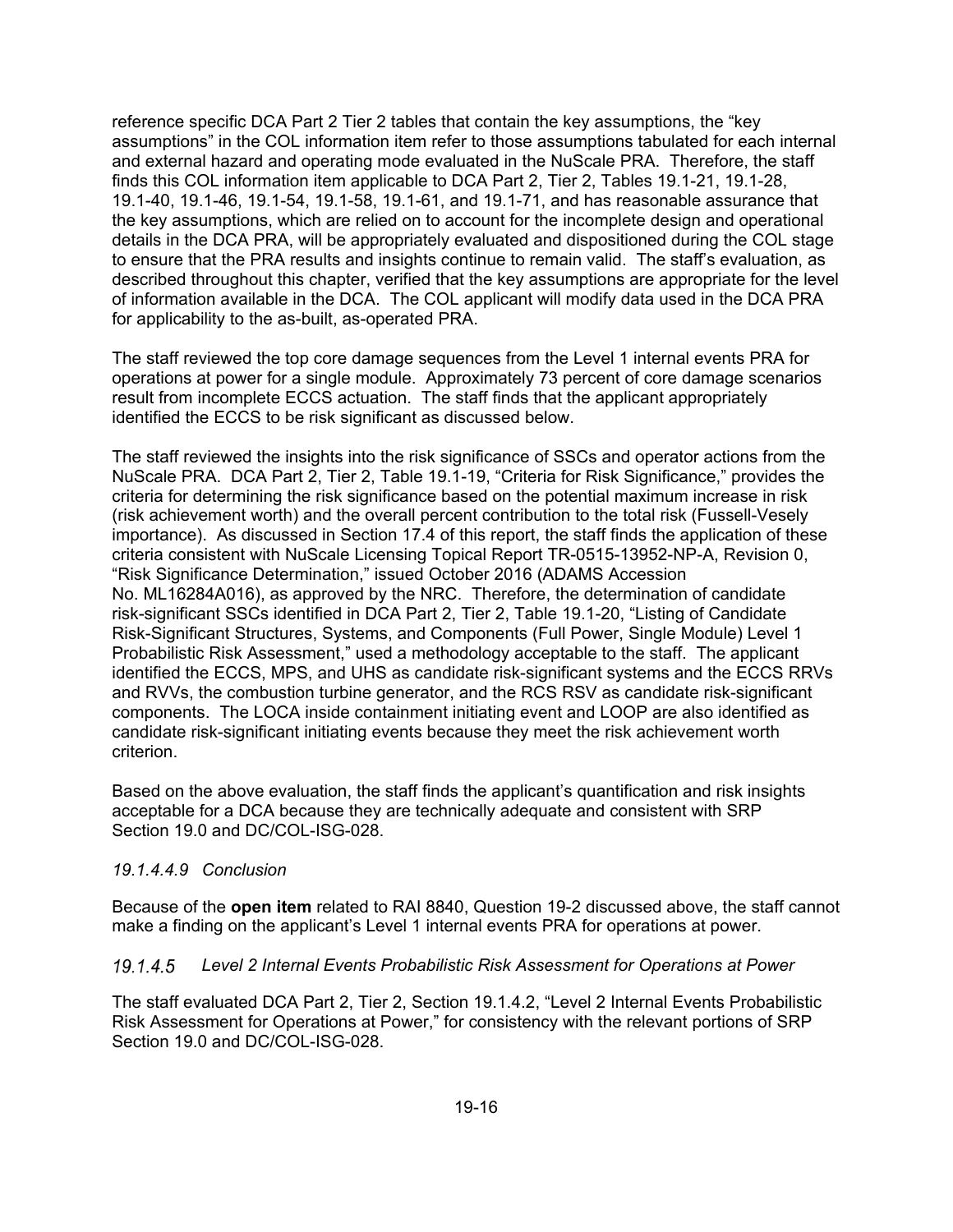reference specific DCA Part 2 Tier 2 tables that contain the key assumptions, the "key assumptions" in the COL information item refer to those assumptions tabulated for each internal and external hazard and operating mode evaluated in the NuScale PRA. Therefore, the staff finds this COL information item applicable to DCA Part 2, Tier 2, Tables 19.1-21, 19.1-28, 19.1-40, 19.1-46, 19.1-54, 19.1-58, 19.1-61, and 19.1-71, and has reasonable assurance that the key assumptions, which are relied on to account for the incomplete design and operational details in the DCA PRA, will be appropriately evaluated and dispositioned during the COL stage to ensure that the PRA results and insights continue to remain valid. The staff's evaluation, as described throughout this chapter, verified that the key assumptions are appropriate for the level of information available in the DCA. The COL applicant will modify data used in the DCA PRA for applicability to the as-built, as-operated PRA.

The staff reviewed the top core damage sequences from the Level 1 internal events PRA for operations at power for a single module. Approximately 73 percent of core damage scenarios result from incomplete ECCS actuation. The staff finds that the applicant appropriately identified the ECCS to be risk significant as discussed below.

The staff reviewed the insights into the risk significance of SSCs and operator actions from the NuScale PRA. DCA Part 2, Tier 2, Table 19.1-19, "Criteria for Risk Significance," provides the criteria for determining the risk significance based on the potential maximum increase in risk (risk achievement worth) and the overall percent contribution to the total risk (Fussell-Vesely importance). As discussed in Section 17.4 of this report, the staff finds the application of these criteria consistent with NuScale Licensing Topical Report TR-0515-13952-NP-A, Revision 0, "Risk Significance Determination," issued October 2016 (ADAMS Accession No. ML16284A016), as approved by the NRC. Therefore, the determination of candidate risk-significant SSCs identified in DCA Part 2, Tier 2, Table 19.1-20, "Listing of Candidate Risk-Significant Structures, Systems, and Components (Full Power, Single Module) Level 1 Probabilistic Risk Assessment," used a methodology acceptable to the staff. The applicant identified the ECCS, MPS, and UHS as candidate risk-significant systems and the ECCS RRVs and RVVs, the combustion turbine generator, and the RCS RSV as candidate risk-significant components. The LOCA inside containment initiating event and LOOP are also identified as candidate risk-significant initiating events because they meet the risk achievement worth criterion.

Based on the above evaluation, the staff finds the applicant's quantification and risk insights acceptable for a DCA because they are technically adequate and consistent with SRP Section 19.0 and DC/COL-ISG-028.

##### *19.1.4.4.9 Conclusion*

Because of the **open item** related to RAI 8840, Question 19-2 discussed above, the staff cannot make a finding on the applicant's Level 1 internal events PRA for operations at power.

#### *19.1.4.5 Level 2 Internal Events Probabilistic Risk Assessment for Operations at Power*

The staff evaluated DCA Part 2, Tier 2, Section 19.1.4.2, "Level 2 Internal Events Probabilistic Risk Assessment for Operations at Power," for consistency with the relevant portions of SRP Section 19.0 and DC/COL-ISG-028.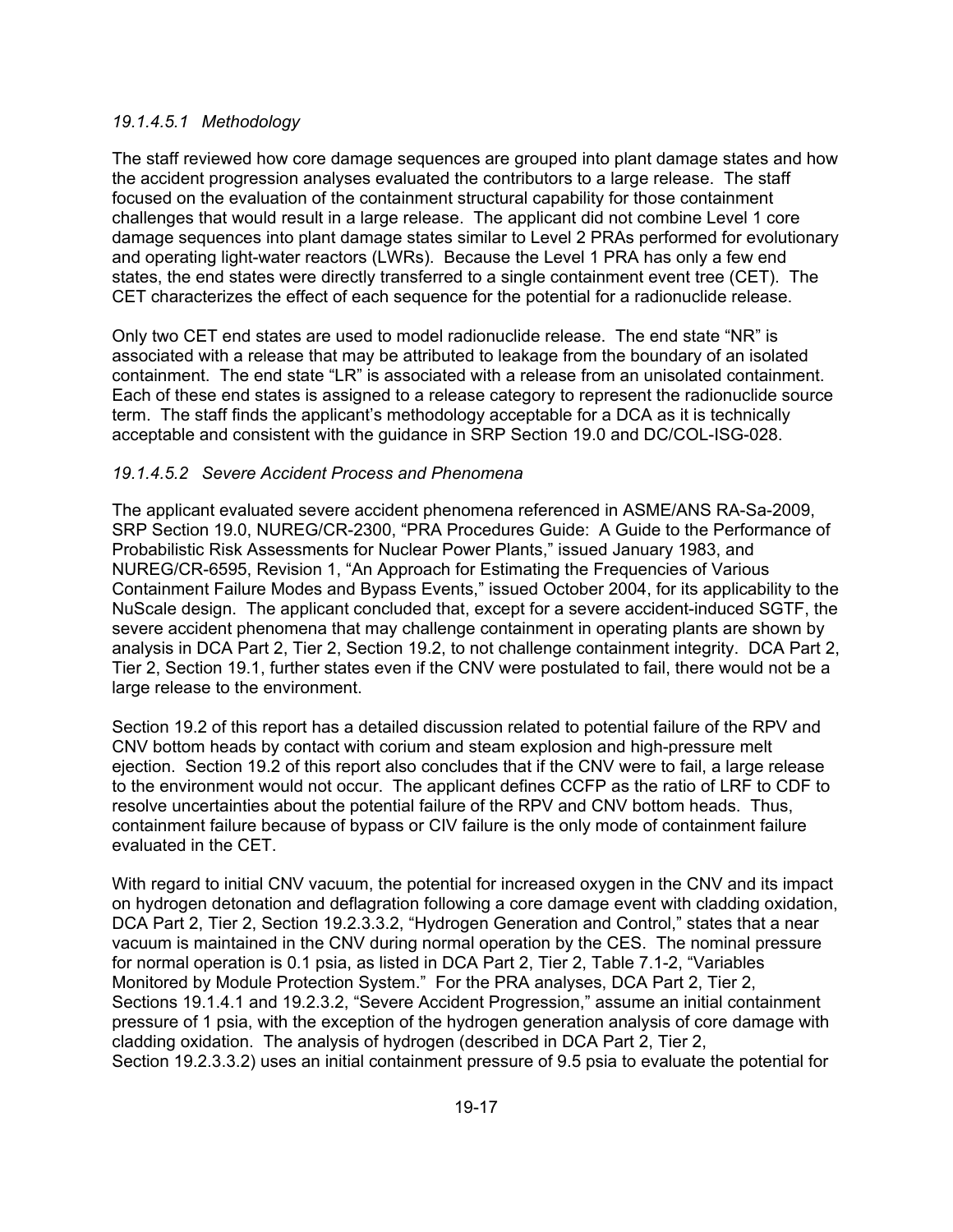### *19.1.4.5.1 Methodology*

The staff reviewed how core damage sequences are grouped into plant damage states and how the accident progression analyses evaluated the contributors to a large release. The staff focused on the evaluation of the containment structural capability for those containment challenges that would result in a large release. The applicant did not combine Level 1 core damage sequences into plant damage states similar to Level 2 PRAs performed for evolutionary and operating light-water reactors (LWRs). Because the Level 1 PRA has only a few end states, the end states were directly transferred to a single containment event tree (CET). The CET characterizes the effect of each sequence for the potential for a radionuclide release.

Only two CET end states are used to model radionuclide release. The end state "NR" is associated with a release that may be attributed to leakage from the boundary of an isolated containment. The end state "LR" is associated with a release from an unisolated containment. Each of these end states is assigned to a release category to represent the radionuclide source term. The staff finds the applicant's methodology acceptable for a DCA as it is technically acceptable and consistent with the guidance in SRP Section 19.0 and DC/COL-ISG-028.

### *19.1.4.5.2 Severe Accident Process and Phenomena*

The applicant evaluated severe accident phenomena referenced in ASME/ANS RA-Sa-2009, SRP Section 19.0, NUREG/CR-2300, "PRA Procedures Guide: A Guide to the Performance of Probabilistic Risk Assessments for Nuclear Power Plants," issued January 1983, and NUREG/CR-6595, Revision 1, "An Approach for Estimating the Frequencies of Various Containment Failure Modes and Bypass Events," issued October 2004, for its applicability to the NuScale design. The applicant concluded that, except for a severe accident-induced SGTF, the severe accident phenomena that may challenge containment in operating plants are shown by analysis in DCA Part 2, Tier 2, Section 19.2, to not challenge containment integrity. DCA Part 2, Tier 2, Section 19.1, further states even if the CNV were postulated to fail, there would not be a large release to the environment.

Section 19.2 of this report has a detailed discussion related to potential failure of the RPV and CNV bottom heads by contact with corium and steam explosion and high-pressure melt ejection. Section 19.2 of this report also concludes that if the CNV were to fail, a large release to the environment would not occur. The applicant defines CCFP as the ratio of LRF to CDF to resolve uncertainties about the potential failure of the RPV and CNV bottom heads. Thus, containment failure because of bypass or CIV failure is the only mode of containment failure evaluated in the CET.

With regard to initial CNV vacuum, the potential for increased oxygen in the CNV and its impact on hydrogen detonation and deflagration following a core damage event with cladding oxidation, DCA Part 2, Tier 2, Section 19.2.3.3.2, "Hydrogen Generation and Control," states that a near vacuum is maintained in the CNV during normal operation by the CES. The nominal pressure for normal operation is 0.1 psia, as listed in DCA Part 2, Tier 2, Table 7.1-2, "Variables Monitored by Module Protection System." For the PRA analyses, DCA Part 2, Tier 2, Sections 19.1.4.1 and 19.2.3.2, "Severe Accident Progression," assume an initial containment pressure of 1 psia, with the exception of the hydrogen generation analysis of core damage with cladding oxidation. The analysis of hydrogen (described in DCA Part 2, Tier 2, Section 19.2.3.3.2) uses an initial containment pressure of 9.5 psia to evaluate the potential for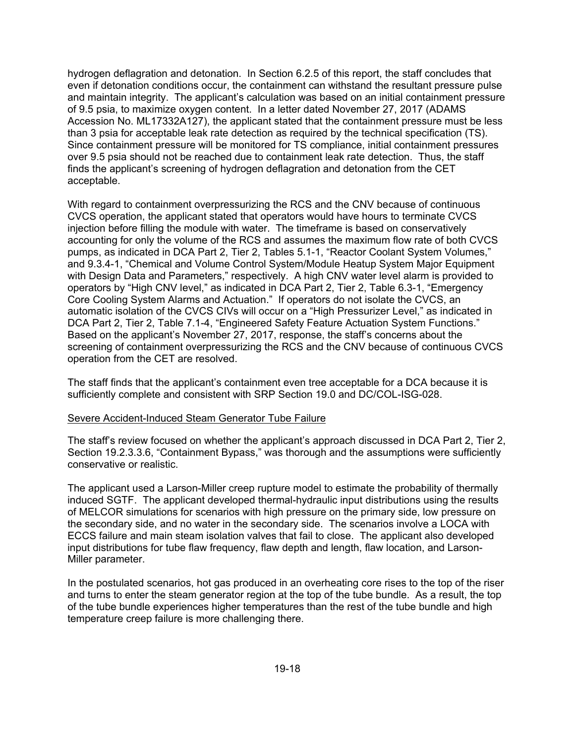hydrogen deflagration and detonation. In Section 6.2.5 of this report, the staff concludes that even if detonation conditions occur, the containment can withstand the resultant pressure pulse and maintain integrity. The applicant's calculation was based on an initial containment pressure of 9.5 psia, to maximize oxygen content. In a letter dated November 27, 2017 (ADAMS Accession No. ML17332A127), the applicant stated that the containment pressure must be less than 3 psia for acceptable leak rate detection as required by the technical specification (TS). Since containment pressure will be monitored for TS compliance, initial containment pressures over 9.5 psia should not be reached due to containment leak rate detection. Thus, the staff finds the applicant's screening of hydrogen deflagration and detonation from the CET acceptable.

With regard to containment overpressurizing the RCS and the CNV because of continuous CVCS operation, the applicant stated that operators would have hours to terminate CVCS injection before filling the module with water. The timeframe is based on conservatively accounting for only the volume of the RCS and assumes the maximum flow rate of both CVCS pumps, as indicated in DCA Part 2, Tier 2, Tables 5.1-1, "Reactor Coolant System Volumes," and 9.3.4-1, "Chemical and Volume Control System/Module Heatup System Major Equipment with Design Data and Parameters," respectively. A high CNV water level alarm is provided to operators by "High CNV level," as indicated in DCA Part 2, Tier 2, Table 6.3-1, "Emergency Core Cooling System Alarms and Actuation." If operators do not isolate the CVCS, an automatic isolation of the CVCS CIVs will occur on a "High Pressurizer Level," as indicated in DCA Part 2, Tier 2, Table 7.1-4, "Engineered Safety Feature Actuation System Functions." Based on the applicant's November 27, 2017, response, the staff's concerns about the screening of containment overpressurizing the RCS and the CNV because of continuous CVCS operation from the CET are resolved.

The staff finds that the applicant's containment even tree acceptable for a DCA because it is sufficiently complete and consistent with SRP Section 19.0 and DC/COL-ISG-028.

Severe Accident-Induced Steam Generator Tube Failure

The staff's review focused on whether the applicant's approach discussed in DCA Part 2, Tier 2, Section 19.2.3.3.6, "Containment Bypass," was thorough and the assumptions were sufficiently conservative or realistic.

The applicant used a Larson-Miller creep rupture model to estimate the probability of thermally induced SGTF. The applicant developed thermal-hydraulic input distributions using the results of MELCOR simulations for scenarios with high pressure on the primary side, low pressure on the secondary side, and no water in the secondary side. The scenarios involve a LOCA with ECCS failure and main steam isolation valves that fail to close. The applicant also developed input distributions for tube flaw frequency, flaw depth and length, flaw location, and Larson-Miller parameter.

In the postulated scenarios, hot gas produced in an overheating core rises to the top of the riser and turns to enter the steam generator region at the top of the tube bundle. As a result, the top of the tube bundle experiences higher temperatures than the rest of the tube bundle and high temperature creep failure is more challenging there.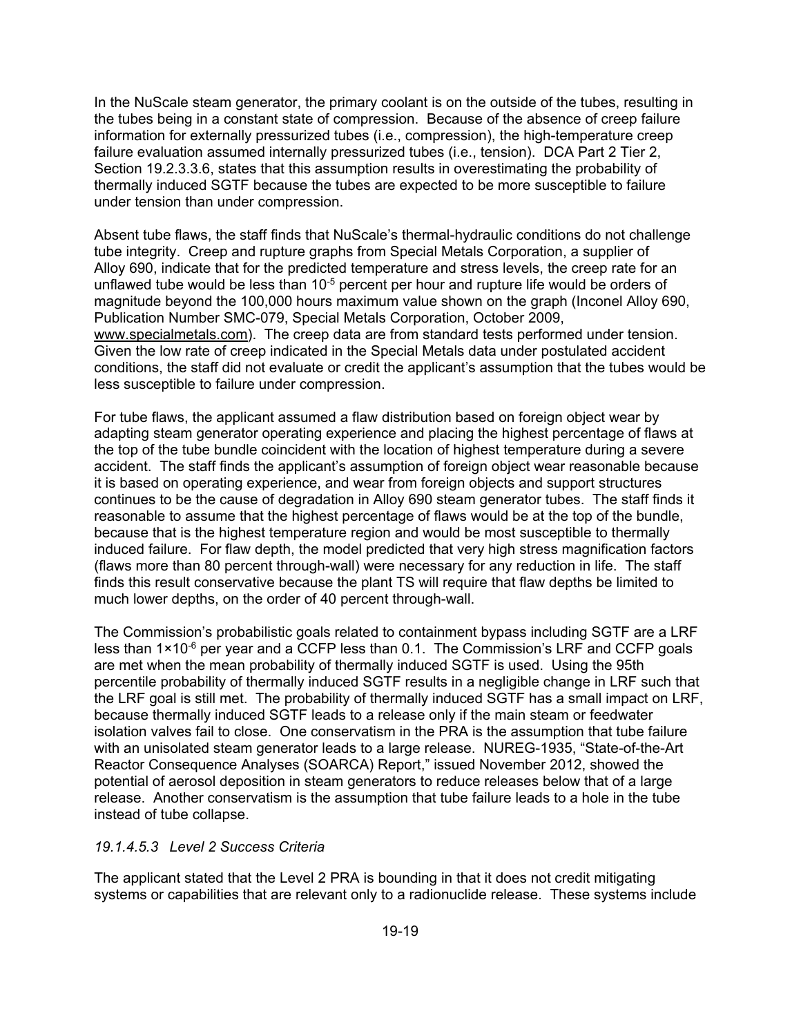In the NuScale steam generator, the primary coolant is on the outside of the tubes, resulting in the tubes being in a constant state of compression. Because of the absence of creep failure information for externally pressurized tubes (i.e., compression), the high-temperature creep failure evaluation assumed internally pressurized tubes (i.e., tension). DCA Part 2 Tier 2, Section 19.2.3.3.6, states that this assumption results in overestimating the probability of thermally induced SGTF because the tubes are expected to be more susceptible to failure under tension than under compression.

Absent tube flaws, the staff finds that NuScale's thermal-hydraulic conditions do not challenge tube integrity. Creep and rupture graphs from Special Metals Corporation, a supplier of Alloy 690, indicate that for the predicted temperature and stress levels, the creep rate for an unflawed tube would be less than $10^{-5}$ percent per hour and rupture life would be orders of magnitude beyond the 100,000 hours maximum value shown on the graph (Inconel Alloy 690, Publication Number SMC-079, Special Metals Corporation, October 2009, www.specialmetals.com). The creep data are from standard tests performed under tension. Given the low rate of creep indicated in the Special Metals data under postulated accident conditions, the staff did not evaluate or credit the applicant's assumption that the tubes would be less susceptible to failure under compression.

For tube flaws, the applicant assumed a flaw distribution based on foreign object wear by adapting steam generator operating experience and placing the highest percentage of flaws at the top of the tube bundle coincident with the location of highest temperature during a severe accident. The staff finds the applicant's assumption of foreign object wear reasonable because it is based on operating experience, and wear from foreign objects and support structures continues to be the cause of degradation in Alloy 690 steam generator tubes. The staff finds it reasonable to assume that the highest percentage of flaws would be at the top of the bundle, because that is the highest temperature region and would be most susceptible to thermally induced failure. For flaw depth, the model predicted that very high stress magnification factors (flaws more than 80 percent through-wall) were necessary for any reduction in life. The staff finds this result conservative because the plant TS will require that flaw depths be limited to much lower depths, on the order of 40 percent through-wall.

The Commission's probabilistic goals related to containment bypass including SGTF are a LRF less than $1 \times 10^{-6}$ per year and a CCFP less than 0.1. The Commission's LRF and CCFP goals are met when the mean probability of thermally induced SGTF is used. Using the 95th percentile probability of thermally induced SGTF results in a negligible change in LRF such that the LRF goal is still met. The probability of thermally induced SGTF has a small impact on LRF, because thermally induced SGTF leads to a release only if the main steam or feedwater isolation valves fail to close. One conservatism in the PRA is the assumption that tube failure with an unisolated steam generator leads to a large release. NUREG-1935, "State-of-the-Art Reactor Consequence Analyses (SOARCA) Report," issued November 2012, showed the potential of aerosol deposition in steam generators to reduce releases below that of a large release. Another conservatism is the assumption that tube failure leads to a hole in the tube instead of tube collapse.

### *19.1.4.5.3 Level 2 Success Criteria*

The applicant stated that the Level 2 PRA is bounding in that it does not credit mitigating systems or capabilities that are relevant only to a radionuclide release. These systems include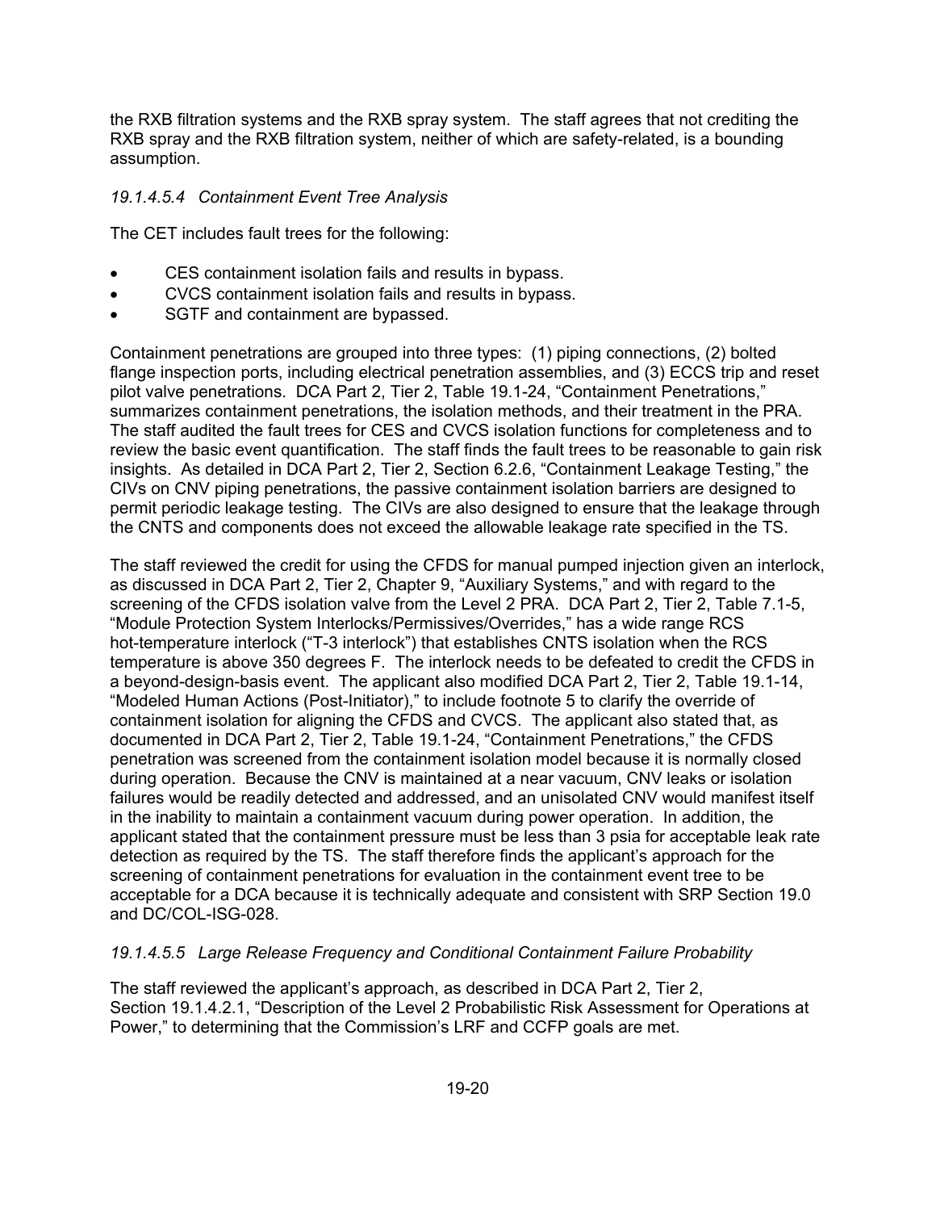the RXB filtration systems and the RXB spray system. The staff agrees that not crediting the RXB spray and the RXB filtration system, neither of which are safety-related, is a bounding assumption.

### *19.1.4.5.4 Containment Event Tree Analysis*

The CET includes fault trees for the following:

- CES containment isolation fails and results in bypass.
- CVCS containment isolation fails and results in bypass.
- SGTF and containment are bypassed.

Containment penetrations are grouped into three types: (1) piping connections, (2) bolted flange inspection ports, including electrical penetration assemblies, and (3) ECCS trip and reset pilot valve penetrations. DCA Part 2, Tier 2, Table 19.1-24, "Containment Penetrations," summarizes containment penetrations, the isolation methods, and their treatment in the PRA. The staff audited the fault trees for CES and CVCS isolation functions for completeness and to review the basic event quantification. The staff finds the fault trees to be reasonable to gain risk insights. As detailed in DCA Part 2, Tier 2, Section 6.2.6, "Containment Leakage Testing," the CIVs on CNV piping penetrations, the passive containment isolation barriers are designed to permit periodic leakage testing. The CIVs are also designed to ensure that the leakage through the CNTS and components does not exceed the allowable leakage rate specified in the TS.

The staff reviewed the credit for using the CFDS for manual pumped injection given an interlock, as discussed in DCA Part 2, Tier 2, Chapter 9, "Auxiliary Systems," and with regard to the screening of the CFDS isolation valve from the Level 2 PRA. DCA Part 2, Tier 2, Table 7.1-5, "Module Protection System Interlocks/Permissives/Overrides," has a wide range RCS hot-temperature interlock ("T-3 interlock") that establishes CNTS isolation when the RCS temperature is above 350 degrees F. The interlock needs to be defeated to credit the CFDS in a beyond-design-basis event. The applicant also modified DCA Part 2, Tier 2, Table 19.1-14, "Modeled Human Actions (Post-Initiator)," to include footnote 5 to clarify the override of containment isolation for aligning the CFDS and CVCS. The applicant also stated that, as documented in DCA Part 2, Tier 2, Table 19.1-24, "Containment Penetrations," the CFDS penetration was screened from the containment isolation model because it is normally closed during operation. Because the CNV is maintained at a near vacuum, CNV leaks or isolation failures would be readily detected and addressed, and an unisolated CNV would manifest itself in the inability to maintain a containment vacuum during power operation. In addition, the applicant stated that the containment pressure must be less than 3 psia for acceptable leak rate detection as required by the TS. The staff therefore finds the applicant's approach for the screening of containment penetrations for evaluation in the containment event tree to be acceptable for a DCA because it is technically adequate and consistent with SRP Section 19.0 and DC/COL-ISG-028.

### *19.1.4.5.5 Large Release Frequency and Conditional Containment Failure Probability*

The staff reviewed the applicant's approach, as described in DCA Part 2, Tier 2, Section 19.1.4.2.1, "Description of the Level 2 Probabilistic Risk Assessment for Operations at Power," to determining that the Commission's LRF and CCFP goals are met.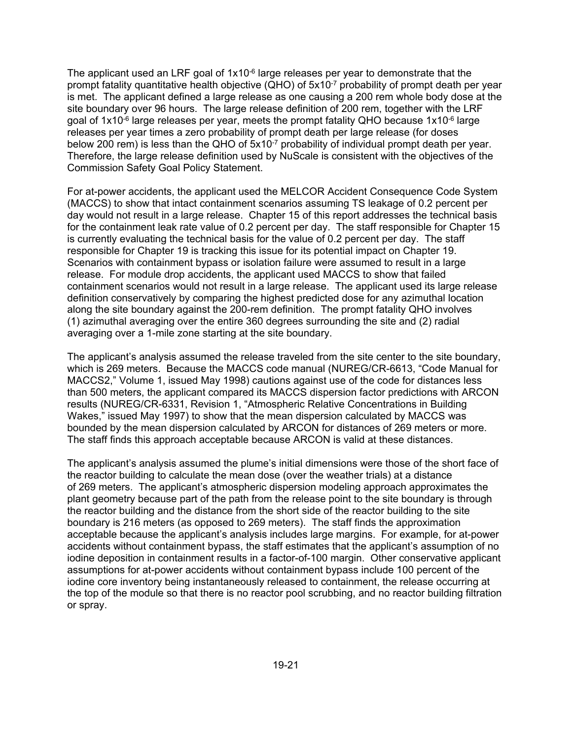The applicant used an LRF goal of $1 \times 10^{-6}$ large releases per year to demonstrate that the prompt fatality quantitative health objective (QHO) of $5 \times 10^{-7}$ probability of prompt death per year is met. The applicant defined a large release as one causing a 200 rem whole body dose at the site boundary over 96 hours. The large release definition of 200 rem, together with the LRF goal of $1 \times 10^{-6}$ large releases per year, meets the prompt fatality QHO because $1 \times 10^{-6}$ large releases per year times a zero probability of prompt death per large release (for doses below 200 rem) is less than the QHO of $5 \times 10^{-7}$ probability of individual prompt death per year. Therefore, the large release definition used by NuScale is consistent with the objectives of the Commission Safety Goal Policy Statement.

For at-power accidents, the applicant used the MELCOR Accident Consequence Code System (MACCS) to show that intact containment scenarios assuming TS leakage of 0.2 percent per day would not result in a large release. Chapter 15 of this report addresses the technical basis for the containment leak rate value of 0.2 percent per day. The staff responsible for Chapter 15 is currently evaluating the technical basis for the value of 0.2 percent per day. The staff responsible for Chapter 19 is tracking this issue for its potential impact on Chapter 19. Scenarios with containment bypass or isolation failure were assumed to result in a large release. For module drop accidents, the applicant used MACCS to show that failed containment scenarios would not result in a large release. The applicant used its large release definition conservatively by comparing the highest predicted dose for any azimuthal location along the site boundary against the 200-rem definition. The prompt fatality QHO involves (1) azimuthal averaging over the entire 360 degrees surrounding the site and (2) radial averaging over a 1-mile zone starting at the site boundary.

The applicant's analysis assumed the release traveled from the site center to the site boundary, which is 269 meters. Because the MACCS code manual (NUREG/CR-6613, "Code Manual for MACCS2," Volume 1, issued May 1998) cautions against use of the code for distances less than 500 meters, the applicant compared its MACCS dispersion factor predictions with ARCON results (NUREG/CR-6331, Revision 1, "Atmospheric Relative Concentrations in Building Wakes," issued May 1997) to show that the mean dispersion calculated by MACCS was bounded by the mean dispersion calculated by ARCON for distances of 269 meters or more. The staff finds this approach acceptable because ARCON is valid at these distances.

The applicant's analysis assumed the plume's initial dimensions were those of the short face of the reactor building to calculate the mean dose (over the weather trials) at a distance of 269 meters. The applicant's atmospheric dispersion modeling approach approximates the plant geometry because part of the path from the release point to the site boundary is through the reactor building and the distance from the short side of the reactor building to the site boundary is 216 meters (as opposed to 269 meters). The staff finds the approximation acceptable because the applicant's analysis includes large margins. For example, for at-power accidents without containment bypass, the staff estimates that the applicant's assumption of no iodine deposition in containment results in a factor-of-100 margin. Other conservative applicant assumptions for at-power accidents without containment bypass include 100 percent of the iodine core inventory being instantaneously released to containment, the release occurring at the top of the module so that there is no reactor pool scrubbing, and no reactor building filtration or spray.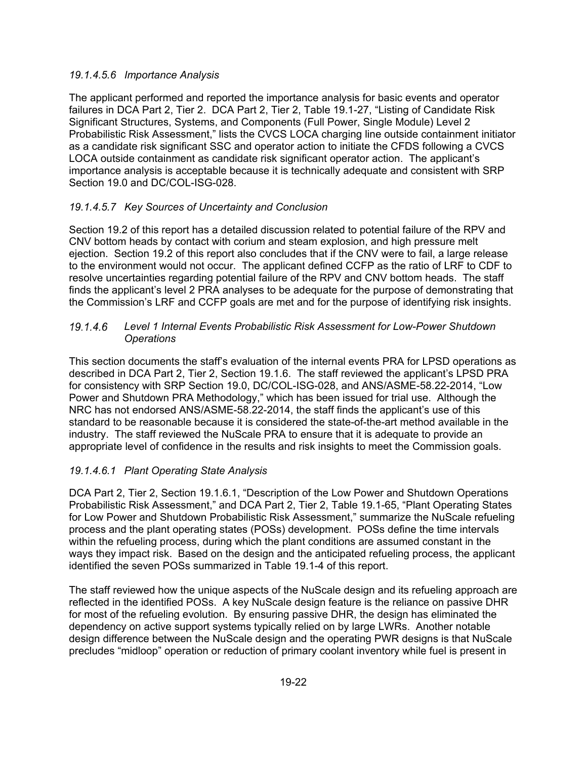### *19.1.4.5.6 Importance Analysis*

The applicant performed and reported the importance analysis for basic events and operator failures in DCA Part 2, Tier 2. DCA Part 2, Tier 2, Table 19.1-27, "Listing of Candidate Risk Significant Structures, Systems, and Components (Full Power, Single Module) Level 2 Probabilistic Risk Assessment," lists the CVCS LOCA charging line outside containment initiator as a candidate risk significant SSC and operator action to initiate the CFDS following a CVCS LOCA outside containment as candidate risk significant operator action. The applicant's importance analysis is acceptable because it is technically adequate and consistent with SRP Section 19.0 and DC/COL-ISG-028.

### *19.1.4.5.7 Key Sources of Uncertainty and Conclusion*

Section 19.2 of this report has a detailed discussion related to potential failure of the RPV and CNV bottom heads by contact with corium and steam explosion, and high pressure melt ejection. Section 19.2 of this report also concludes that if the CNV were to fail, a large release to the environment would not occur. The applicant defined CCFP as the ratio of LRF to CDF to resolve uncertainties regarding potential failure of the RPV and CNV bottom heads. The staff finds the applicant's level 2 PRA analyses to be adequate for the purpose of demonstrating that the Commission's LRF and CCFP goals are met and for the purpose of identifying risk insights.

## *19.1.4.6 Level 1 Internal Events Probabilistic Risk Assessment for Low-Power Shutdown Operations*

This section documents the staff's evaluation of the internal events PRA for LPSD operations as described in DCA Part 2, Tier 2, Section 19.1.6. The staff reviewed the applicant's LPSD PRA for consistency with SRP Section 19.0, DC/COL-ISG-028, and ANS/ASME-58.22-2014, "Low Power and Shutdown PRA Methodology," which has been issued for trial use. Although the NRC has not endorsed ANS/ASME-58.22-2014, the staff finds the applicant's use of this standard to be reasonable because it is considered the state-of-the-art method available in the industry. The staff reviewed the NuScale PRA to ensure that it is adequate to provide an appropriate level of confidence in the results and risk insights to meet the Commission goals.

### *19.1.4.6.1 Plant Operating State Analysis*

DCA Part 2, Tier 2, Section 19.1.6.1, "Description of the Low Power and Shutdown Operations Probabilistic Risk Assessment," and DCA Part 2, Tier 2, Table 19.1-65, "Plant Operating States for Low Power and Shutdown Probabilistic Risk Assessment," summarize the NuScale refueling process and the plant operating states (POSs) development. POSs define the time intervals within the refueling process, during which the plant conditions are assumed constant in the ways they impact risk. Based on the design and the anticipated refueling process, the applicant identified the seven POSs summarized in Table 19.1-4 of this report.

The staff reviewed how the unique aspects of the NuScale design and its refueling approach are reflected in the identified POSs. A key NuScale design feature is the reliance on passive DHR for most of the refueling evolution. By ensuring passive DHR, the design has eliminated the dependency on active support systems typically relied on by large LWRs. Another notable design difference between the NuScale design and the operating PWR designs is that NuScale precludes "midloop" operation or reduction of primary coolant inventory while fuel is present in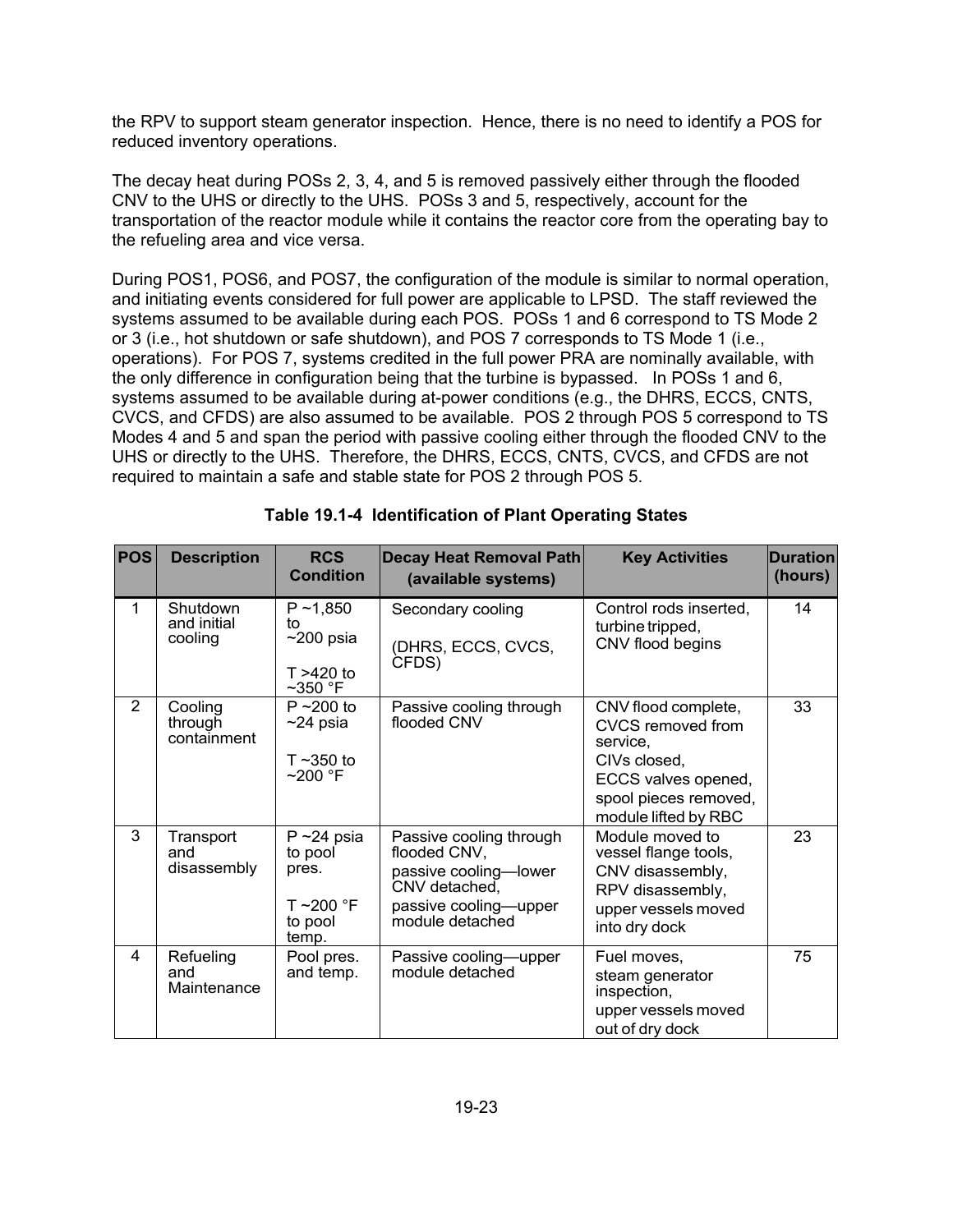the RPV to support steam generator inspection. Hence, there is no need to identify a POS for reduced inventory operations.

The decay heat during POSs 2, 3, 4, and 5 is removed passively either through the flooded CNV to the UHS or directly to the UHS. POSs 3 and 5, respectively, account for the transportation of the reactor module while it contains the reactor core from the operating bay to the refueling area and vice versa.

During POS1, POS6, and POS7, the configuration of the module is similar to normal operation, and initiating events considered for full power are applicable to LPSD. The staff reviewed the systems assumed to be available during each POS. POSs 1 and 6 correspond to TS Mode 2 or 3 (i.e., hot shutdown or safe shutdown), and POS 7 corresponds to TS Mode 1 (i.e., operations). For POS 7, systems credited in the full power PRA are nominally available, with the only difference in configuration being that the turbine is bypassed. In POSs 1 and 6, systems assumed to be available during at-power conditions (e.g., the DHRS, ECCS, CNTS, CVCS, and CFDS) are also assumed to be available. POS 2 through POS 5 correspond to TS Modes 4 and 5 and span the period with passive cooling either through the flooded CNV to the UHS or directly to the UHS. Therefore, the DHRS, ECCS, CNTS, CVCS, and CFDS are not required to maintain a safe and stable state for POS 2 through POS 5.

**Table 19.1-4 Identification of Plant Operating States**

| POS | Description | RCS Condition | Decay Heat Removal Path (available systems) | Key Activities | Duration (hours) |
|---|---|---|---|---|---|
| 1 | Shutdown and initial cooling | P ~1,850 to ~200 psia<br><br>T >420 to ~350 °F | Secondary cooling<br><br>(DHRS, ECCS, CVCS, CFDS) | Control rods inserted, turbine tripped, CNV flood begins | 14 |
| 2 | Cooling through containment | P ~200 to ~24 psia<br><br>T ~350 to ~200 °F | Passive cooling through flooded CNV | CNV flood complete, CVCS removed from service, CIVs closed, ECCS valves opened, spool pieces removed, module lifted by RBC | 33 |
| 3 | Transport and disassembly | P ~24 psia to pool pres.<br><br>T ~200 °F to pool temp. | Passive cooling through flooded CNV, passive cooling—lower CNV detached, passive cooling—upper module detached | Module moved to vessel flange tools, CNV disassembly, RPV disassembly, upper vessels moved into dry dock | 23 |
| 4 | Refueling and Maintenance | Pool pres. and temp. | Passive cooling—upper module detached | Fuel moves, steam generator inspection, upper vessels moved out of dry dock | 75 |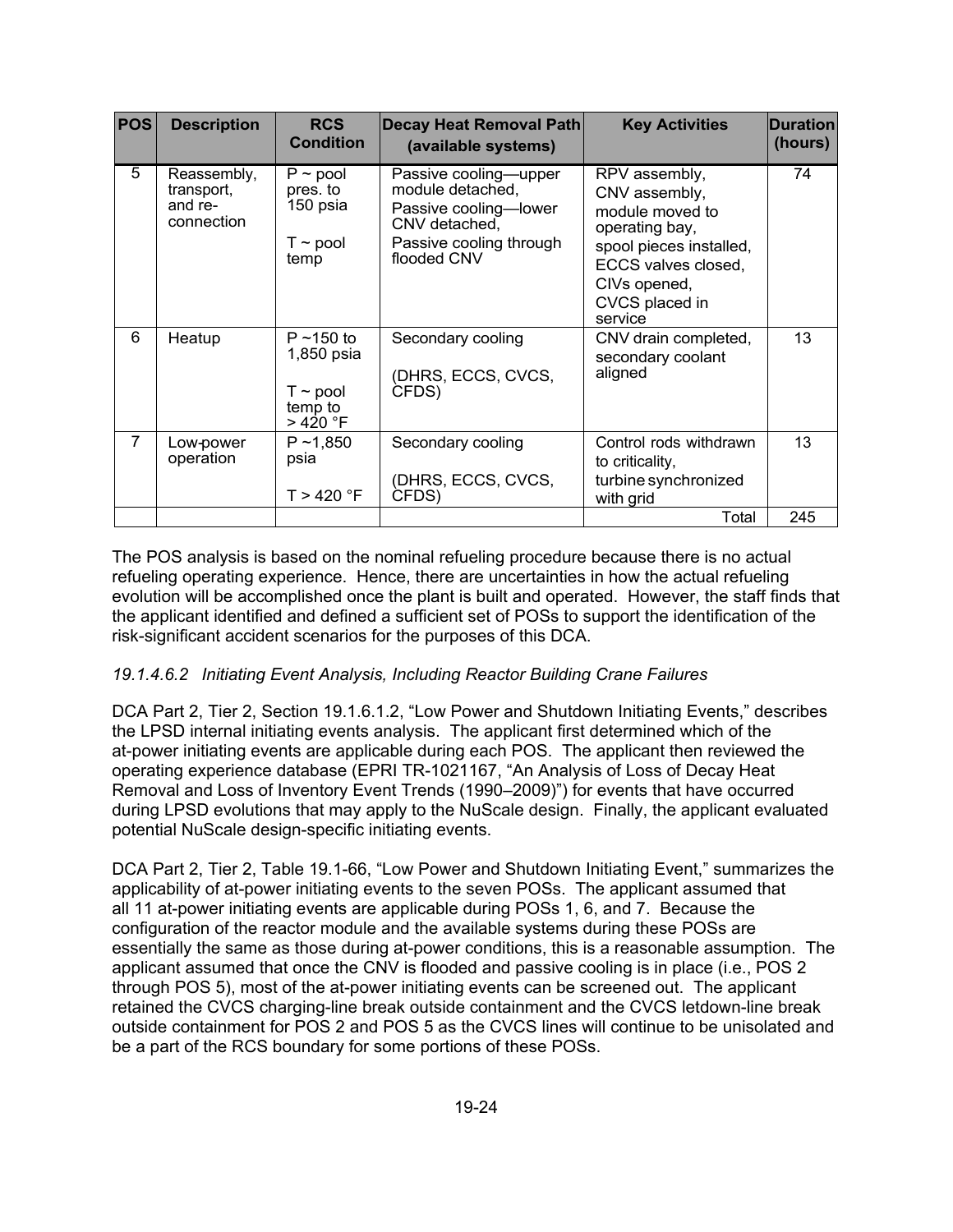| POS | Description | RCS Condition | Decay Heat Removal Path (available systems) | Key Activities | Duration (hours) |
|---|---|---|---|---|---|
| 5 | Reassembly, transport, and re-connection | P ~ pool pres. to 150 psia<br><br>T ~ pool temp | Passive cooling—upper module detached,<br>Passive cooling—lower CNV detached,<br>Passive cooling through flooded CNV | RPV assembly,<br>CNV assembly,<br>module moved to operating bay,<br>spool pieces installed,<br>ECCS valves closed,<br>CIVs opened,<br>CVCS placed in service | 74 |
| 6 | Heatup | P ~150 to 1,850 psia<br><br>T ~ pool temp to > 420 °F | Secondary cooling<br><br>(DHRS, ECCS, CVCS, CFDS) | CNV drain completed, secondary coolant aligned | 13 |
| 7 | Low-power operation | P ~1,850 psia<br><br>T > 420 °F | Secondary cooling<br><br>(DHRS, ECCS, CVCS, CFDS) | Control rods withdrawn to criticality,<br>turbine synchronized with grid | 13 |
| | | | | Total | 245 |

The POS analysis is based on the nominal refueling procedure because there is no actual refueling operating experience. Hence, there are uncertainties in how the actual refueling evolution will be accomplished once the plant is built and operated. However, the staff finds that the applicant identified and defined a sufficient set of POSs to support the identification of the risk-significant accident scenarios for the purposes of this DCA.

*19.1.4.6.2 Initiating Event Analysis, Including Reactor Building Crane Failures*

DCA Part 2, Tier 2, Section 19.1.6.1.2, "Low Power and Shutdown Initiating Events," describes the LPSD internal initiating events analysis. The applicant first determined which of the at-power initiating events are applicable during each POS. The applicant then reviewed the operating experience database (EPRI TR-1021167, "An Analysis of Loss of Decay Heat Removal and Loss of Inventory Event Trends (1990–2009)") for events that have occurred during LPSD evolutions that may apply to the NuScale design. Finally, the applicant evaluated potential NuScale design-specific initiating events.

DCA Part 2, Tier 2, Table 19.1-66, "Low Power and Shutdown Initiating Event," summarizes the applicability of at-power initiating events to the seven POSs. The applicant assumed that all 11 at-power initiating events are applicable during POSs 1, 6, and 7. Because the configuration of the reactor module and the available systems during these POSs are essentially the same as those during at-power conditions, this is a reasonable assumption. The applicant assumed that once the CNV is flooded and passive cooling is in place (i.e., POS 2 through POS 5), most of the at-power initiating events can be screened out. The applicant retained the CVCS charging-line break outside containment and the CVCS letdown-line break outside containment for POS 2 and POS 5 as the CVCS lines will continue to be unisolated and be a part of the RCS boundary for some portions of these POSs.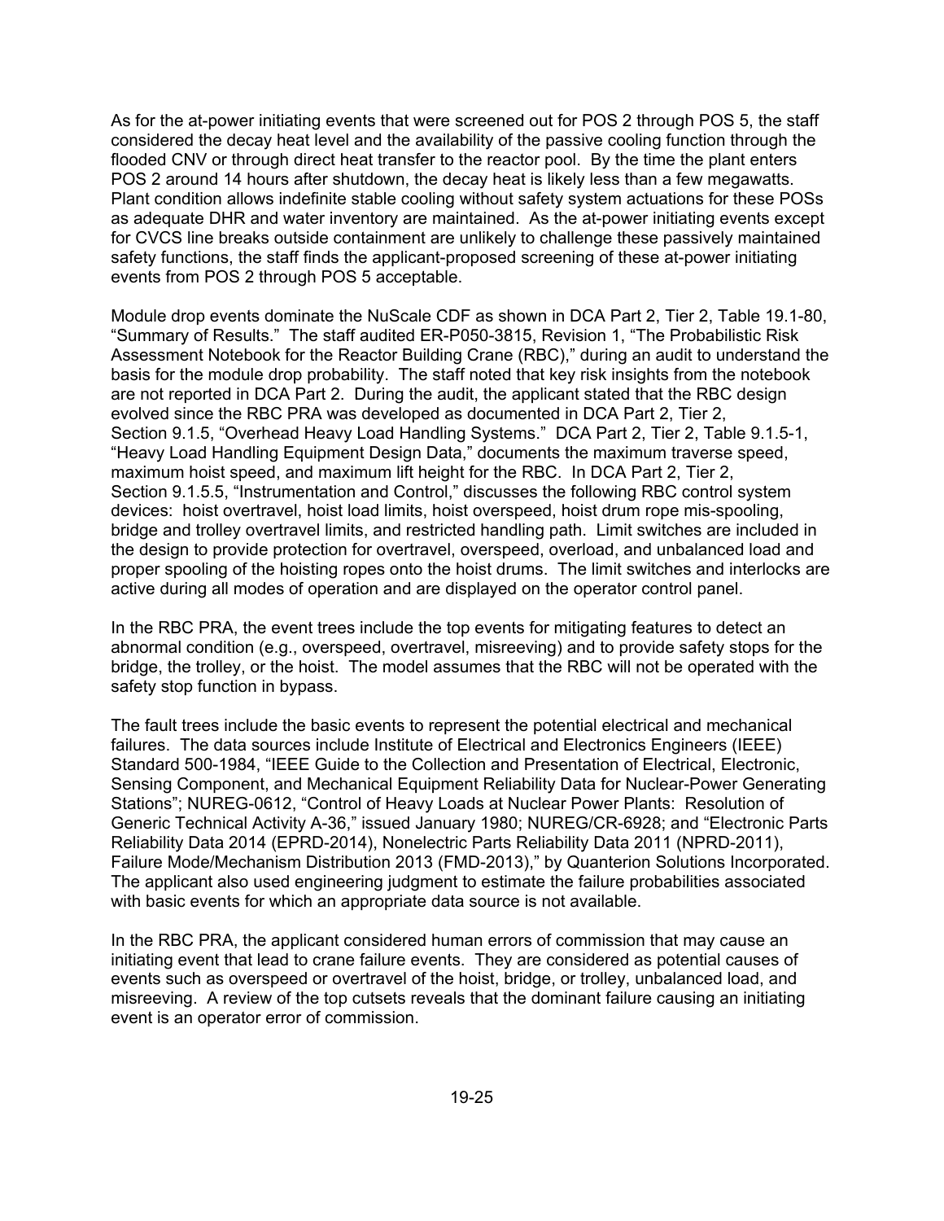As for the at-power initiating events that were screened out for POS 2 through POS 5, the staff considered the decay heat level and the availability of the passive cooling function through the flooded CNV or through direct heat transfer to the reactor pool. By the time the plant enters POS 2 around 14 hours after shutdown, the decay heat is likely less than a few megawatts. Plant condition allows indefinite stable cooling without safety system actuations for these POSs as adequate DHR and water inventory are maintained. As the at-power initiating events except for CVCS line breaks outside containment are unlikely to challenge these passively maintained safety functions, the staff finds the applicant-proposed screening of these at-power initiating events from POS 2 through POS 5 acceptable.

Module drop events dominate the NuScale CDF as shown in DCA Part 2, Tier 2, Table 19.1-80, "Summary of Results." The staff audited ER-P050-3815, Revision 1, "The Probabilistic Risk Assessment Notebook for the Reactor Building Crane (RBC)," during an audit to understand the basis for the module drop probability. The staff noted that key risk insights from the notebook are not reported in DCA Part 2. During the audit, the applicant stated that the RBC design evolved since the RBC PRA was developed as documented in DCA Part 2, Tier 2, Section 9.1.5, "Overhead Heavy Load Handling Systems." DCA Part 2, Tier 2, Table 9.1.5-1, "Heavy Load Handling Equipment Design Data," documents the maximum traverse speed, maximum hoist speed, and maximum lift height for the RBC. In DCA Part 2, Tier 2, Section 9.1.5.5, "Instrumentation and Control," discusses the following RBC control system devices: hoist overtravel, hoist load limits, hoist overspeed, hoist drum rope mis-spooling, bridge and trolley overtravel limits, and restricted handling path. Limit switches are included in the design to provide protection for overtravel, overspeed, overload, and unbalanced load and proper spooling of the hoisting ropes onto the hoist drums. The limit switches and interlocks are active during all modes of operation and are displayed on the operator control panel.

In the RBC PRA, the event trees include the top events for mitigating features to detect an abnormal condition (e.g., overspeed, overtravel, misreeving) and to provide safety stops for the bridge, the trolley, or the hoist. The model assumes that the RBC will not be operated with the safety stop function in bypass.

The fault trees include the basic events to represent the potential electrical and mechanical failures. The data sources include Institute of Electrical and Electronics Engineers (IEEE) Standard 500-1984, "IEEE Guide to the Collection and Presentation of Electrical, Electronic, Sensing Component, and Mechanical Equipment Reliability Data for Nuclear-Power Generating Stations"; NUREG-0612, "Control of Heavy Loads at Nuclear Power Plants: Resolution of Generic Technical Activity A-36," issued January 1980; NUREG/CR-6928; and "Electronic Parts Reliability Data 2014 (EPRD-2014), Nonelectric Parts Reliability Data 2011 (NPRD-2011), Failure Mode/Mechanism Distribution 2013 (FMD-2013)," by Quanterion Solutions Incorporated. The applicant also used engineering judgment to estimate the failure probabilities associated with basic events for which an appropriate data source is not available.

In the RBC PRA, the applicant considered human errors of commission that may cause an initiating event that lead to crane failure events. They are considered as potential causes of events such as overspeed or overtravel of the hoist, bridge, or trolley, unbalanced load, and misreeving. A review of the top cutsets reveals that the dominant failure causing an initiating event is an operator error of commission.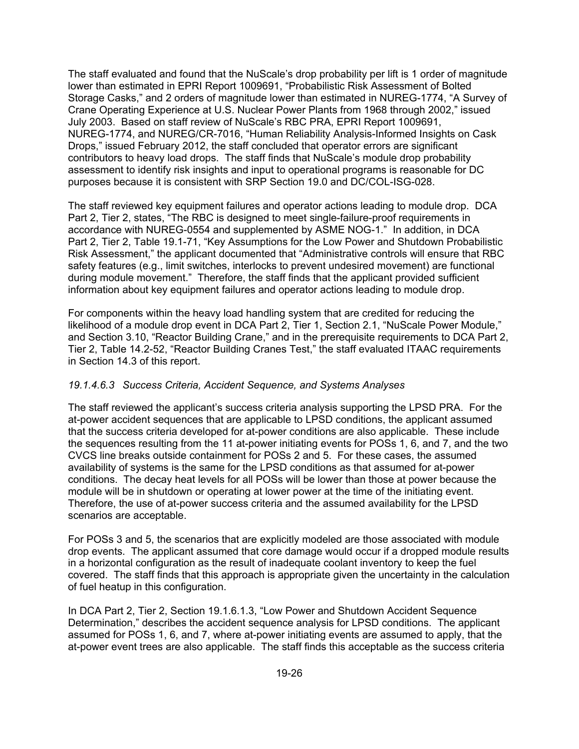The staff evaluated and found that the NuScale's drop probability per lift is 1 order of magnitude lower than estimated in EPRI Report 1009691, "Probabilistic Risk Assessment of Bolted Storage Casks," and 2 orders of magnitude lower than estimated in NUREG-1774, "A Survey of Crane Operating Experience at U.S. Nuclear Power Plants from 1968 through 2002," issued July 2003. Based on staff review of NuScale's RBC PRA, EPRI Report 1009691, NUREG-1774, and NUREG/CR-7016, "Human Reliability Analysis-Informed Insights on Cask Drops," issued February 2012, the staff concluded that operator errors are significant contributors to heavy load drops. The staff finds that NuScale's module drop probability assessment to identify risk insights and input to operational programs is reasonable for DC purposes because it is consistent with SRP Section 19.0 and DC/COL-ISG-028.

The staff reviewed key equipment failures and operator actions leading to module drop. DCA Part 2, Tier 2, states, "The RBC is designed to meet single-failure-proof requirements in accordance with NUREG-0554 and supplemented by ASME NOG-1." In addition, in DCA Part 2, Tier 2, Table 19.1-71, "Key Assumptions for the Low Power and Shutdown Probabilistic Risk Assessment," the applicant documented that "Administrative controls will ensure that RBC safety features (e.g., limit switches, interlocks to prevent undesired movement) are functional during module movement." Therefore, the staff finds that the applicant provided sufficient information about key equipment failures and operator actions leading to module drop.

For components within the heavy load handling system that are credited for reducing the likelihood of a module drop event in DCA Part 2, Tier 1, Section 2.1, "NuScale Power Module," and Section 3.10, "Reactor Building Crane," and in the prerequisite requirements to DCA Part 2, Tier 2, Table 14.2-52, "Reactor Building Cranes Test," the staff evaluated ITAAC requirements in Section 14.3 of this report.

### *19.1.4.6.3 Success Criteria, Accident Sequence, and Systems Analyses*

The staff reviewed the applicant's success criteria analysis supporting the LPSD PRA. For the at-power accident sequences that are applicable to LPSD conditions, the applicant assumed that the success criteria developed for at-power conditions are also applicable. These include the sequences resulting from the 11 at-power initiating events for POSs 1, 6, and 7, and the two CVCS line breaks outside containment for POSs 2 and 5. For these cases, the assumed availability of systems is the same for the LPSD conditions as that assumed for at-power conditions. The decay heat levels for all POSs will be lower than those at power because the module will be in shutdown or operating at lower power at the time of the initiating event. Therefore, the use of at-power success criteria and the assumed availability for the LPSD scenarios are acceptable.

For POSs 3 and 5, the scenarios that are explicitly modeled are those associated with module drop events. The applicant assumed that core damage would occur if a dropped module results in a horizontal configuration as the result of inadequate coolant inventory to keep the fuel covered. The staff finds that this approach is appropriate given the uncertainty in the calculation of fuel heatup in this configuration.

In DCA Part 2, Tier 2, Section 19.1.6.1.3, "Low Power and Shutdown Accident Sequence Determination," describes the accident sequence analysis for LPSD conditions. The applicant assumed for POSs 1, 6, and 7, where at-power initiating events are assumed to apply, that the at-power event trees are also applicable. The staff finds this acceptable as the success criteria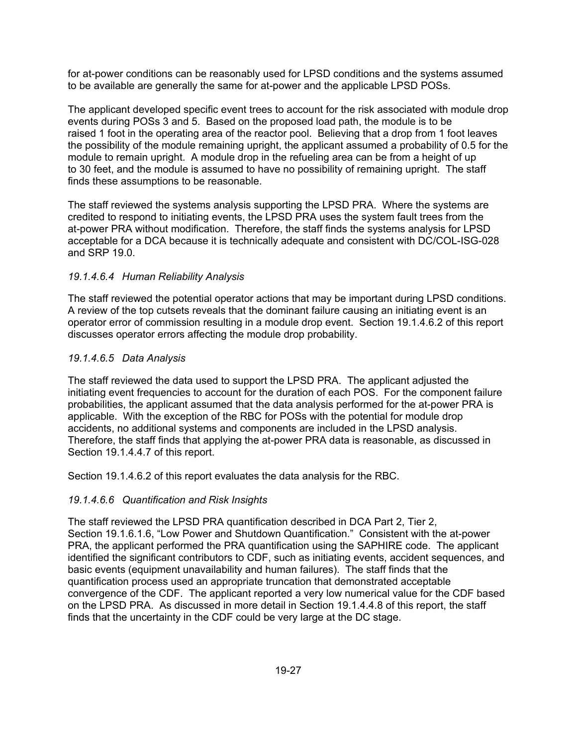for at-power conditions can be reasonably used for LPSD conditions and the systems assumed to be available are generally the same for at-power and the applicable LPSD POSs.

The applicant developed specific event trees to account for the risk associated with module drop events during POSs 3 and 5. Based on the proposed load path, the module is to be raised 1 foot in the operating area of the reactor pool. Believing that a drop from 1 foot leaves the possibility of the module remaining upright, the applicant assumed a probability of 0.5 for the module to remain upright. A module drop in the refueling area can be from a height of up to 30 feet, and the module is assumed to have no possibility of remaining upright. The staff finds these assumptions to be reasonable.

The staff reviewed the systems analysis supporting the LPSD PRA. Where the systems are credited to respond to initiating events, the LPSD PRA uses the system fault trees from the at-power PRA without modification. Therefore, the staff finds the systems analysis for LPSD acceptable for a DCA because it is technically adequate and consistent with DC/COL-ISG-028 and SRP 19.0.

#### *19.1.4.6.4 Human Reliability Analysis*

The staff reviewed the potential operator actions that may be important during LPSD conditions. A review of the top cutsets reveals that the dominant failure causing an initiating event is an operator error of commission resulting in a module drop event. Section 19.1.4.6.2 of this report discusses operator errors affecting the module drop probability.

#### *19.1.4.6.5 Data Analysis*

The staff reviewed the data used to support the LPSD PRA. The applicant adjusted the initiating event frequencies to account for the duration of each POS. For the component failure probabilities, the applicant assumed that the data analysis performed for the at-power PRA is applicable. With the exception of the RBC for POSs with the potential for module drop accidents, no additional systems and components are included in the LPSD analysis. Therefore, the staff finds that applying the at-power PRA data is reasonable, as discussed in Section 19.1.4.4.7 of this report.

Section 19.1.4.6.2 of this report evaluates the data analysis for the RBC.

#### *19.1.4.6.6 Quantification and Risk Insights*

The staff reviewed the LPSD PRA quantification described in DCA Part 2, Tier 2, Section 19.1.6.1.6, "Low Power and Shutdown Quantification." Consistent with the at-power PRA, the applicant performed the PRA quantification using the SAPHIRE code. The applicant identified the significant contributors to CDF, such as initiating events, accident sequences, and basic events (equipment unavailability and human failures). The staff finds that the quantification process used an appropriate truncation that demonstrated acceptable convergence of the CDF. The applicant reported a very low numerical value for the CDF based on the LPSD PRA. As discussed in more detail in Section 19.1.4.4.8 of this report, the staff finds that the uncertainty in the CDF could be very large at the DC stage.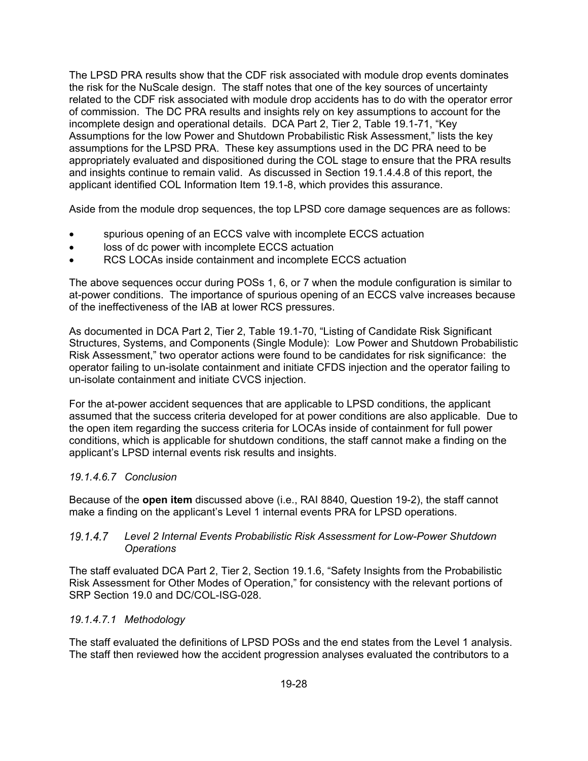The LPSD PRA results show that the CDF risk associated with module drop events dominates the risk for the NuScale design. The staff notes that one of the key sources of uncertainty related to the CDF risk associated with module drop accidents has to do with the operator error of commission. The DC PRA results and insights rely on key assumptions to account for the incomplete design and operational details. DCA Part 2, Tier 2, Table 19.1-71, "Key Assumptions for the low Power and Shutdown Probabilistic Risk Assessment," lists the key assumptions for the LPSD PRA. These key assumptions used in the DC PRA need to be appropriately evaluated and dispositioned during the COL stage to ensure that the PRA results and insights continue to remain valid. As discussed in Section 19.1.4.4.8 of this report, the applicant identified COL Information Item 19.1-8, which provides this assurance.

Aside from the module drop sequences, the top LPSD core damage sequences are as follows:

- spurious opening of an ECCS valve with incomplete ECCS actuation
- loss of dc power with incomplete ECCS actuation
- RCS LOCAs inside containment and incomplete ECCS actuation

The above sequences occur during POSs 1, 6, or 7 when the module configuration is similar to at-power conditions. The importance of spurious opening of an ECCS valve increases because of the ineffectiveness of the IAB at lower RCS pressures.

As documented in DCA Part 2, Tier 2, Table 19.1-70, "Listing of Candidate Risk Significant Structures, Systems, and Components (Single Module): Low Power and Shutdown Probabilistic Risk Assessment," two operator actions were found to be candidates for risk significance: the operator failing to un-isolate containment and initiate CFDS injection and the operator failing to un-isolate containment and initiate CVCS injection.

For the at-power accident sequences that are applicable to LPSD conditions, the applicant assumed that the success criteria developed for at power conditions are also applicable. Due to the open item regarding the success criteria for LOCAs inside of containment for full power conditions, which is applicable for shutdown conditions, the staff cannot make a finding on the applicant's LPSD internal events risk results and insights.

*19.1.4.6.7 Conclusion*

Because of the **open item** discussed above (i.e., RAI 8840, Question 19-2), the staff cannot make a finding on the applicant's Level 1 internal events PRA for LPSD operations.

### *19.1.4.7 Level 2 Internal Events Probabilistic Risk Assessment for Low-Power Shutdown Operations*

The staff evaluated DCA Part 2, Tier 2, Section 19.1.6, "Safety Insights from the Probabilistic Risk Assessment for Other Modes of Operation," for consistency with the relevant portions of SRP Section 19.0 and DC/COL-ISG-028.

*19.1.4.7.1 Methodology*

The staff evaluated the definitions of LPSD POSs and the end states from the Level 1 analysis. The staff then reviewed how the accident progression analyses evaluated the contributors to a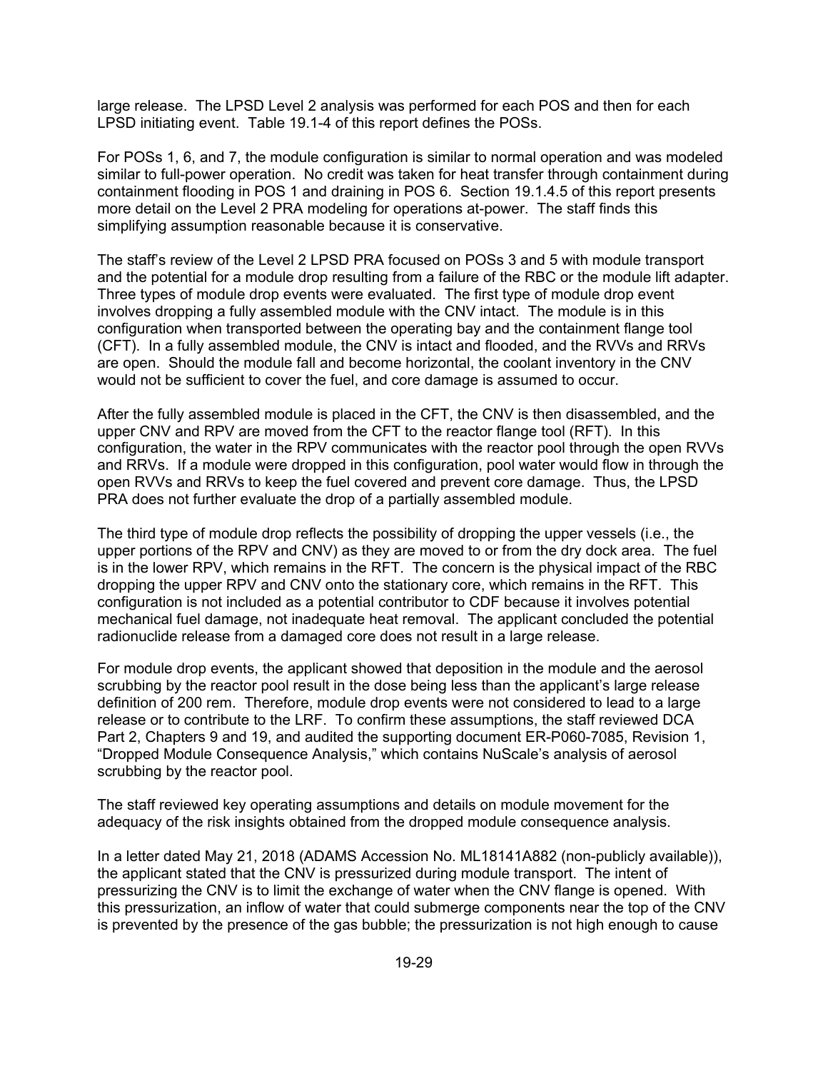large release. The LPSD Level 2 analysis was performed for each POS and then for each LPSD initiating event. Table 19.1-4 of this report defines the POSs.

For POSs 1, 6, and 7, the module configuration is similar to normal operation and was modeled similar to full-power operation. No credit was taken for heat transfer through containment during containment flooding in POS 1 and draining in POS 6. Section 19.1.4.5 of this report presents more detail on the Level 2 PRA modeling for operations at-power. The staff finds this simplifying assumption reasonable because it is conservative.

The staff's review of the Level 2 LPSD PRA focused on POSs 3 and 5 with module transport and the potential for a module drop resulting from a failure of the RBC or the module lift adapter. Three types of module drop events were evaluated. The first type of module drop event involves dropping a fully assembled module with the CNV intact. The module is in this configuration when transported between the operating bay and the containment flange tool (CFT). In a fully assembled module, the CNV is intact and flooded, and the RVVs and RRVs are open. Should the module fall and become horizontal, the coolant inventory in the CNV would not be sufficient to cover the fuel, and core damage is assumed to occur.

After the fully assembled module is placed in the CFT, the CNV is then disassembled, and the upper CNV and RPV are moved from the CFT to the reactor flange tool (RFT). In this configuration, the water in the RPV communicates with the reactor pool through the open RVVs and RRVs. If a module were dropped in this configuration, pool water would flow in through the open RVVs and RRVs to keep the fuel covered and prevent core damage. Thus, the LPSD PRA does not further evaluate the drop of a partially assembled module.

The third type of module drop reflects the possibility of dropping the upper vessels (i.e., the upper portions of the RPV and CNV) as they are moved to or from the dry dock area. The fuel is in the lower RPV, which remains in the RFT. The concern is the physical impact of the RBC dropping the upper RPV and CNV onto the stationary core, which remains in the RFT. This configuration is not included as a potential contributor to CDF because it involves potential mechanical fuel damage, not inadequate heat removal. The applicant concluded the potential radionuclide release from a damaged core does not result in a large release.

For module drop events, the applicant showed that deposition in the module and the aerosol scrubbing by the reactor pool result in the dose being less than the applicant's large release definition of 200 rem. Therefore, module drop events were not considered to lead to a large release or to contribute to the LRF. To confirm these assumptions, the staff reviewed DCA Part 2, Chapters 9 and 19, and audited the supporting document ER-P060-7085, Revision 1, "Dropped Module Consequence Analysis," which contains NuScale's analysis of aerosol scrubbing by the reactor pool.

The staff reviewed key operating assumptions and details on module movement for the adequacy of the risk insights obtained from the dropped module consequence analysis.

In a letter dated May 21, 2018 (ADAMS Accession No. ML18141A882 (non-publicly available)), the applicant stated that the CNV is pressurized during module transport. The intent of pressurizing the CNV is to limit the exchange of water when the CNV flange is opened. With this pressurization, an inflow of water that could submerge components near the top of the CNV is prevented by the presence of the gas bubble; the pressurization is not high enough to cause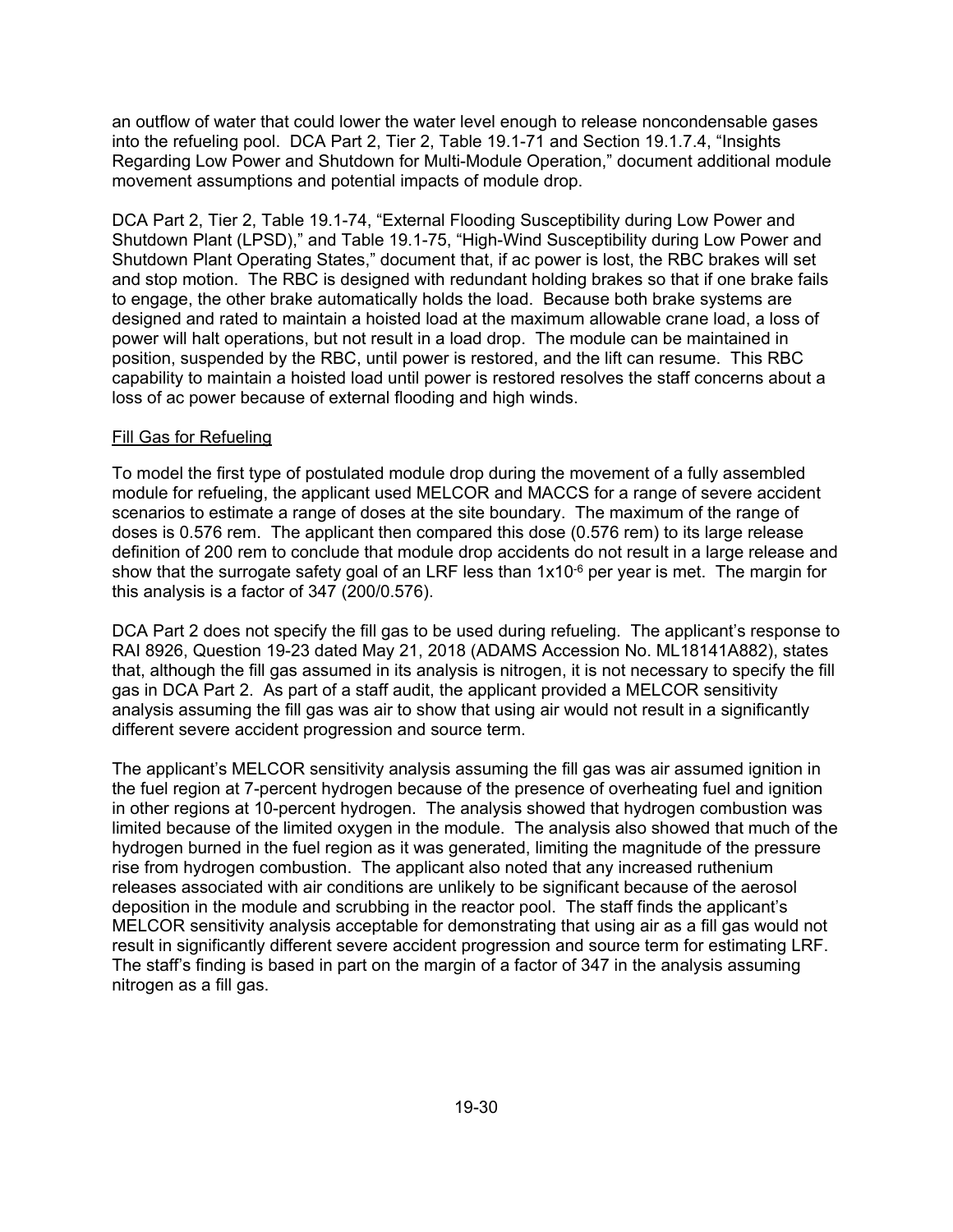an outflow of water that could lower the water level enough to release noncondensable gases into the refueling pool. DCA Part 2, Tier 2, Table 19.1-71 and Section 19.1.7.4, "Insights Regarding Low Power and Shutdown for Multi-Module Operation," document additional module movement assumptions and potential impacts of module drop.

DCA Part 2, Tier 2, Table 19.1-74, "External Flooding Susceptibility during Low Power and Shutdown Plant (LPSD)," and Table 19.1-75, "High-Wind Susceptibility during Low Power and Shutdown Plant Operating States," document that, if ac power is lost, the RBC brakes will set and stop motion. The RBC is designed with redundant holding brakes so that if one brake fails to engage, the other brake automatically holds the load. Because both brake systems are designed and rated to maintain a hoisted load at the maximum allowable crane load, a loss of power will halt operations, but not result in a load drop. The module can be maintained in position, suspended by the RBC, until power is restored, and the lift can resume. This RBC capability to maintain a hoisted load until power is restored resolves the staff concerns about a loss of ac power because of external flooding and high winds.

Fill Gas for Refueling

To model the first type of postulated module drop during the movement of a fully assembled module for refueling, the applicant used MELCOR and MACCS for a range of severe accident scenarios to estimate a range of doses at the site boundary. The maximum of the range of doses is 0.576 rem. The applicant then compared this dose (0.576 rem) to its large release definition of 200 rem to conclude that module drop accidents do not result in a large release and show that the surrogate safety goal of an LRF less than $1 \times 10^{-6}$ per year is met. The margin for this analysis is a factor of 347 (200/0.576).

DCA Part 2 does not specify the fill gas to be used during refueling. The applicant's response to RAI 8926, Question 19-23 dated May 21, 2018 (ADAMS Accession No. ML18141A882), states that, although the fill gas assumed in its analysis is nitrogen, it is not necessary to specify the fill gas in DCA Part 2. As part of a staff audit, the applicant provided a MELCOR sensitivity analysis assuming the fill gas was air to show that using air would not result in a significantly different severe accident progression and source term.

The applicant's MELCOR sensitivity analysis assuming the fill gas was air assumed ignition in the fuel region at 7-percent hydrogen because of the presence of overheating fuel and ignition in other regions at 10-percent hydrogen. The analysis showed that hydrogen combustion was limited because of the limited oxygen in the module. The analysis also showed that much of the hydrogen burned in the fuel region as it was generated, limiting the magnitude of the pressure rise from hydrogen combustion. The applicant also noted that any increased ruthenium releases associated with air conditions are unlikely to be significant because of the aerosol deposition in the module and scrubbing in the reactor pool. The staff finds the applicant's MELCOR sensitivity analysis acceptable for demonstrating that using air as a fill gas would not result in significantly different severe accident progression and source term for estimating LRF. The staff's finding is based in part on the margin of a factor of 347 in the analysis assuming nitrogen as a fill gas.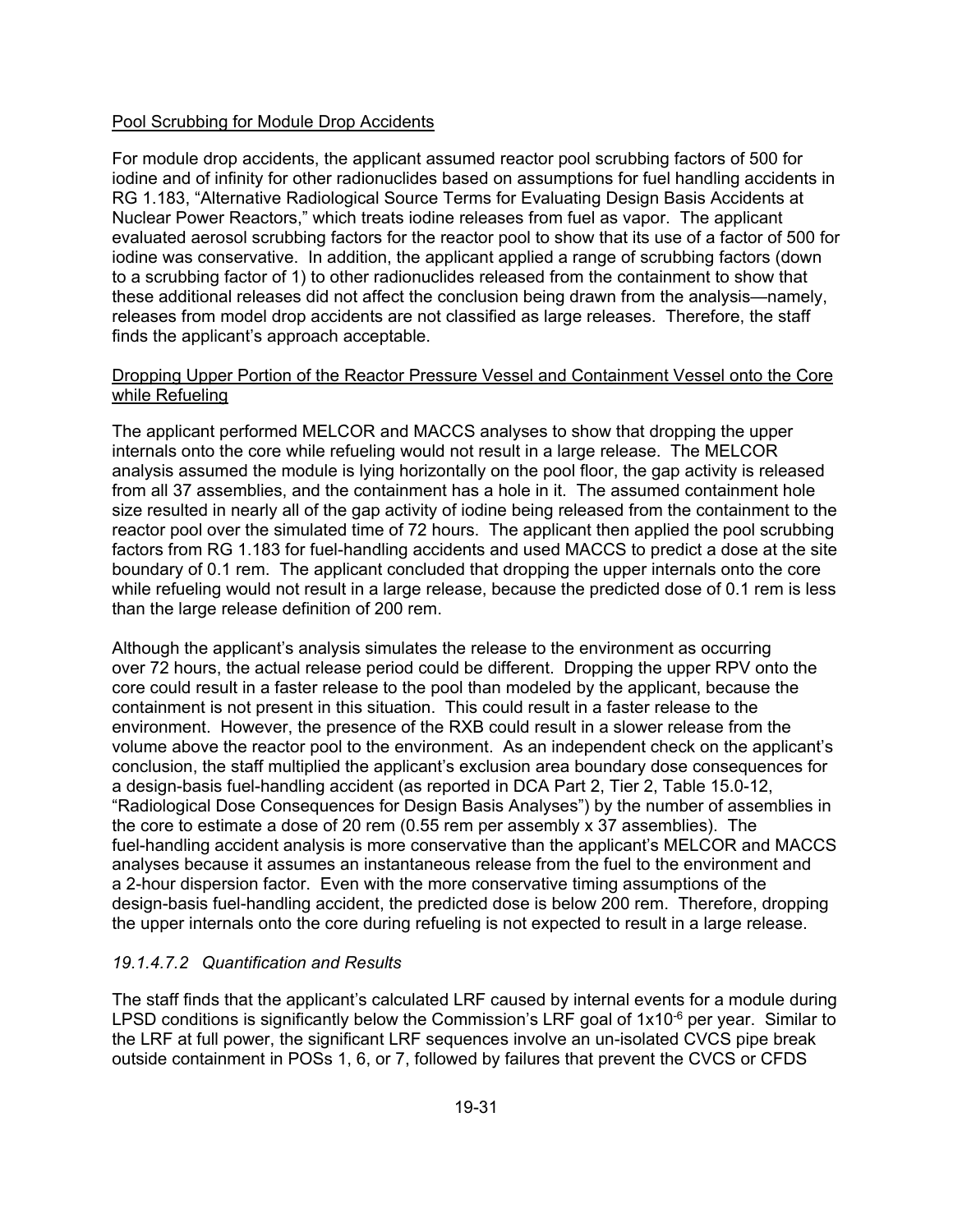Pool Scrubbing for Module Drop Accidents

For module drop accidents, the applicant assumed reactor pool scrubbing factors of 500 for iodine and of infinity for other radionuclides based on assumptions for fuel handling accidents in RG 1.183, “Alternative Radiological Source Terms for Evaluating Design Basis Accidents at Nuclear Power Reactors,” which treats iodine releases from fuel as vapor. The applicant evaluated aerosol scrubbing factors for the reactor pool to show that its use of a factor of 500 for iodine was conservative. In addition, the applicant applied a range of scrubbing factors (down to a scrubbing factor of 1) to other radionuclides released from the containment to show that these additional releases did not affect the conclusion being drawn from the analysis—namely, releases from model drop accidents are not classified as large releases. Therefore, the staff finds the applicant’s approach acceptable.

Dropping Upper Portion of the Reactor Pressure Vessel and Containment Vessel onto the Core while Refueling

The applicant performed MELCOR and MACCS analyses to show that dropping the upper internals onto the core while refueling would not result in a large release. The MELCOR analysis assumed the module is lying horizontally on the pool floor, the gap activity is released from all 37 assemblies, and the containment has a hole in it. The assumed containment hole size resulted in nearly all of the gap activity of iodine being released from the containment to the reactor pool over the simulated time of 72 hours. The applicant then applied the pool scrubbing factors from RG 1.183 for fuel-handling accidents and used MACCS to predict a dose at the site boundary of 0.1 rem. The applicant concluded that dropping the upper internals onto the core while refueling would not result in a large release, because the predicted dose of 0.1 rem is less than the large release definition of 200 rem.

Although the applicant’s analysis simulates the release to the environment as occurring over 72 hours, the actual release period could be different. Dropping the upper RPV onto the core could result in a faster release to the pool than modeled by the applicant, because the containment is not present in this situation. This could result in a faster release to the environment. However, the presence of the RXB could result in a slower release from the volume above the reactor pool to the environment. As an independent check on the applicant’s conclusion, the staff multiplied the applicant’s exclusion area boundary dose consequences for a design-basis fuel-handling accident (as reported in DCA Part 2, Tier 2, Table 15.0-12, “Radiological Dose Consequences for Design Basis Analyses”) by the number of assemblies in the core to estimate a dose of 20 rem (0.55 rem per assembly x 37 assemblies). The fuel-handling accident analysis is more conservative than the applicant’s MELCOR and MACCS analyses because it assumes an instantaneous release from the fuel to the environment and a 2-hour dispersion factor. Even with the more conservative timing assumptions of the design-basis fuel-handling accident, the predicted dose is below 200 rem. Therefore, dropping the upper internals onto the core during refueling is not expected to result in a large release.

#### *19.1.4.7.2 Quantification and Results*

The staff finds that the applicant’s calculated LRF caused by internal events for a module during LPSD conditions is significantly below the Commission’s LRF goal of $1 \times 10^{-6}$ per year. Similar to the LRF at full power, the significant LRF sequences involve an un-isolated CVCS pipe break outside containment in POSs 1, 6, or 7, followed by failures that prevent the CVCS or CFDS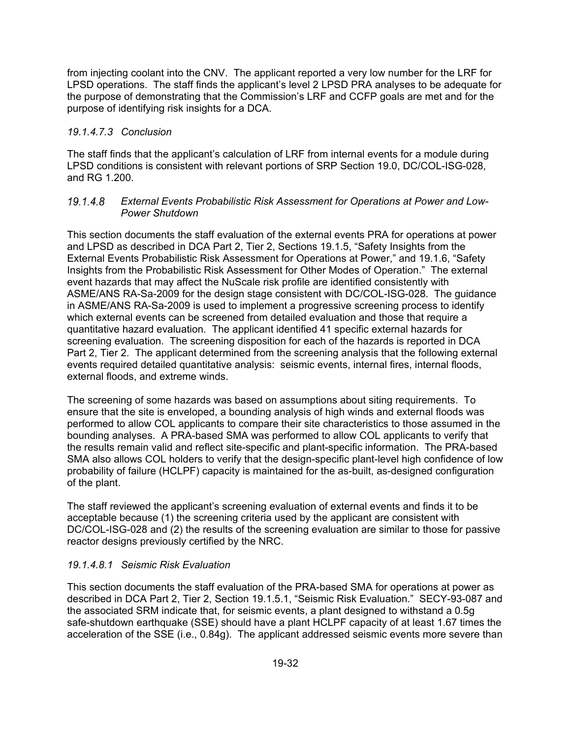from injecting coolant into the CNV. The applicant reported a very low number for the LRF for LPSD operations. The staff finds the applicant's level 2 LPSD PRA analyses to be adequate for the purpose of demonstrating that the Commission's LRF and CCFP goals are met and for the purpose of identifying risk insights for a DCA.

#### *19.1.4.7.3 Conclusion*

The staff finds that the applicant's calculation of LRF from internal events for a module during LPSD conditions is consistent with relevant portions of SRP Section 19.0, DC/COL-ISG-028, and RG 1.200.

### *19.1.4.8 External Events Probabilistic Risk Assessment for Operations at Power and Low-Power Shutdown*

This section documents the staff evaluation of the external events PRA for operations at power and LPSD as described in DCA Part 2, Tier 2, Sections 19.1.5, "Safety Insights from the External Events Probabilistic Risk Assessment for Operations at Power," and 19.1.6, "Safety Insights from the Probabilistic Risk Assessment for Other Modes of Operation." The external event hazards that may affect the NuScale risk profile are identified consistently with ASME/ANS RA-Sa-2009 for the design stage consistent with DC/COL-ISG-028. The guidance in ASME/ANS RA-Sa-2009 is used to implement a progressive screening process to identify which external events can be screened from detailed evaluation and those that require a quantitative hazard evaluation. The applicant identified 41 specific external hazards for screening evaluation. The screening disposition for each of the hazards is reported in DCA Part 2, Tier 2. The applicant determined from the screening analysis that the following external events required detailed quantitative analysis: seismic events, internal fires, internal floods, external floods, and extreme winds.

The screening of some hazards was based on assumptions about siting requirements. To ensure that the site is enveloped, a bounding analysis of high winds and external floods was performed to allow COL applicants to compare their site characteristics to those assumed in the bounding analyses. A PRA-based SMA was performed to allow COL applicants to verify that the results remain valid and reflect site-specific and plant-specific information. The PRA-based SMA also allows COL holders to verify that the design-specific plant-level high confidence of low probability of failure (HCLPF) capacity is maintained for the as-built, as-designed configuration of the plant.

The staff reviewed the applicant's screening evaluation of external events and finds it to be acceptable because (1) the screening criteria used by the applicant are consistent with DC/COL-ISG-028 and (2) the results of the screening evaluation are similar to those for passive reactor designs previously certified by the NRC.

#### *19.1.4.8.1 Seismic Risk Evaluation*

This section documents the staff evaluation of the PRA-based SMA for operations at power as described in DCA Part 2, Tier 2, Section 19.1.5.1, "Seismic Risk Evaluation." SECY-93-087 and the associated SRM indicate that, for seismic events, a plant designed to withstand a 0.5g safe-shutdown earthquake (SSE) should have a plant HCLPF capacity of at least 1.67 times the acceleration of the SSE (i.e., 0.84g). The applicant addressed seismic events more severe than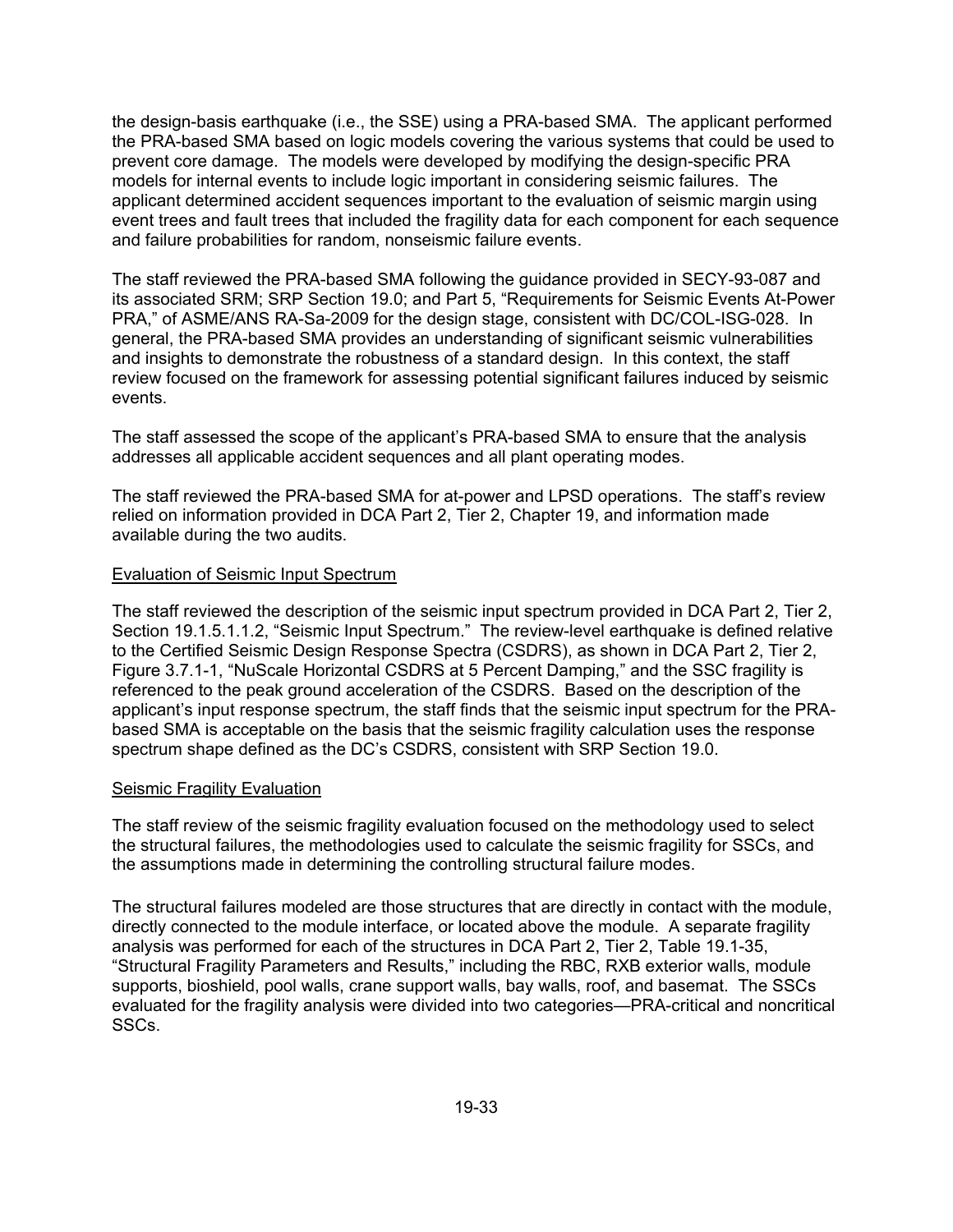the design-basis earthquake (i.e., the SSE) using a PRA-based SMA. The applicant performed the PRA-based SMA based on logic models covering the various systems that could be used to prevent core damage. The models were developed by modifying the design-specific PRA models for internal events to include logic important in considering seismic failures. The applicant determined accident sequences important to the evaluation of seismic margin using event trees and fault trees that included the fragility data for each component for each sequence and failure probabilities for random, nonseismic failure events.

The staff reviewed the PRA-based SMA following the guidance provided in SECY-93-087 and its associated SRM; SRP Section 19.0; and Part 5, "Requirements for Seismic Events At-Power PRA," of ASME/ANS RA-Sa-2009 for the design stage, consistent with DC/COL-ISG-028. In general, the PRA-based SMA provides an understanding of significant seismic vulnerabilities and insights to demonstrate the robustness of a standard design. In this context, the staff review focused on the framework for assessing potential significant failures induced by seismic events.

The staff assessed the scope of the applicant's PRA-based SMA to ensure that the analysis addresses all applicable accident sequences and all plant operating modes.

The staff reviewed the PRA-based SMA for at-power and LPSD operations. The staff's review relied on information provided in DCA Part 2, Tier 2, Chapter 19, and information made available during the two audits.

<u>Evaluation of Seismic Input Spectrum</u>

The staff reviewed the description of the seismic input spectrum provided in DCA Part 2, Tier 2, Section 19.1.5.1.1.2, "Seismic Input Spectrum." The review-level earthquake is defined relative to the Certified Seismic Design Response Spectra (CSDRS), as shown in DCA Part 2, Tier 2, Figure 3.7.1-1, "NuScale Horizontal CSDRS at 5 Percent Damping," and the SSC fragility is referenced to the peak ground acceleration of the CSDRS. Based on the description of the applicant's input response spectrum, the staff finds that the seismic input spectrum for the PRA-based SMA is acceptable on the basis that the seismic fragility calculation uses the response spectrum shape defined as the DC's CSDRS, consistent with SRP Section 19.0.

<u>Seismic Fragility Evaluation</u>

The staff review of the seismic fragility evaluation focused on the methodology used to select the structural failures, the methodologies used to calculate the seismic fragility for SSCs, and the assumptions made in determining the controlling structural failure modes.

The structural failures modeled are those structures that are directly in contact with the module, directly connected to the module interface, or located above the module. A separate fragility analysis was performed for each of the structures in DCA Part 2, Tier 2, Table 19.1-35, "Structural Fragility Parameters and Results," including the RBC, RXB exterior walls, module supports, bioshield, pool walls, crane support walls, bay walls, roof, and basemat. The SSCs evaluated for the fragility analysis were divided into two categories—PRA-critical and noncritical SSCs.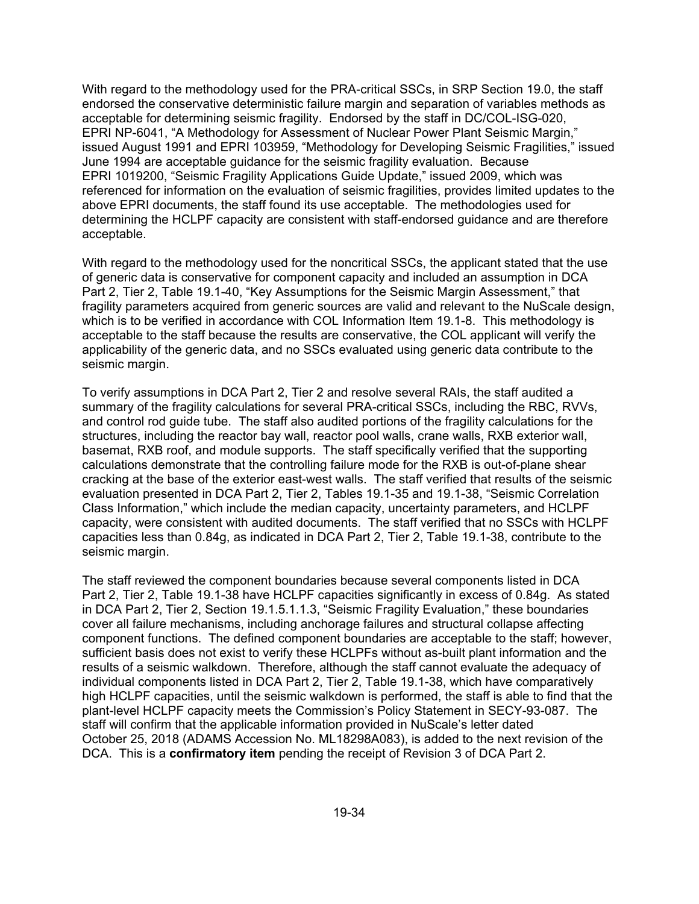With regard to the methodology used for the PRA-critical SSCs, in SRP Section 19.0, the staff endorsed the conservative deterministic failure margin and separation of variables methods as acceptable for determining seismic fragility. Endorsed by the staff in DC/COL-ISG-020, EPRI NP-6041, "A Methodology for Assessment of Nuclear Power Plant Seismic Margin," issued August 1991 and EPRI 103959, "Methodology for Developing Seismic Fragilities," issued June 1994 are acceptable guidance for the seismic fragility evaluation. Because EPRI 1019200, "Seismic Fragility Applications Guide Update," issued 2009, which was referenced for information on the evaluation of seismic fragilities, provides limited updates to the above EPRI documents, the staff found its use acceptable. The methodologies used for determining the HCLPF capacity are consistent with staff-endorsed guidance and are therefore acceptable.

With regard to the methodology used for the noncritical SSCs, the applicant stated that the use of generic data is conservative for component capacity and included an assumption in DCA Part 2, Tier 2, Table 19.1-40, "Key Assumptions for the Seismic Margin Assessment," that fragility parameters acquired from generic sources are valid and relevant to the NuScale design, which is to be verified in accordance with COL Information Item 19.1-8. This methodology is acceptable to the staff because the results are conservative, the COL applicant will verify the applicability of the generic data, and no SSCs evaluated using generic data contribute to the seismic margin.

To verify assumptions in DCA Part 2, Tier 2 and resolve several RAIs, the staff audited a summary of the fragility calculations for several PRA-critical SSCs, including the RBC, RVVs, and control rod guide tube. The staff also audited portions of the fragility calculations for the structures, including the reactor bay wall, reactor pool walls, crane walls, RXB exterior wall, basemat, RXB roof, and module supports. The staff specifically verified that the supporting calculations demonstrate that the controlling failure mode for the RXB is out-of-plane shear cracking at the base of the exterior east-west walls. The staff verified that results of the seismic evaluation presented in DCA Part 2, Tier 2, Tables 19.1-35 and 19.1-38, "Seismic Correlation Class Information," which include the median capacity, uncertainty parameters, and HCLPF capacity, were consistent with audited documents. The staff verified that no SSCs with HCLPF capacities less than 0.84g, as indicated in DCA Part 2, Tier 2, Table 19.1-38, contribute to the seismic margin.

The staff reviewed the component boundaries because several components listed in DCA Part 2, Tier 2, Table 19.1-38 have HCLPF capacities significantly in excess of 0.84g. As stated in DCA Part 2, Tier 2, Section 19.1.5.1.1.3, "Seismic Fragility Evaluation," these boundaries cover all failure mechanisms, including anchorage failures and structural collapse affecting component functions. The defined component boundaries are acceptable to the staff; however, sufficient basis does not exist to verify these HCLPFs without as-built plant information and the results of a seismic walkdown. Therefore, although the staff cannot evaluate the adequacy of individual components listed in DCA Part 2, Tier 2, Table 19.1-38, which have comparatively high HCLPF capacities, until the seismic walkdown is performed, the staff is able to find that the plant-level HCLPF capacity meets the Commission's Policy Statement in SECY-93-087. The staff will confirm that the applicable information provided in NuScale's letter dated October 25, 2018 (ADAMS Accession No. ML18298A083), is added to the next revision of the DCA. This is a **confirmatory item** pending the receipt of Revision 3 of DCA Part 2.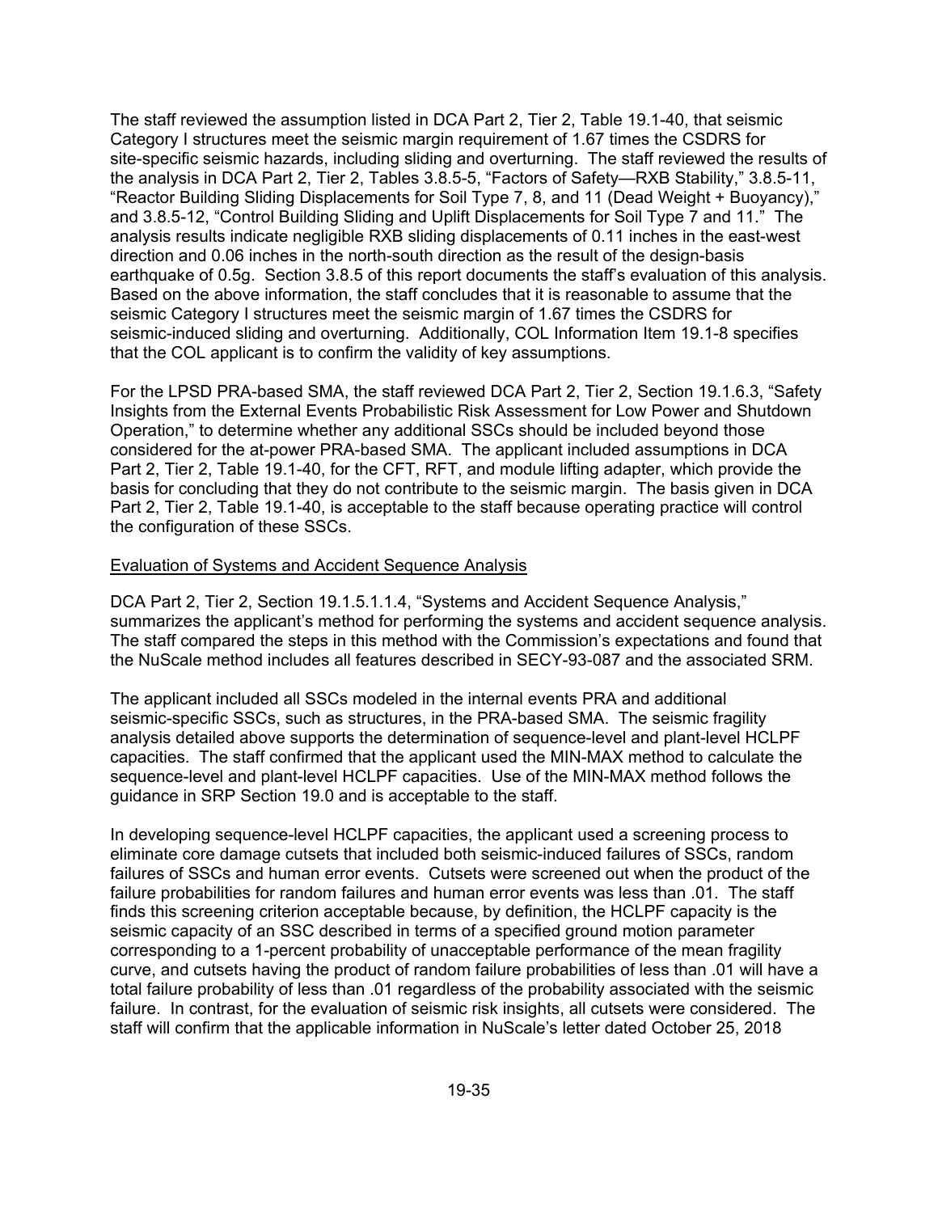The staff reviewed the assumption listed in DCA Part 2, Tier 2, Table 19.1-40, that seismic Category I structures meet the seismic margin requirement of 1.67 times the CSDRS for site-specific seismic hazards, including sliding and overturning. The staff reviewed the results of the analysis in DCA Part 2, Tier 2, Tables 3.8.5-5, "Factors of Safety—RXB Stability," 3.8.5-11, "Reactor Building Sliding Displacements for Soil Type 7, 8, and 11 (Dead Weight + Buoyancy)," and 3.8.5-12, "Control Building Sliding and Uplift Displacements for Soil Type 7 and 11." The analysis results indicate negligible RXB sliding displacements of 0.11 inches in the east-west direction and 0.06 inches in the north-south direction as the result of the design-basis earthquake of 0.5g. Section 3.8.5 of this report documents the staff's evaluation of this analysis. Based on the above information, the staff concludes that it is reasonable to assume that the seismic Category I structures meet the seismic margin of 1.67 times the CSDRS for seismic-induced sliding and overturning. Additionally, COL Information Item 19.1-8 specifies that the COL applicant is to confirm the validity of key assumptions.

For the LPSD PRA-based SMA, the staff reviewed DCA Part 2, Tier 2, Section 19.1.6.3, "Safety Insights from the External Events Probabilistic Risk Assessment for Low Power and Shutdown Operation," to determine whether any additional SSCs should be included beyond those considered for the at-power PRA-based SMA. The applicant included assumptions in DCA Part 2, Tier 2, Table 19.1-40, for the CFT, RFT, and module lifting adapter, which provide the basis for concluding that they do not contribute to the seismic margin. The basis given in DCA Part 2, Tier 2, Table 19.1-40, is acceptable to the staff because operating practice will control the configuration of these SSCs.

Evaluation of Systems and Accident Sequence Analysis

DCA Part 2, Tier 2, Section 19.1.5.1.1.4, "Systems and Accident Sequence Analysis," summarizes the applicant's method for performing the systems and accident sequence analysis. The staff compared the steps in this method with the Commission's expectations and found that the NuScale method includes all features described in SECY-93-087 and the associated SRM.

The applicant included all SSCs modeled in the internal events PRA and additional seismic-specific SSCs, such as structures, in the PRA-based SMA. The seismic fragility analysis detailed above supports the determination of sequence-level and plant-level HCLPF capacities. The staff confirmed that the applicant used the MIN-MAX method to calculate the sequence-level and plant-level HCLPF capacities. Use of the MIN-MAX method follows the guidance in SRP Section 19.0 and is acceptable to the staff.

In developing sequence-level HCLPF capacities, the applicant used a screening process to eliminate core damage cutsets that included both seismic-induced failures of SSCs, random failures of SSCs and human error events. Cutsets were screened out when the product of the failure probabilities for random failures and human error events was less than .01. The staff finds this screening criterion acceptable because, by definition, the HCLPF capacity is the seismic capacity of an SSC described in terms of a specified ground motion parameter corresponding to a 1-percent probability of unacceptable performance of the mean fragility curve, and cutsets having the product of random failure probabilities of less than .01 will have a total failure probability of less than .01 regardless of the probability associated with the seismic failure. In contrast, for the evaluation of seismic risk insights, all cutsets were considered. The staff will confirm that the applicable information in NuScale's letter dated October 25, 2018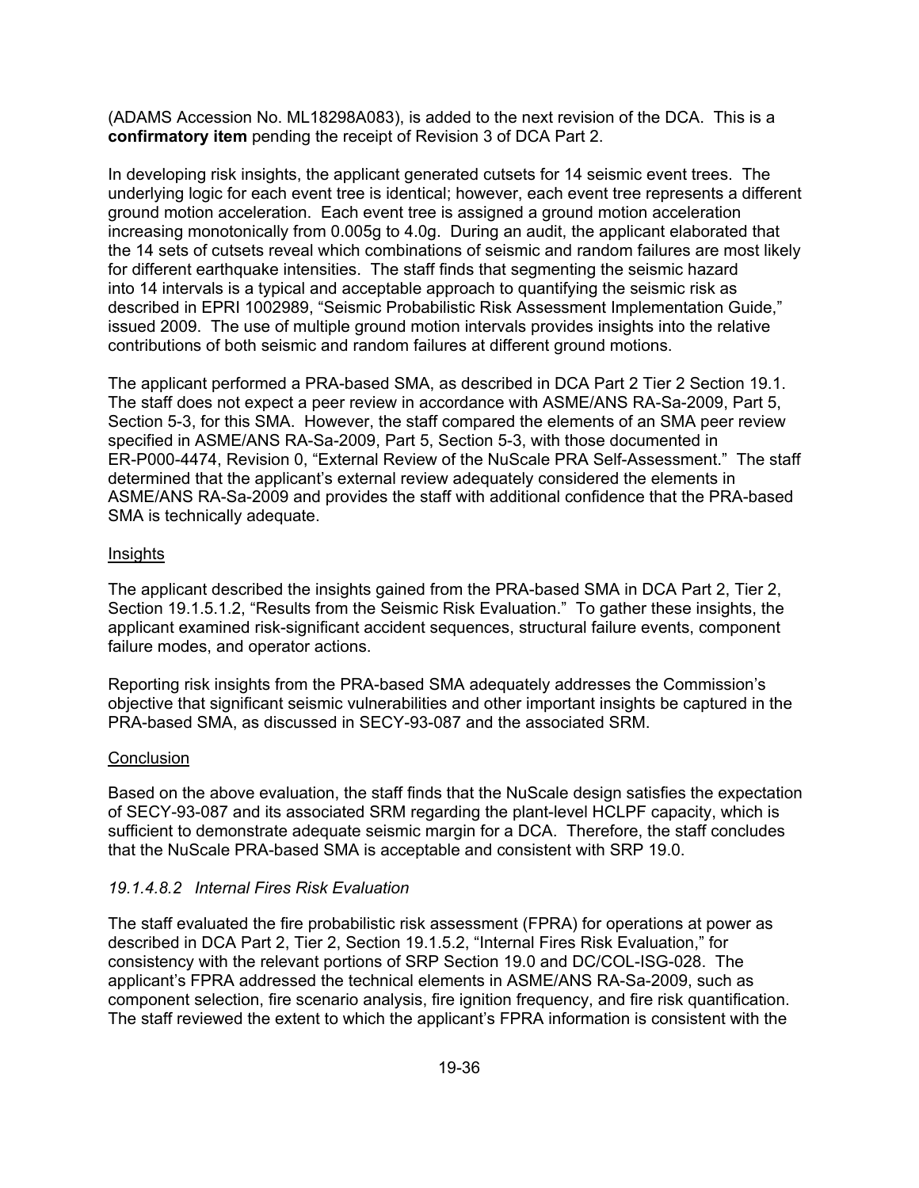(ADAMS Accession No. ML18298A083), is added to the next revision of the DCA. This is a **confirmatory item** pending the receipt of Revision 3 of DCA Part 2.

In developing risk insights, the applicant generated cutsets for 14 seismic event trees. The underlying logic for each event tree is identical; however, each event tree represents a different ground motion acceleration. Each event tree is assigned a ground motion acceleration increasing monotonically from 0.005g to 4.0g. During an audit, the applicant elaborated that the 14 sets of cutsets reveal which combinations of seismic and random failures are most likely for different earthquake intensities. The staff finds that segmenting the seismic hazard into 14 intervals is a typical and acceptable approach to quantifying the seismic risk as described in EPRI 1002989, "Seismic Probabilistic Risk Assessment Implementation Guide," issued 2009. The use of multiple ground motion intervals provides insights into the relative contributions of both seismic and random failures at different ground motions.

The applicant performed a PRA-based SMA, as described in DCA Part 2 Tier 2 Section 19.1. The staff does not expect a peer review in accordance with ASME/ANS RA-Sa-2009, Part 5, Section 5-3, for this SMA. However, the staff compared the elements of an SMA peer review specified in ASME/ANS RA-Sa-2009, Part 5, Section 5-3, with those documented in ER-P000-4474, Revision 0, "External Review of the NuScale PRA Self-Assessment." The staff determined that the applicant's external review adequately considered the elements in ASME/ANS RA-Sa-2009 and provides the staff with additional confidence that the PRA-based SMA is technically adequate.

Insights

The applicant described the insights gained from the PRA-based SMA in DCA Part 2, Tier 2, Section 19.1.5.1.2, "Results from the Seismic Risk Evaluation." To gather these insights, the applicant examined risk-significant accident sequences, structural failure events, component failure modes, and operator actions.

Reporting risk insights from the PRA-based SMA adequately addresses the Commission's objective that significant seismic vulnerabilities and other important insights be captured in the PRA-based SMA, as discussed in SECY-93-087 and the associated SRM.

Conclusion

Based on the above evaluation, the staff finds that the NuScale design satisfies the expectation of SECY-93-087 and its associated SRM regarding the plant-level HCLPF capacity, which is sufficient to demonstrate adequate seismic margin for a DCA. Therefore, the staff concludes that the NuScale PRA-based SMA is acceptable and consistent with SRP 19.0.

#### *19.1.4.8.2 Internal Fires Risk Evaluation*

The staff evaluated the fire probabilistic risk assessment (FPRA) for operations at power as described in DCA Part 2, Tier 2, Section 19.1.5.2, "Internal Fires Risk Evaluation," for consistency with the relevant portions of SRP Section 19.0 and DC/COL-ISG-028. The applicant's FPRA addressed the technical elements in ASME/ANS RA-Sa-2009, such as component selection, fire scenario analysis, fire ignition frequency, and fire risk quantification. The staff reviewed the extent to which the applicant's FPRA information is consistent with the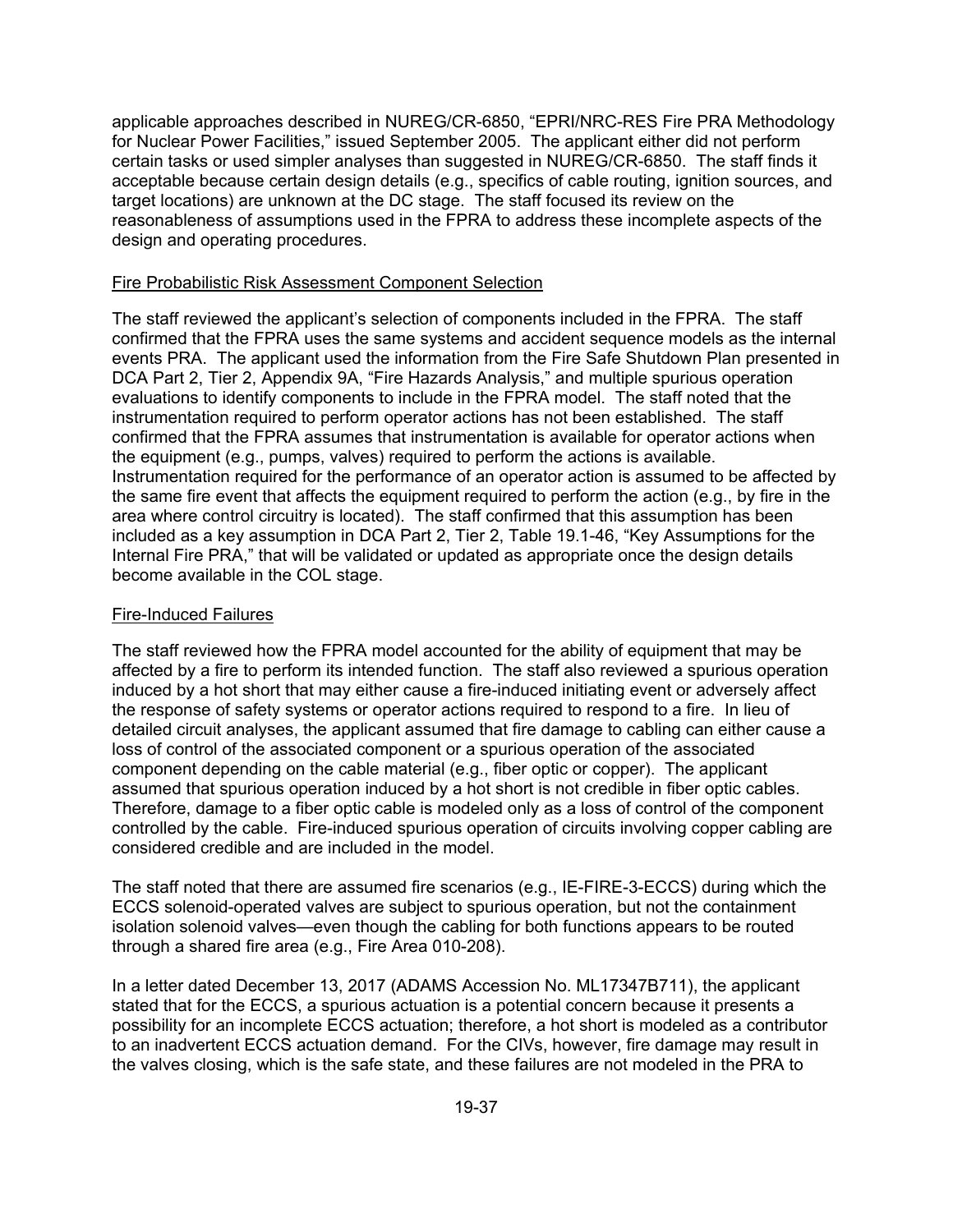applicable approaches described in NUREG/CR-6850, "EPRI/NRC-RES Fire PRA Methodology for Nuclear Power Facilities," issued September 2005. The applicant either did not perform certain tasks or used simpler analyses than suggested in NUREG/CR-6850. The staff finds it acceptable because certain design details (e.g., specifics of cable routing, ignition sources, and target locations) are unknown at the DC stage. The staff focused its review on the reasonableness of assumptions used in the FPRA to address these incomplete aspects of the design and operating procedures.

Fire Probabilistic Risk Assessment Component Selection

The staff reviewed the applicant's selection of components included in the FPRA. The staff confirmed that the FPRA uses the same systems and accident sequence models as the internal events PRA. The applicant used the information from the Fire Safe Shutdown Plan presented in DCA Part 2, Tier 2, Appendix 9A, "Fire Hazards Analysis," and multiple spurious operation evaluations to identify components to include in the FPRA model. The staff noted that the instrumentation required to perform operator actions has not been established. The staff confirmed that the FPRA assumes that instrumentation is available for operator actions when the equipment (e.g., pumps, valves) required to perform the actions is available. Instrumentation required for the performance of an operator action is assumed to be affected by the same fire event that affects the equipment required to perform the action (e.g., by fire in the area where control circuitry is located). The staff confirmed that this assumption has been included as a key assumption in DCA Part 2, Tier 2, Table 19.1-46, "Key Assumptions for the Internal Fire PRA," that will be validated or updated as appropriate once the design details become available in the COL stage.

Fire-Induced Failures

The staff reviewed how the FPRA model accounted for the ability of equipment that may be affected by a fire to perform its intended function. The staff also reviewed a spurious operation induced by a hot short that may either cause a fire-induced initiating event or adversely affect the response of safety systems or operator actions required to respond to a fire. In lieu of detailed circuit analyses, the applicant assumed that fire damage to cabling can either cause a loss of control of the associated component or a spurious operation of the associated component depending on the cable material (e.g., fiber optic or copper). The applicant assumed that spurious operation induced by a hot short is not credible in fiber optic cables. Therefore, damage to a fiber optic cable is modeled only as a loss of control of the component controlled by the cable. Fire-induced spurious operation of circuits involving copper cabling are considered credible and are included in the model.

The staff noted that there are assumed fire scenarios (e.g., IE-FIRE-3-ECCS) during which the ECCS solenoid-operated valves are subject to spurious operation, but not the containment isolation solenoid valves—even though the cabling for both functions appears to be routed through a shared fire area (e.g., Fire Area 010-208).

In a letter dated December 13, 2017 (ADAMS Accession No. ML17347B711), the applicant stated that for the ECCS, a spurious actuation is a potential concern because it presents a possibility for an incomplete ECCS actuation; therefore, a hot short is modeled as a contributor to an inadvertent ECCS actuation demand. For the CIVs, however, fire damage may result in the valves closing, which is the safe state, and these failures are not modeled in the PRA to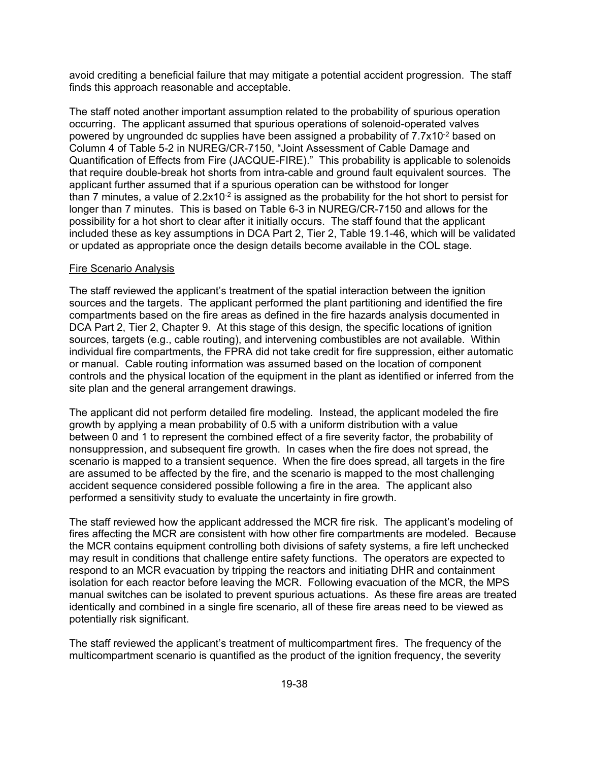avoid crediting a beneficial failure that may mitigate a potential accident progression. The staff finds this approach reasonable and acceptable.

The staff noted another important assumption related to the probability of spurious operation occurring. The applicant assumed that spurious operations of solenoid-operated valves powered by ungrounded dc supplies have been assigned a probability of $7.7 \times 10^{-2}$ based on Column 4 of Table 5-2 in NUREG/CR-7150, "Joint Assessment of Cable Damage and Quantification of Effects from Fire (JACQUE-FIRE)." This probability is applicable to solenoids that require double-break hot shorts from intra-cable and ground fault equivalent sources. The applicant further assumed that if a spurious operation can be withstood for longer than 7 minutes, a value of $2.2 \times 10^{-2}$ is assigned as the probability for the hot short to persist for longer than 7 minutes. This is based on Table 6-3 in NUREG/CR-7150 and allows for the possibility for a hot short to clear after it initially occurs. The staff found that the applicant included these as key assumptions in DCA Part 2, Tier 2, Table 19.1-46, which will be validated or updated as appropriate once the design details become available in the COL stage.

Fire Scenario Analysis

The staff reviewed the applicant's treatment of the spatial interaction between the ignition sources and the targets. The applicant performed the plant partitioning and identified the fire compartments based on the fire areas as defined in the fire hazards analysis documented in DCA Part 2, Tier 2, Chapter 9. At this stage of this design, the specific locations of ignition sources, targets (e.g., cable routing), and intervening combustibles are not available. Within individual fire compartments, the FPRA did not take credit for fire suppression, either automatic or manual. Cable routing information was assumed based on the location of component controls and the physical location of the equipment in the plant as identified or inferred from the site plan and the general arrangement drawings.

The applicant did not perform detailed fire modeling. Instead, the applicant modeled the fire growth by applying a mean probability of 0.5 with a uniform distribution with a value between 0 and 1 to represent the combined effect of a fire severity factor, the probability of nonsuppression, and subsequent fire growth. In cases when the fire does not spread, the scenario is mapped to a transient sequence. When the fire does spread, all targets in the fire are assumed to be affected by the fire, and the scenario is mapped to the most challenging accident sequence considered possible following a fire in the area. The applicant also performed a sensitivity study to evaluate the uncertainty in fire growth.

The staff reviewed how the applicant addressed the MCR fire risk. The applicant's modeling of fires affecting the MCR are consistent with how other fire compartments are modeled. Because the MCR contains equipment controlling both divisions of safety systems, a fire left unchecked may result in conditions that challenge entire safety functions. The operators are expected to respond to an MCR evacuation by tripping the reactors and initiating DHR and containment isolation for each reactor before leaving the MCR. Following evacuation of the MCR, the MPS manual switches can be isolated to prevent spurious actuations. As these fire areas are treated identically and combined in a single fire scenario, all of these fire areas need to be viewed as potentially risk significant.

The staff reviewed the applicant's treatment of multicompartment fires. The frequency of the multicompartment scenario is quantified as the product of the ignition frequency, the severity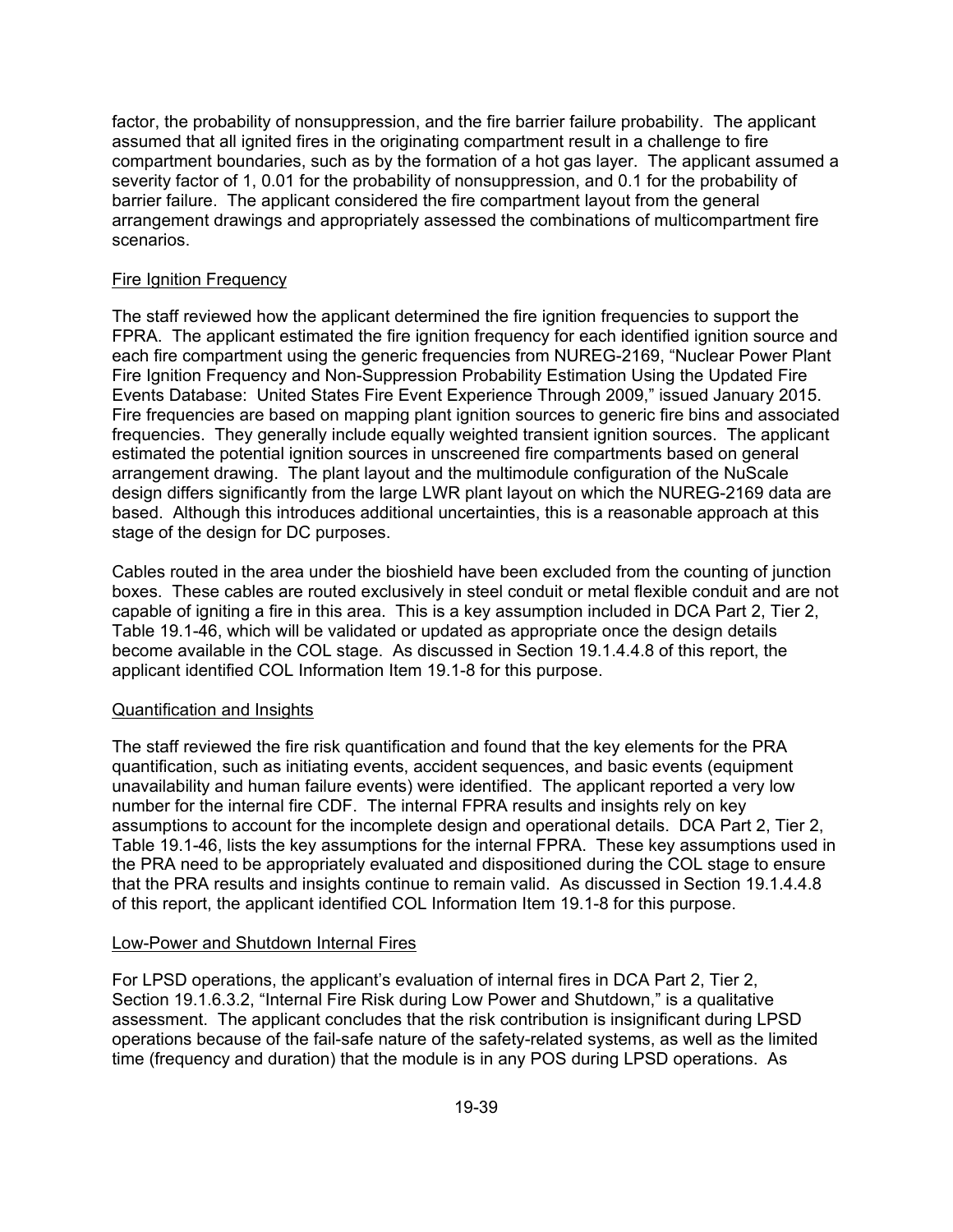factor, the probability of nonsuppression, and the fire barrier failure probability. The applicant assumed that all ignited fires in the originating compartment result in a challenge to fire compartment boundaries, such as by the formation of a hot gas layer. The applicant assumed a severity factor of 1, 0.01 for the probability of nonsuppression, and 0.1 for the probability of barrier failure. The applicant considered the fire compartment layout from the general arrangement drawings and appropriately assessed the combinations of multicompartment fire scenarios.

Fire Ignition Frequency

The staff reviewed how the applicant determined the fire ignition frequencies to support the FPRA. The applicant estimated the fire ignition frequency for each identified ignition source and each fire compartment using the generic frequencies from NUREG-2169, “Nuclear Power Plant Fire Ignition Frequency and Non-Suppression Probability Estimation Using the Updated Fire Events Database: United States Fire Event Experience Through 2009,” issued January 2015. Fire frequencies are based on mapping plant ignition sources to generic fire bins and associated frequencies. They generally include equally weighted transient ignition sources. The applicant estimated the potential ignition sources in unscreened fire compartments based on general arrangement drawing. The plant layout and the multimodule configuration of the NuScale design differs significantly from the large LWR plant layout on which the NUREG-2169 data are based. Although this introduces additional uncertainties, this is a reasonable approach at this stage of the design for DC purposes.

Cables routed in the area under the bioshield have been excluded from the counting of junction boxes. These cables are routed exclusively in steel conduit or metal flexible conduit and are not capable of igniting a fire in this area. This is a key assumption included in DCA Part 2, Tier 2, Table 19.1-46, which will be validated or updated as appropriate once the design details become available in the COL stage. As discussed in Section 19.1.4.4.8 of this report, the applicant identified COL Information Item 19.1-8 for this purpose.

Quantification and Insights

The staff reviewed the fire risk quantification and found that the key elements for the PRA quantification, such as initiating events, accident sequences, and basic events (equipment unavailability and human failure events) were identified. The applicant reported a very low number for the internal fire CDF. The internal FPRA results and insights rely on key assumptions to account for the incomplete design and operational details. DCA Part 2, Tier 2, Table 19.1-46, lists the key assumptions for the internal FPRA. These key assumptions used in the PRA need to be appropriately evaluated and dispositioned during the COL stage to ensure that the PRA results and insights continue to remain valid. As discussed in Section 19.1.4.4.8 of this report, the applicant identified COL Information Item 19.1-8 for this purpose.

Low-Power and Shutdown Internal Fires

For LPSD operations, the applicant’s evaluation of internal fires in DCA Part 2, Tier 2, Section 19.1.6.3.2, “Internal Fire Risk during Low Power and Shutdown,” is a qualitative assessment. The applicant concludes that the risk contribution is insignificant during LPSD operations because of the fail-safe nature of the safety-related systems, as well as the limited time (frequency and duration) that the module is in any POS during LPSD operations. As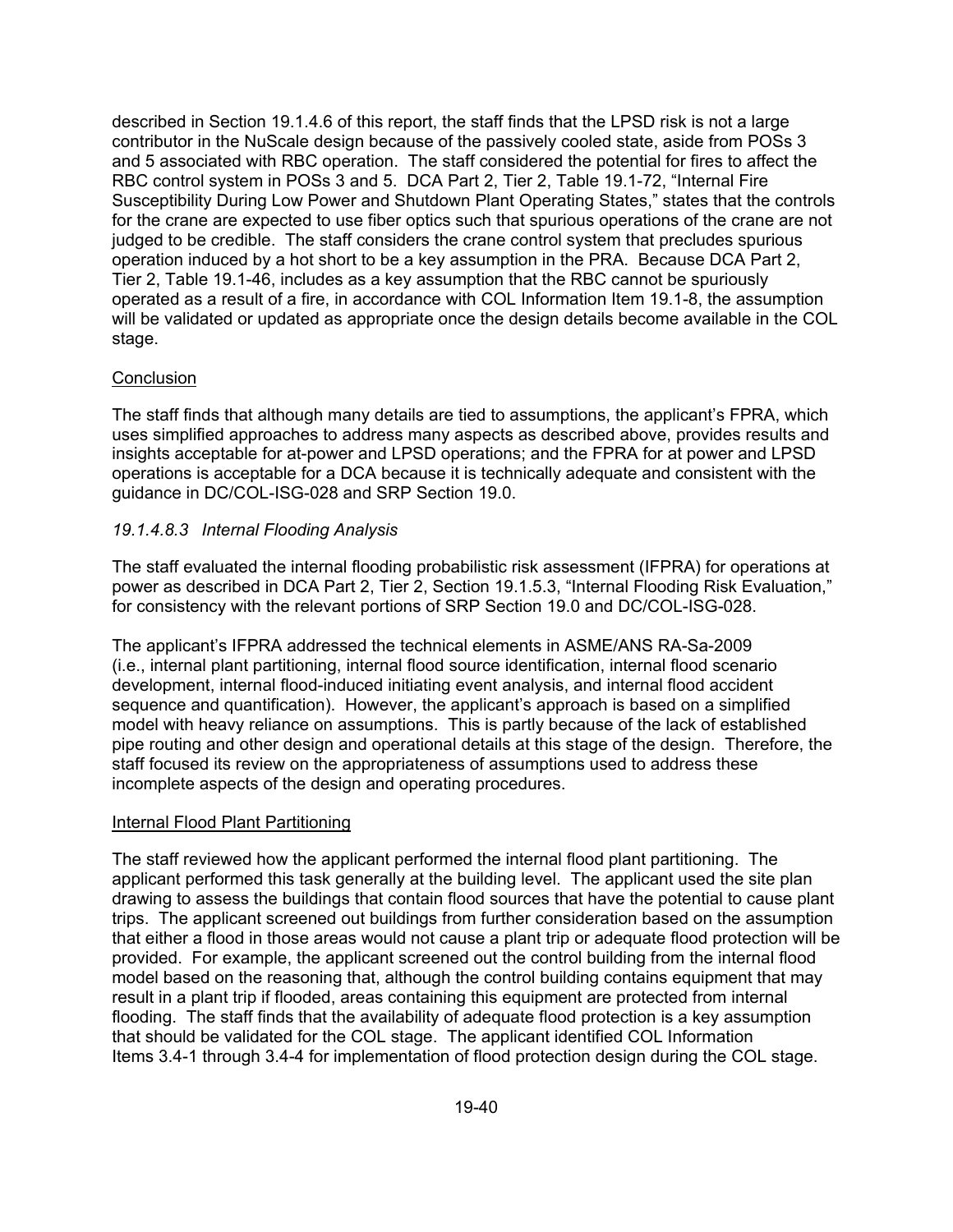described in Section 19.1.4.6 of this report, the staff finds that the LPSD risk is not a large contributor in the NuScale design because of the passively cooled state, aside from POSs 3 and 5 associated with RBC operation. The staff considered the potential for fires to affect the RBC control system in POSs 3 and 5. DCA Part 2, Tier 2, Table 19.1-72, "Internal Fire Susceptibility During Low Power and Shutdown Plant Operating States," states that the controls for the crane are expected to use fiber optics such that spurious operations of the crane are not judged to be credible. The staff considers the crane control system that precludes spurious operation induced by a hot short to be a key assumption in the PRA. Because DCA Part 2, Tier 2, Table 19.1-46, includes as a key assumption that the RBC cannot be spuriously operated as a result of a fire, in accordance with COL Information Item 19.1-8, the assumption will be validated or updated as appropriate once the design details become available in the COL stage.

Conclusion

The staff finds that although many details are tied to assumptions, the applicant's FPRA, which uses simplified approaches to address many aspects as described above, provides results and insights acceptable for at-power and LPSD operations; and the FPRA for at power and LPSD operations is acceptable for a DCA because it is technically adequate and consistent with the guidance in DC/COL-ISG-028 and SRP Section 19.0.

### *19.1.4.8.3 Internal Flooding Analysis*

The staff evaluated the internal flooding probabilistic risk assessment (IFPRA) for operations at power as described in DCA Part 2, Tier 2, Section 19.1.5.3, "Internal Flooding Risk Evaluation," for consistency with the relevant portions of SRP Section 19.0 and DC/COL-ISG-028.

The applicant's IFPRA addressed the technical elements in ASME/ANS RA-Sa-2009 (i.e., internal plant partitioning, internal flood source identification, internal flood scenario development, internal flood-induced initiating event analysis, and internal flood accident sequence and quantification). However, the applicant's approach is based on a simplified model with heavy reliance on assumptions. This is partly because of the lack of established pipe routing and other design and operational details at this stage of the design. Therefore, the staff focused its review on the appropriateness of assumptions used to address these incomplete aspects of the design and operating procedures.

Internal Flood Plant Partitioning

The staff reviewed how the applicant performed the internal flood plant partitioning. The applicant performed this task generally at the building level. The applicant used the site plan drawing to assess the buildings that contain flood sources that have the potential to cause plant trips. The applicant screened out buildings from further consideration based on the assumption that either a flood in those areas would not cause a plant trip or adequate flood protection will be provided. For example, the applicant screened out the control building from the internal flood model based on the reasoning that, although the control building contains equipment that may result in a plant trip if flooded, areas containing this equipment are protected from internal flooding. The staff finds that the availability of adequate flood protection is a key assumption that should be validated for the COL stage. The applicant identified COL Information Items 3.4-1 through 3.4-4 for implementation of flood protection design during the COL stage.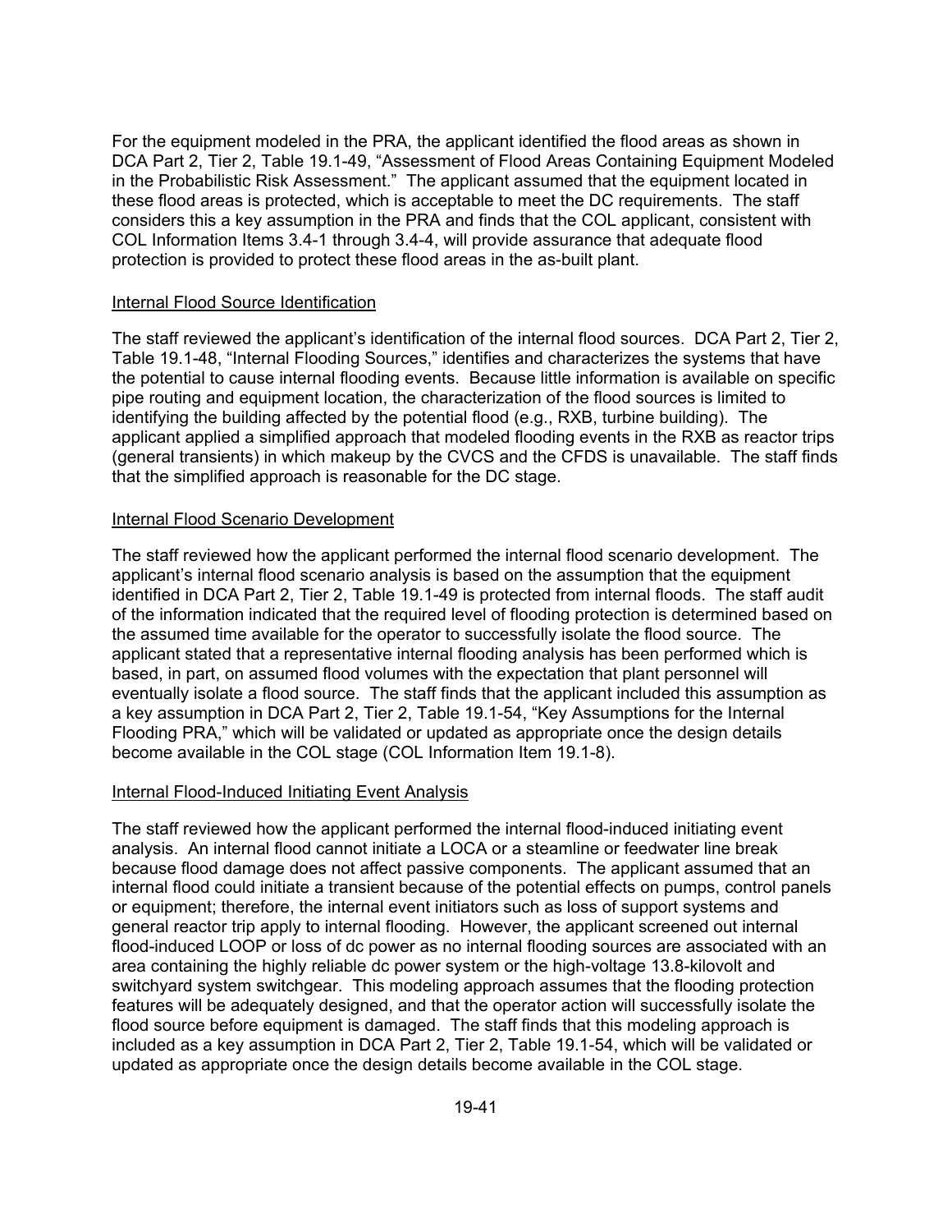For the equipment modeled in the PRA, the applicant identified the flood areas as shown in DCA Part 2, Tier 2, Table 19.1-49, "Assessment of Flood Areas Containing Equipment Modeled in the Probabilistic Risk Assessment." The applicant assumed that the equipment located in these flood areas is protected, which is acceptable to meet the DC requirements. The staff considers this a key assumption in the PRA and finds that the COL applicant, consistent with COL Information Items 3.4-1 through 3.4-4, will provide assurance that adequate flood protection is provided to protect these flood areas in the as-built plant.

<u>Internal Flood Source Identification</u>

The staff reviewed the applicant's identification of the internal flood sources. DCA Part 2, Tier 2, Table 19.1-48, "Internal Flooding Sources," identifies and characterizes the systems that have the potential to cause internal flooding events. Because little information is available on specific pipe routing and equipment location, the characterization of the flood sources is limited to identifying the building affected by the potential flood (e.g., RXB, turbine building). The applicant applied a simplified approach that modeled flooding events in the RXB as reactor trips (general transients) in which makeup by the CVCS and the CFDS is unavailable. The staff finds that the simplified approach is reasonable for the DC stage.

<u>Internal Flood Scenario Development</u>

The staff reviewed how the applicant performed the internal flood scenario development. The applicant's internal flood scenario analysis is based on the assumption that the equipment identified in DCA Part 2, Tier 2, Table 19.1-49 is protected from internal floods. The staff audit of the information indicated that the required level of flooding protection is determined based on the assumed time available for the operator to successfully isolate the flood source. The applicant stated that a representative internal flooding analysis has been performed which is based, in part, on assumed flood volumes with the expectation that plant personnel will eventually isolate a flood source. The staff finds that the applicant included this assumption as a key assumption in DCA Part 2, Tier 2, Table 19.1-54, "Key Assumptions for the Internal Flooding PRA," which will be validated or updated as appropriate once the design details become available in the COL stage (COL Information Item 19.1-8).

<u>Internal Flood-Induced Initiating Event Analysis</u>

The staff reviewed how the applicant performed the internal flood-induced initiating event analysis. An internal flood cannot initiate a LOCA or a steamline or feedwater line break because flood damage does not affect passive components. The applicant assumed that an internal flood could initiate a transient because of the potential effects on pumps, control panels or equipment; therefore, the internal event initiators such as loss of support systems and general reactor trip apply to internal flooding. However, the applicant screened out internal flood-induced LOOP or loss of dc power as no internal flooding sources are associated with an area containing the highly reliable dc power system or the high-voltage 13.8-kilovolt and switchyard system switchgear. This modeling approach assumes that the flooding protection features will be adequately designed, and that the operator action will successfully isolate the flood source before equipment is damaged. The staff finds that this modeling approach is included as a key assumption in DCA Part 2, Tier 2, Table 19.1-54, which will be validated or updated as appropriate once the design details become available in the COL stage.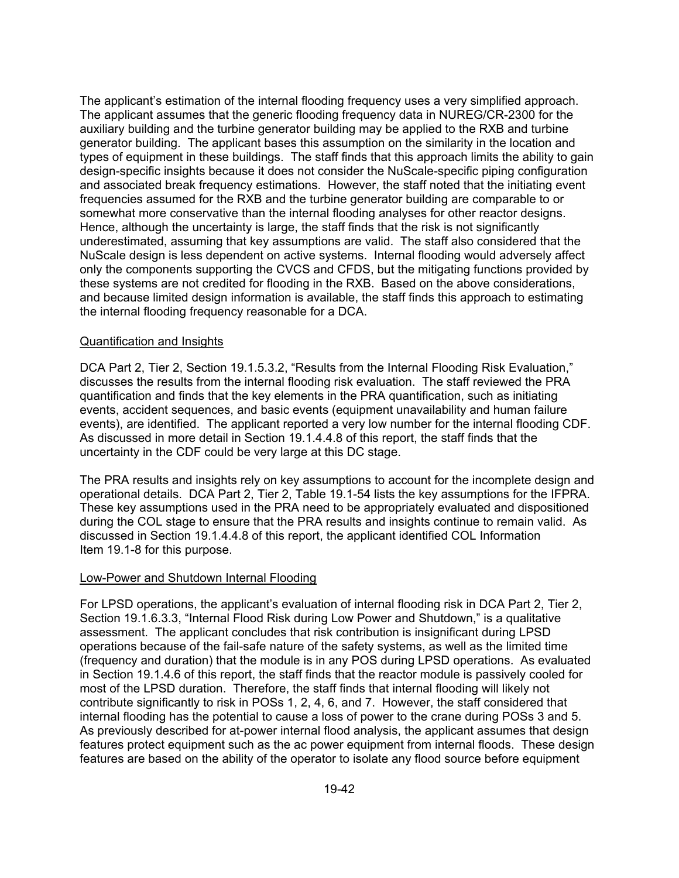The applicant's estimation of the internal flooding frequency uses a very simplified approach. The applicant assumes that the generic flooding frequency data in NUREG/CR-2300 for the auxiliary building and the turbine generator building may be applied to the RXB and turbine generator building. The applicant bases this assumption on the similarity in the location and types of equipment in these buildings. The staff finds that this approach limits the ability to gain design-specific insights because it does not consider the NuScale-specific piping configuration and associated break frequency estimations. However, the staff noted that the initiating event frequencies assumed for the RXB and the turbine generator building are comparable to or somewhat more conservative than the internal flooding analyses for other reactor designs. Hence, although the uncertainty is large, the staff finds that the risk is not significantly underestimated, assuming that key assumptions are valid. The staff also considered that the NuScale design is less dependent on active systems. Internal flooding would adversely affect only the components supporting the CVCS and CFDS, but the mitigating functions provided by these systems are not credited for flooding in the RXB. Based on the above considerations, and because limited design information is available, the staff finds this approach to estimating the internal flooding frequency reasonable for a DCA.

Quantification and Insights

DCA Part 2, Tier 2, Section 19.1.5.3.2, "Results from the Internal Flooding Risk Evaluation," discusses the results from the internal flooding risk evaluation. The staff reviewed the PRA quantification and finds that the key elements in the PRA quantification, such as initiating events, accident sequences, and basic events (equipment unavailability and human failure events), are identified. The applicant reported a very low number for the internal flooding CDF. As discussed in more detail in Section 19.1.4.4.8 of this report, the staff finds that the uncertainty in the CDF could be very large at this DC stage.

The PRA results and insights rely on key assumptions to account for the incomplete design and operational details. DCA Part 2, Tier 2, Table 19.1-54 lists the key assumptions for the IFPRA. These key assumptions used in the PRA need to be appropriately evaluated and dispositioned during the COL stage to ensure that the PRA results and insights continue to remain valid. As discussed in Section 19.1.4.4.8 of this report, the applicant identified COL Information Item 19.1-8 for this purpose.

Low-Power and Shutdown Internal Flooding

For LPSD operations, the applicant's evaluation of internal flooding risk in DCA Part 2, Tier 2, Section 19.1.6.3.3, "Internal Flood Risk during Low Power and Shutdown," is a qualitative assessment. The applicant concludes that risk contribution is insignificant during LPSD operations because of the fail-safe nature of the safety systems, as well as the limited time (frequency and duration) that the module is in any POS during LPSD operations. As evaluated in Section 19.1.4.6 of this report, the staff finds that the reactor module is passively cooled for most of the LPSD duration. Therefore, the staff finds that internal flooding will likely not contribute significantly to risk in POSs 1, 2, 4, 6, and 7. However, the staff considered that internal flooding has the potential to cause a loss of power to the crane during POSs 3 and 5. As previously described for at-power internal flood analysis, the applicant assumes that design features protect equipment such as the ac power equipment from internal floods. These design features are based on the ability of the operator to isolate any flood source before equipment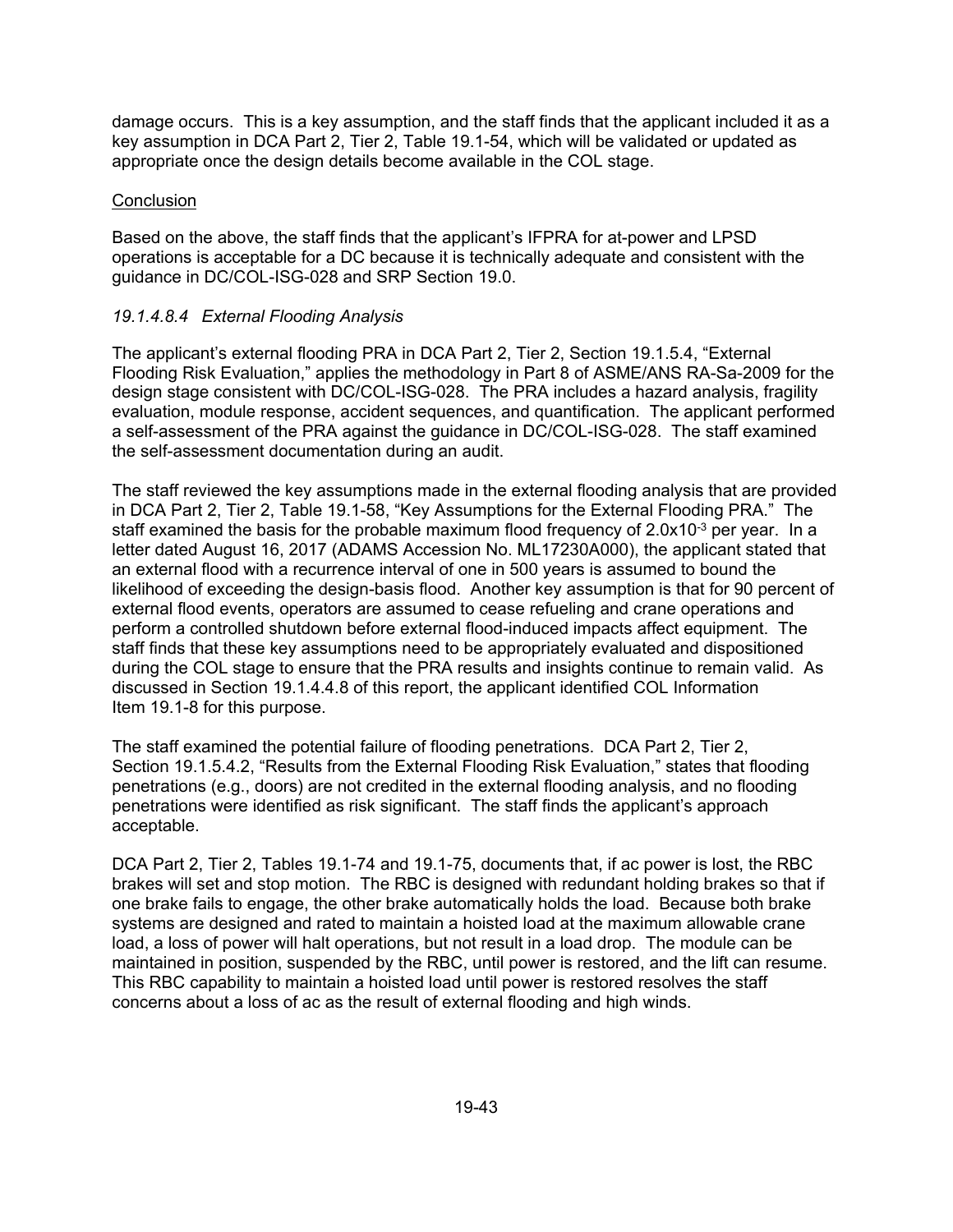damage occurs. This is a key assumption, and the staff finds that the applicant included it as a key assumption in DCA Part 2, Tier 2, Table 19.1-54, which will be validated or updated as appropriate once the design details become available in the COL stage.

Conclusion

Based on the above, the staff finds that the applicant's IFPRA for at-power and LPSD operations is acceptable for a DC because it is technically adequate and consistent with the guidance in DC/COL-ISG-028 and SRP Section 19.0.

#### *19.1.4.8.4 External Flooding Analysis*

The applicant's external flooding PRA in DCA Part 2, Tier 2, Section 19.1.5.4, "External Flooding Risk Evaluation," applies the methodology in Part 8 of ASME/ANS RA-Sa-2009 for the design stage consistent with DC/COL-ISG-028. The PRA includes a hazard analysis, fragility evaluation, module response, accident sequences, and quantification. The applicant performed a self-assessment of the PRA against the guidance in DC/COL-ISG-028. The staff examined the self-assessment documentation during an audit.

The staff reviewed the key assumptions made in the external flooding analysis that are provided in DCA Part 2, Tier 2, Table 19.1-58, "Key Assumptions for the External Flooding PRA." The staff examined the basis for the probable maximum flood frequency of $2.0 \times 10^{-3}$ per year. In a letter dated August 16, 2017 (ADAMS Accession No. ML17230A000), the applicant stated that an external flood with a recurrence interval of one in 500 years is assumed to bound the likelihood of exceeding the design-basis flood. Another key assumption is that for 90 percent of external flood events, operators are assumed to cease refueling and crane operations and perform a controlled shutdown before external flood-induced impacts affect equipment. The staff finds that these key assumptions need to be appropriately evaluated and dispositioned during the COL stage to ensure that the PRA results and insights continue to remain valid. As discussed in Section 19.1.4.4.8 of this report, the applicant identified COL Information Item 19.1-8 for this purpose.

The staff examined the potential failure of flooding penetrations. DCA Part 2, Tier 2, Section 19.1.5.4.2, "Results from the External Flooding Risk Evaluation," states that flooding penetrations (e.g., doors) are not credited in the external flooding analysis, and no flooding penetrations were identified as risk significant. The staff finds the applicant's approach acceptable.

DCA Part 2, Tier 2, Tables 19.1-74 and 19.1-75, documents that, if ac power is lost, the RBC brakes will set and stop motion. The RBC is designed with redundant holding brakes so that if one brake fails to engage, the other brake automatically holds the load. Because both brake systems are designed and rated to maintain a hoisted load at the maximum allowable crane load, a loss of power will halt operations, but not result in a load drop. The module can be maintained in position, suspended by the RBC, until power is restored, and the lift can resume. This RBC capability to maintain a hoisted load until power is restored resolves the staff concerns about a loss of ac as the result of external flooding and high winds.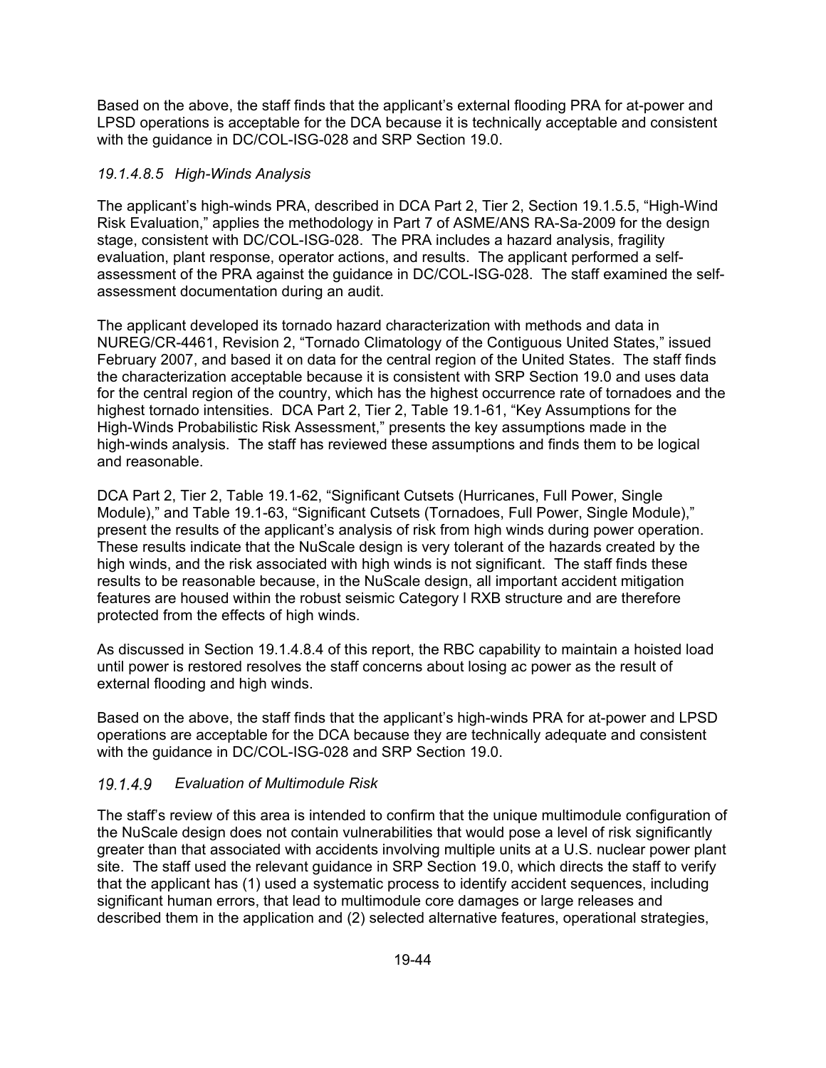Based on the above, the staff finds that the applicant's external flooding PRA for at-power and LPSD operations is acceptable for the DCA because it is technically acceptable and consistent with the guidance in DC/COL-ISG-028 and SRP Section 19.0.

#### *19.1.4.8.5 High-Winds Analysis*

The applicant's high-winds PRA, described in DCA Part 2, Tier 2, Section 19.1.5.5, "High-Wind Risk Evaluation," applies the methodology in Part 7 of ASME/ANS RA-Sa-2009 for the design stage, consistent with DC/COL-ISG-028. The PRA includes a hazard analysis, fragility evaluation, plant response, operator actions, and results. The applicant performed a self-assessment of the PRA against the guidance in DC/COL-ISG-028. The staff examined the self-assessment documentation during an audit.

The applicant developed its tornado hazard characterization with methods and data in NUREG/CR-4461, Revision 2, "Tornado Climatology of the Contiguous United States," issued February 2007, and based it on data for the central region of the United States. The staff finds the characterization acceptable because it is consistent with SRP Section 19.0 and uses data for the central region of the country, which has the highest occurrence rate of tornadoes and the highest tornado intensities. DCA Part 2, Tier 2, Table 19.1-61, "Key Assumptions for the High-Winds Probabilistic Risk Assessment," presents the key assumptions made in the high-winds analysis. The staff has reviewed these assumptions and finds them to be logical and reasonable.

DCA Part 2, Tier 2, Table 19.1-62, "Significant Cutsets (Hurricanes, Full Power, Single Module)," and Table 19.1-63, "Significant Cutsets (Tornadoes, Full Power, Single Module)," present the results of the applicant's analysis of risk from high winds during power operation. These results indicate that the NuScale design is very tolerant of the hazards created by the high winds, and the risk associated with high winds is not significant. The staff finds these results to be reasonable because, in the NuScale design, all important accident mitigation features are housed within the robust seismic Category I RXB structure and are therefore protected from the effects of high winds.

As discussed in Section 19.1.4.8.4 of this report, the RBC capability to maintain a hoisted load until power is restored resolves the staff concerns about losing ac power as the result of external flooding and high winds.

Based on the above, the staff finds that the applicant's high-winds PRA for at-power and LPSD operations are acceptable for the DCA because they are technically adequate and consistent with the guidance in DC/COL-ISG-028 and SRP Section 19.0.

### *19.1.4.9 Evaluation of Multimodule Risk*

The staff's review of this area is intended to confirm that the unique multimodule configuration of the NuScale design does not contain vulnerabilities that would pose a level of risk significantly greater than that associated with accidents involving multiple units at a U.S. nuclear power plant site. The staff used the relevant guidance in SRP Section 19.0, which directs the staff to verify that the applicant has (1) used a systematic process to identify accident sequences, including significant human errors, that lead to multimodule core damages or large releases and described them in the application and (2) selected alternative features, operational strategies,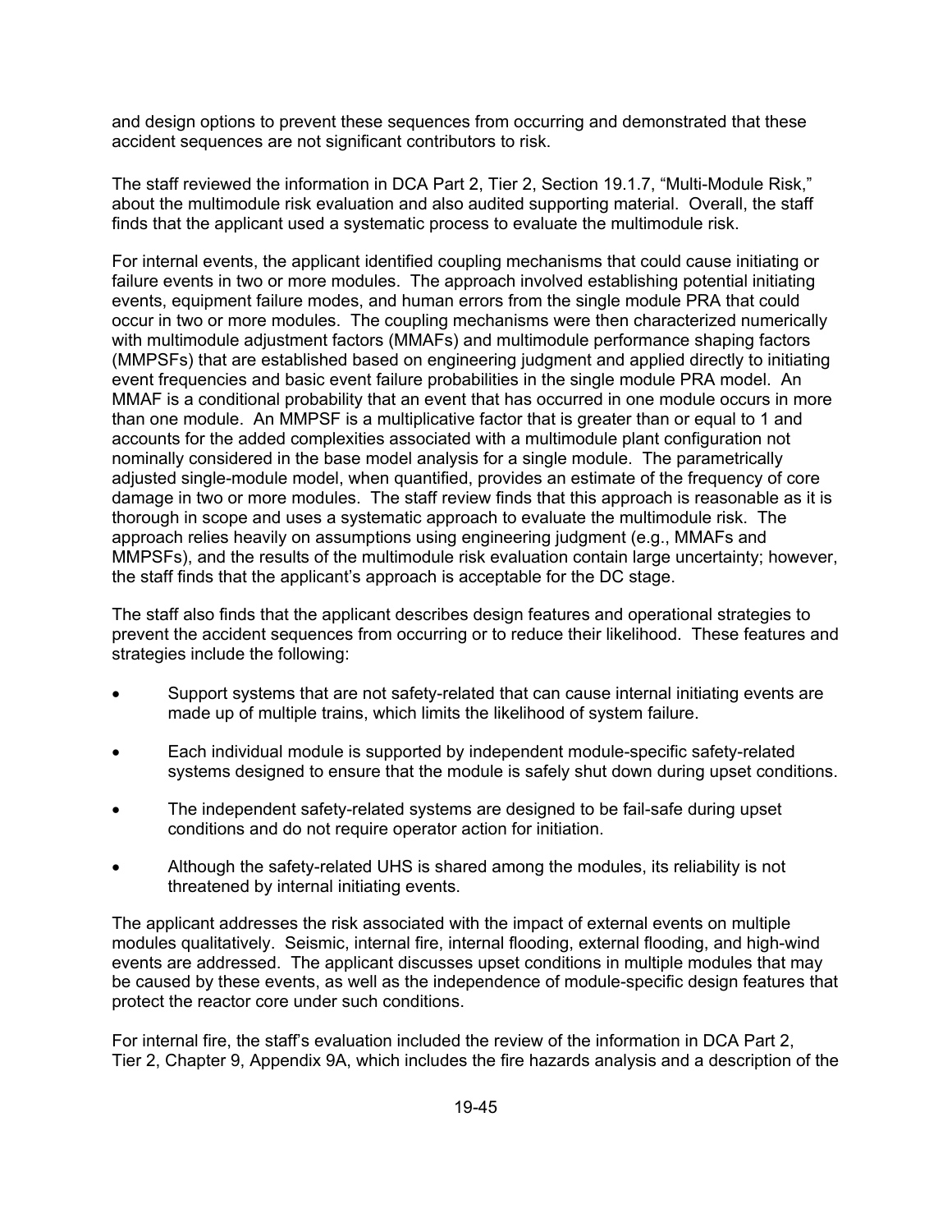and design options to prevent these sequences from occurring and demonstrated that these accident sequences are not significant contributors to risk.

The staff reviewed the information in DCA Part 2, Tier 2, Section 19.1.7, "Multi-Module Risk," about the multimodule risk evaluation and also audited supporting material. Overall, the staff finds that the applicant used a systematic process to evaluate the multimodule risk.

For internal events, the applicant identified coupling mechanisms that could cause initiating or failure events in two or more modules. The approach involved establishing potential initiating events, equipment failure modes, and human errors from the single module PRA that could occur in two or more modules. The coupling mechanisms were then characterized numerically with multimodule adjustment factors (MMAFs) and multimodule performance shaping factors (MMPSFs) that are established based on engineering judgment and applied directly to initiating event frequencies and basic event failure probabilities in the single module PRA model. An MMAF is a conditional probability that an event that has occurred in one module occurs in more than one module. An MMPSF is a multiplicative factor that is greater than or equal to 1 and accounts for the added complexities associated with a multimodule plant configuration not nominally considered in the base model analysis for a single module. The parametrically adjusted single-module model, when quantified, provides an estimate of the frequency of core damage in two or more modules. The staff review finds that this approach is reasonable as it is thorough in scope and uses a systematic approach to evaluate the multimodule risk. The approach relies heavily on assumptions using engineering judgment (e.g., MMAFs and MMPSFs), and the results of the multimodule risk evaluation contain large uncertainty; however, the staff finds that the applicant's approach is acceptable for the DC stage.

The staff also finds that the applicant describes design features and operational strategies to prevent the accident sequences from occurring or to reduce their likelihood. These features and strategies include the following:

- Support systems that are not safety-related that can cause internal initiating events are made up of multiple trains, which limits the likelihood of system failure.
- Each individual module is supported by independent module-specific safety-related systems designed to ensure that the module is safely shut down during upset conditions.
- The independent safety-related systems are designed to be fail-safe during upset conditions and do not require operator action for initiation.
- Although the safety-related UHS is shared among the modules, its reliability is not threatened by internal initiating events.

The applicant addresses the risk associated with the impact of external events on multiple modules qualitatively. Seismic, internal fire, internal flooding, external flooding, and high-wind events are addressed. The applicant discusses upset conditions in multiple modules that may be caused by these events, as well as the independence of module-specific design features that protect the reactor core under such conditions.

For internal fire, the staff's evaluation included the review of the information in DCA Part 2, Tier 2, Chapter 9, Appendix 9A, which includes the fire hazards analysis and a description of the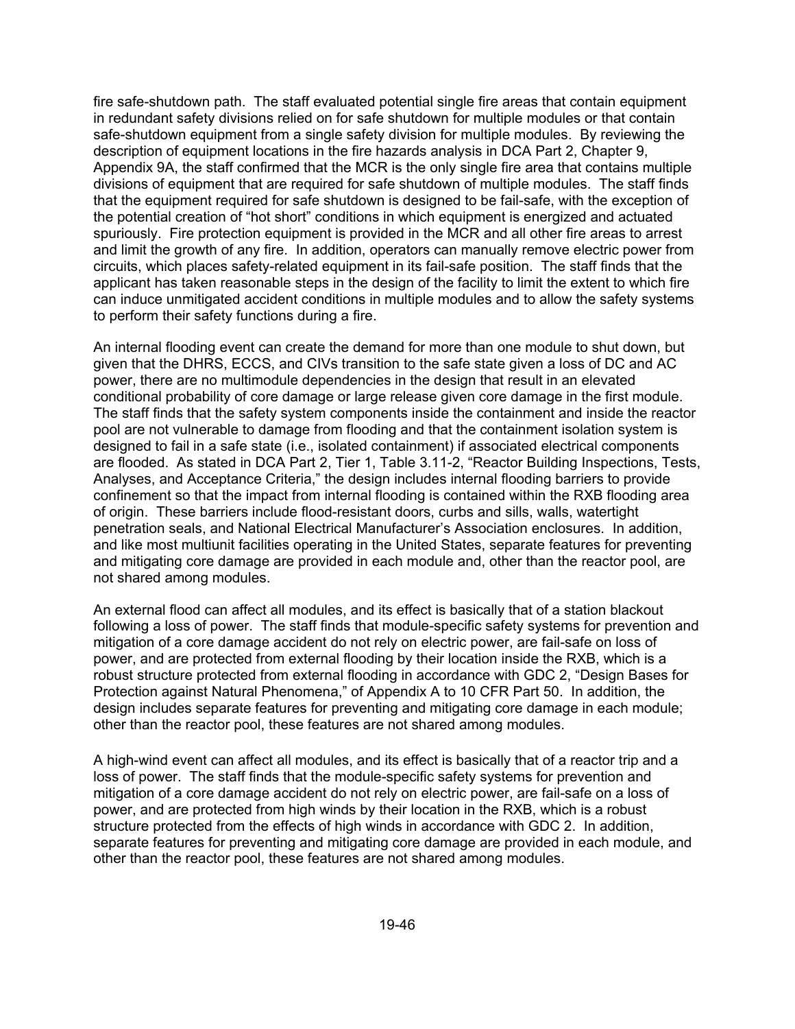fire safe-shutdown path. The staff evaluated potential single fire areas that contain equipment in redundant safety divisions relied on for safe shutdown for multiple modules or that contain safe-shutdown equipment from a single safety division for multiple modules. By reviewing the description of equipment locations in the fire hazards analysis in DCA Part 2, Chapter 9, Appendix 9A, the staff confirmed that the MCR is the only single fire area that contains multiple divisions of equipment that are required for safe shutdown of multiple modules. The staff finds that the equipment required for safe shutdown is designed to be fail-safe, with the exception of the potential creation of "hot short" conditions in which equipment is energized and actuated spuriously. Fire protection equipment is provided in the MCR and all other fire areas to arrest and limit the growth of any fire. In addition, operators can manually remove electric power from circuits, which places safety-related equipment in its fail-safe position. The staff finds that the applicant has taken reasonable steps in the design of the facility to limit the extent to which fire can induce unmitigated accident conditions in multiple modules and to allow the safety systems to perform their safety functions during a fire.

An internal flooding event can create the demand for more than one module to shut down, but given that the DHRS, ECCS, and CIVs transition to the safe state given a loss of DC and AC power, there are no multimodule dependencies in the design that result in an elevated conditional probability of core damage or large release given core damage in the first module. The staff finds that the safety system components inside the containment and inside the reactor pool are not vulnerable to damage from flooding and that the containment isolation system is designed to fail in a safe state (i.e., isolated containment) if associated electrical components are flooded. As stated in DCA Part 2, Tier 1, Table 3.11-2, "Reactor Building Inspections, Tests, Analyses, and Acceptance Criteria," the design includes internal flooding barriers to provide confinement so that the impact from internal flooding is contained within the RXB flooding area of origin. These barriers include flood-resistant doors, curbs and sills, walls, watertight penetration seals, and National Electrical Manufacturer's Association enclosures. In addition, and like most multiunit facilities operating in the United States, separate features for preventing and mitigating core damage are provided in each module and, other than the reactor pool, are not shared among modules.

An external flood can affect all modules, and its effect is basically that of a station blackout following a loss of power. The staff finds that module-specific safety systems for prevention and mitigation of a core damage accident do not rely on electric power, are fail-safe on loss of power, and are protected from external flooding by their location inside the RXB, which is a robust structure protected from external flooding in accordance with GDC 2, "Design Bases for Protection against Natural Phenomena," of Appendix A to 10 CFR Part 50. In addition, the design includes separate features for preventing and mitigating core damage in each module; other than the reactor pool, these features are not shared among modules.

A high-wind event can affect all modules, and its effect is basically that of a reactor trip and a loss of power. The staff finds that the module-specific safety systems for prevention and mitigation of a core damage accident do not rely on electric power, are fail-safe on a loss of power, and are protected from high winds by their location in the RXB, which is a robust structure protected from the effects of high winds in accordance with GDC 2. In addition, separate features for preventing and mitigating core damage are provided in each module, and other than the reactor pool, these features are not shared among modules.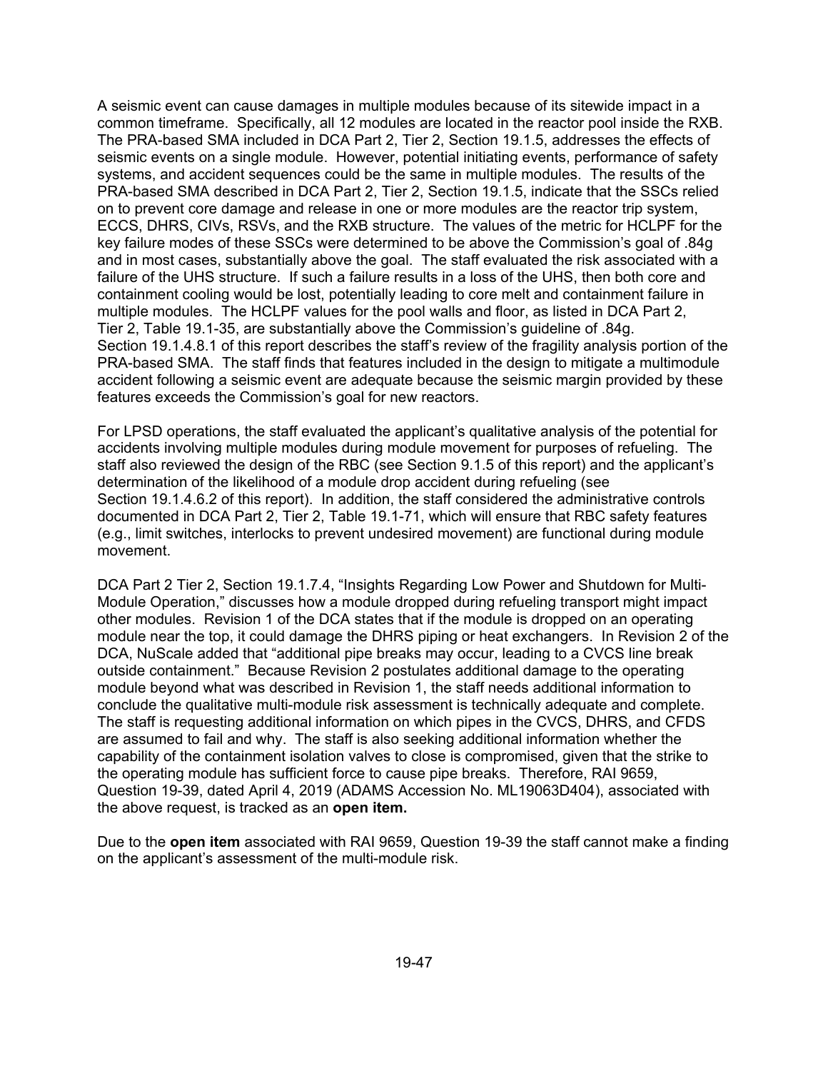A seismic event can cause damages in multiple modules because of its sitewide impact in a common timeframe. Specifically, all 12 modules are located in the reactor pool inside the RXB. The PRA-based SMA included in DCA Part 2, Tier 2, Section 19.1.5, addresses the effects of seismic events on a single module. However, potential initiating events, performance of safety systems, and accident sequences could be the same in multiple modules. The results of the PRA-based SMA described in DCA Part 2, Tier 2, Section 19.1.5, indicate that the SSCs relied on to prevent core damage and release in one or more modules are the reactor trip system, ECCS, DHRS, CIVs, RSVs, and the RXB structure. The values of the metric for HCLPF for the key failure modes of these SSCs were determined to be above the Commission's goal of .84g and in most cases, substantially above the goal. The staff evaluated the risk associated with a failure of the UHS structure. If such a failure results in a loss of the UHS, then both core and containment cooling would be lost, potentially leading to core melt and containment failure in multiple modules. The HCLPF values for the pool walls and floor, as listed in DCA Part 2, Tier 2, Table 19.1-35, are substantially above the Commission's guideline of .84g. Section 19.1.4.8.1 of this report describes the staff's review of the fragility analysis portion of the PRA-based SMA. The staff finds that features included in the design to mitigate a multimodule accident following a seismic event are adequate because the seismic margin provided by these features exceeds the Commission's goal for new reactors.

For LPSD operations, the staff evaluated the applicant's qualitative analysis of the potential for accidents involving multiple modules during module movement for purposes of refueling. The staff also reviewed the design of the RBC (see Section 9.1.5 of this report) and the applicant's determination of the likelihood of a module drop accident during refueling (see Section 19.1.4.6.2 of this report). In addition, the staff considered the administrative controls documented in DCA Part 2, Tier 2, Table 19.1-71, which will ensure that RBC safety features (e.g., limit switches, interlocks to prevent undesired movement) are functional during module movement.

DCA Part 2 Tier 2, Section 19.1.7.4, "Insights Regarding Low Power and Shutdown for Multi-Module Operation," discusses how a module dropped during refueling transport might impact other modules. Revision 1 of the DCA states that if the module is dropped on an operating module near the top, it could damage the DHRS piping or heat exchangers. In Revision 2 of the DCA, NuScale added that "additional pipe breaks may occur, leading to a CVCS line break outside containment." Because Revision 2 postulates additional damage to the operating module beyond what was described in Revision 1, the staff needs additional information to conclude the qualitative multi-module risk assessment is technically adequate and complete. The staff is requesting additional information on which pipes in the CVCS, DHRS, and CFDS are assumed to fail and why. The staff is also seeking additional information whether the capability of the containment isolation valves to close is compromised, given that the strike to the operating module has sufficient force to cause pipe breaks. Therefore, RAI 9659, Question 19-39, dated April 4, 2019 (ADAMS Accession No. ML19063D404), associated with the above request, is tracked as an **open item.**

Due to the **open item** associated with RAI 9659, Question 19-39 the staff cannot make a finding on the applicant's assessment of the multi-module risk.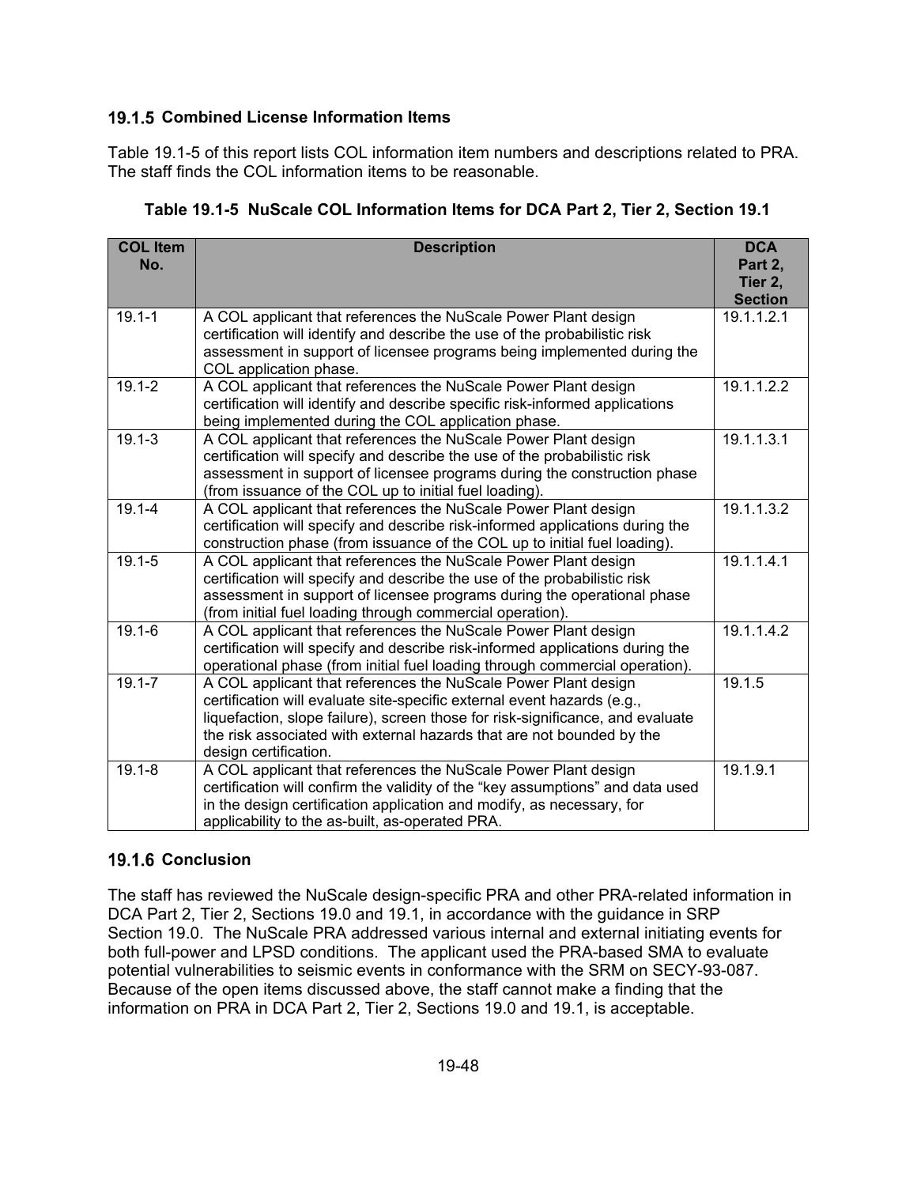### 19.1.5 Combined License Information Items

Table 19.1-5 of this report lists COL information item numbers and descriptions related to PRA. The staff finds the COL information items to be reasonable.

**Table 19.1-5 NuScale COL Information Items for DCA Part 2, Tier 2, Section 19.1**

| COL Item No. | Description | DCA Part 2, Tier 2, Section |
|---|---|---|
| 19.1-1 | A COL applicant that references the NuScale Power Plant design certification will identify and describe the use of the probabilistic risk assessment in support of licensee programs being implemented during the COL application phase. | 19.1.1.2.1 |
| 19.1-2 | A COL applicant that references the NuScale Power Plant design certification will identify and describe specific risk-informed applications being implemented during the COL application phase. | 19.1.1.2.2 |
| 19.1-3 | A COL applicant that references the NuScale Power Plant design certification will specify and describe the use of the probabilistic risk assessment in support of licensee programs during the construction phase (from issuance of the COL up to initial fuel loading). | 19.1.1.3.1 |
| 19.1-4 | A COL applicant that references the NuScale Power Plant design certification will specify and describe risk-informed applications during the construction phase (from issuance of the COL up to initial fuel loading). | 19.1.1.3.2 |
| 19.1-5 | A COL applicant that references the NuScale Power Plant design certification will specify and describe the use of the probabilistic risk assessment in support of licensee programs during the operational phase (from initial fuel loading through commercial operation). | 19.1.1.4.1 |
| 19.1-6 | A COL applicant that references the NuScale Power Plant design certification will specify and describe risk-informed applications during the operational phase (from initial fuel loading through commercial operation). | 19.1.1.4.2 |
| 19.1-7 | A COL applicant that references the NuScale Power Plant design certification will evaluate site-specific external event hazards (e.g., liquefaction, slope failure), screen those for risk-significance, and evaluate the risk associated with external hazards that are not bounded by the design certification. | 19.1.5 |
| 19.1-8 | A COL applicant that references the NuScale Power Plant design certification will confirm the validity of the "key assumptions" and data used in the design certification application and modify, as necessary, for applicability to the as-built, as-operated PRA. | 19.1.9.1 |

### 19.1.6 Conclusion

The staff has reviewed the NuScale design-specific PRA and other PRA-related information in DCA Part 2, Tier 2, Sections 19.0 and 19.1, in accordance with the guidance in SRP Section 19.0. The NuScale PRA addressed various internal and external initiating events for both full-power and LPSD conditions. The applicant used the PRA-based SMA to evaluate potential vulnerabilities to seismic events in conformance with the SRM on SECY-93-087. Because of the open items discussed above, the staff cannot make a finding that the information on PRA in DCA Part 2, Tier 2, Sections 19.0 and 19.1, is acceptable.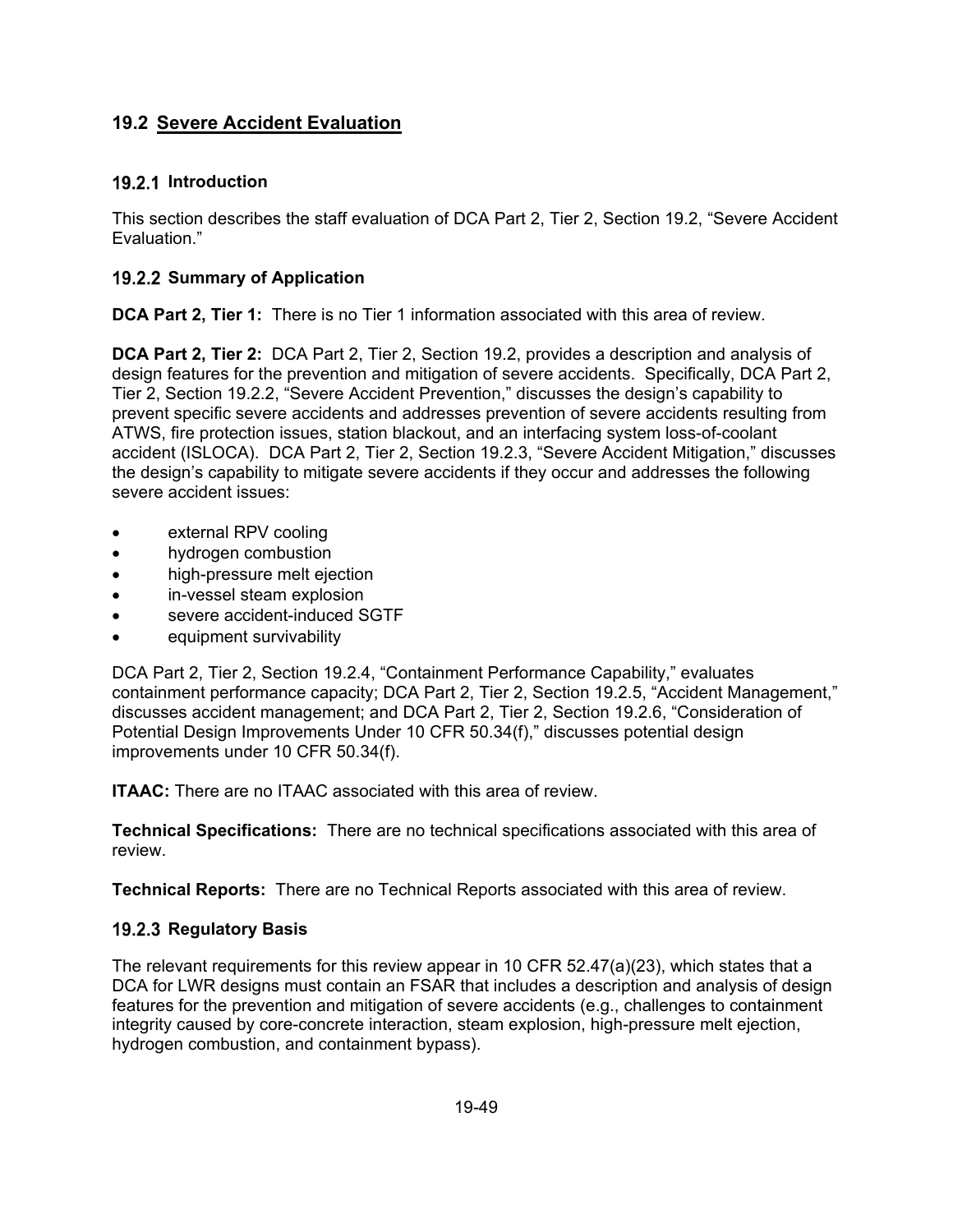## 19.2 Severe Accident Evaluation

### 19.2.1 Introduction

This section describes the staff evaluation of DCA Part 2, Tier 2, Section 19.2, "Severe Accident Evaluation."

### 19.2.2 Summary of Application

**DCA Part 2, Tier 1:** There is no Tier 1 information associated with this area of review.

**DCA Part 2, Tier 2:** DCA Part 2, Tier 2, Section 19.2, provides a description and analysis of design features for the prevention and mitigation of severe accidents. Specifically, DCA Part 2, Tier 2, Section 19.2.2, "Severe Accident Prevention," discusses the design's capability to prevent specific severe accidents and addresses prevention of severe accidents resulting from ATWS, fire protection issues, station blackout, and an interfacing system loss-of-coolant accident (ISLOCA). DCA Part 2, Tier 2, Section 19.2.3, "Severe Accident Mitigation," discusses the design's capability to mitigate severe accidents if they occur and addresses the following severe accident issues:

- external RPV cooling
- hydrogen combustion
- high-pressure melt ejection
- in-vessel steam explosion
- severe accident-induced SGTF
- equipment survivability

DCA Part 2, Tier 2, Section 19.2.4, "Containment Performance Capability," evaluates containment performance capacity; DCA Part 2, Tier 2, Section 19.2.5, "Accident Management," discusses accident management; and DCA Part 2, Tier 2, Section 19.2.6, "Consideration of Potential Design Improvements Under 10 CFR 50.34(f)," discusses potential design improvements under 10 CFR 50.34(f).

**ITAAC:** There are no ITAAC associated with this area of review.

**Technical Specifications:** There are no technical specifications associated with this area of review.

**Technical Reports:** There are no Technical Reports associated with this area of review.

### 19.2.3 Regulatory Basis

The relevant requirements for this review appear in 10 CFR 52.47(a)(23), which states that a DCA for LWR designs must contain an FSAR that includes a description and analysis of design features for the prevention and mitigation of severe accidents (e.g., challenges to containment integrity caused by core-concrete interaction, steam explosion, high-pressure melt ejection, hydrogen combustion, and containment bypass).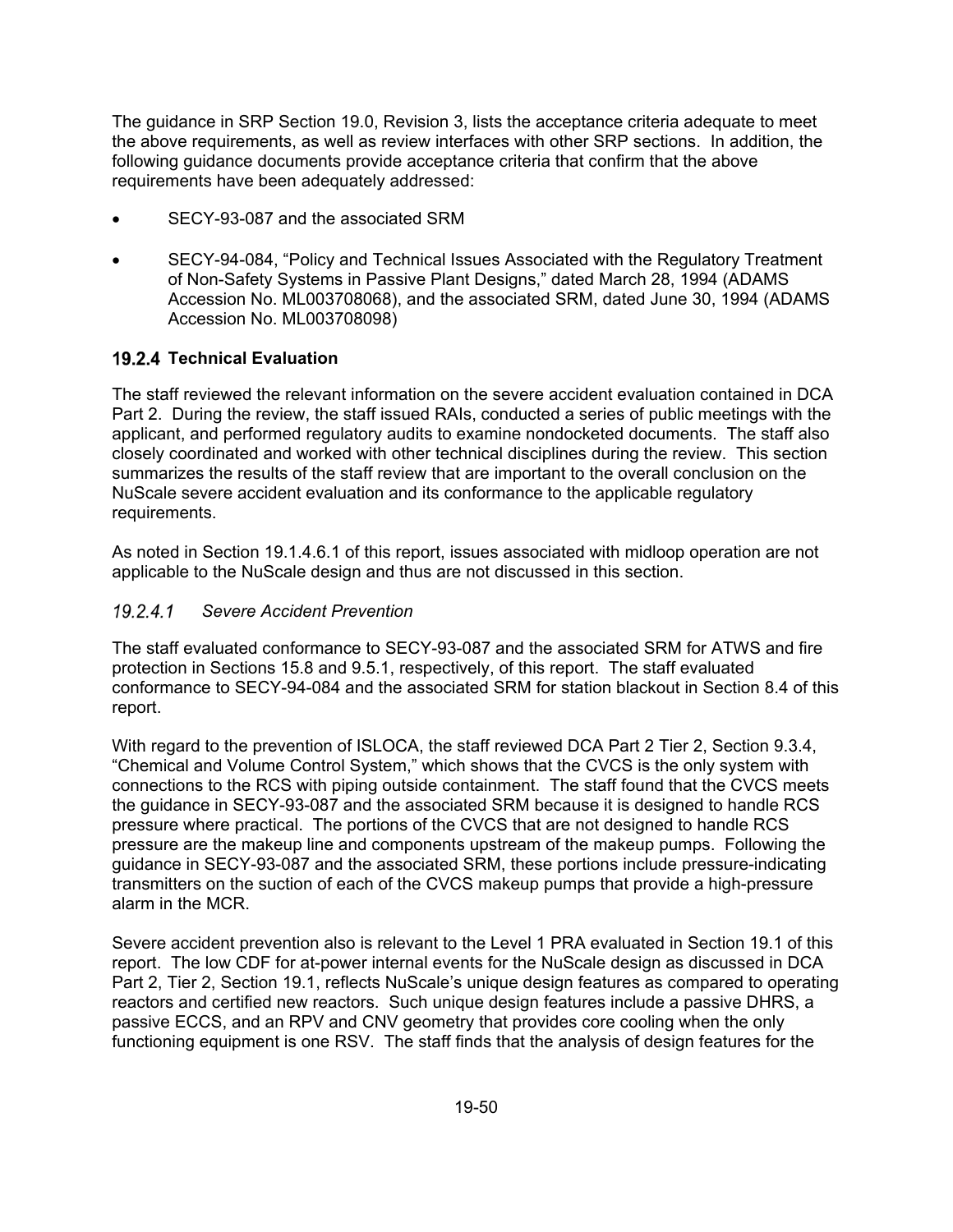The guidance in SRP Section 19.0, Revision 3, lists the acceptance criteria adequate to meet the above requirements, as well as review interfaces with other SRP sections. In addition, the following guidance documents provide acceptance criteria that confirm that the above requirements have been adequately addressed:

- SECY-93-087 and the associated SRM
- SECY-94-084, "Policy and Technical Issues Associated with the Regulatory Treatment of Non-Safety Systems in Passive Plant Designs," dated March 28, 1994 (ADAMS Accession No. ML003708068), and the associated SRM, dated June 30, 1994 (ADAMS Accession No. ML003708098)

### 19.2.4 Technical Evaluation

The staff reviewed the relevant information on the severe accident evaluation contained in DCA Part 2. During the review, the staff issued RAIs, conducted a series of public meetings with the applicant, and performed regulatory audits to examine nondocketed documents. The staff also closely coordinated and worked with other technical disciplines during the review. This section summarizes the results of the staff review that are important to the overall conclusion on the NuScale severe accident evaluation and its conformance to the applicable regulatory requirements.

As noted in Section 19.1.4.6.1 of this report, issues associated with midloop operation are not applicable to the NuScale design and thus are not discussed in this section.

#### *19.2.4.1 Severe Accident Prevention*

The staff evaluated conformance to SECY-93-087 and the associated SRM for ATWS and fire protection in Sections 15.8 and 9.5.1, respectively, of this report. The staff evaluated conformance to SECY-94-084 and the associated SRM for station blackout in Section 8.4 of this report.

With regard to the prevention of ISLOCA, the staff reviewed DCA Part 2 Tier 2, Section 9.3.4, "Chemical and Volume Control System," which shows that the CVCS is the only system with connections to the RCS with piping outside containment. The staff found that the CVCS meets the guidance in SECY-93-087 and the associated SRM because it is designed to handle RCS pressure where practical. The portions of the CVCS that are not designed to handle RCS pressure are the makeup line and components upstream of the makeup pumps. Following the guidance in SECY-93-087 and the associated SRM, these portions include pressure-indicating transmitters on the suction of each of the CVCS makeup pumps that provide a high-pressure alarm in the MCR.

Severe accident prevention also is relevant to the Level 1 PRA evaluated in Section 19.1 of this report. The low CDF for at-power internal events for the NuScale design as discussed in DCA Part 2, Tier 2, Section 19.1, reflects NuScale's unique design features as compared to operating reactors and certified new reactors. Such unique design features include a passive DHRS, a passive ECCS, and an RPV and CNV geometry that provides core cooling when the only functioning equipment is one RSV. The staff finds that the analysis of design features for the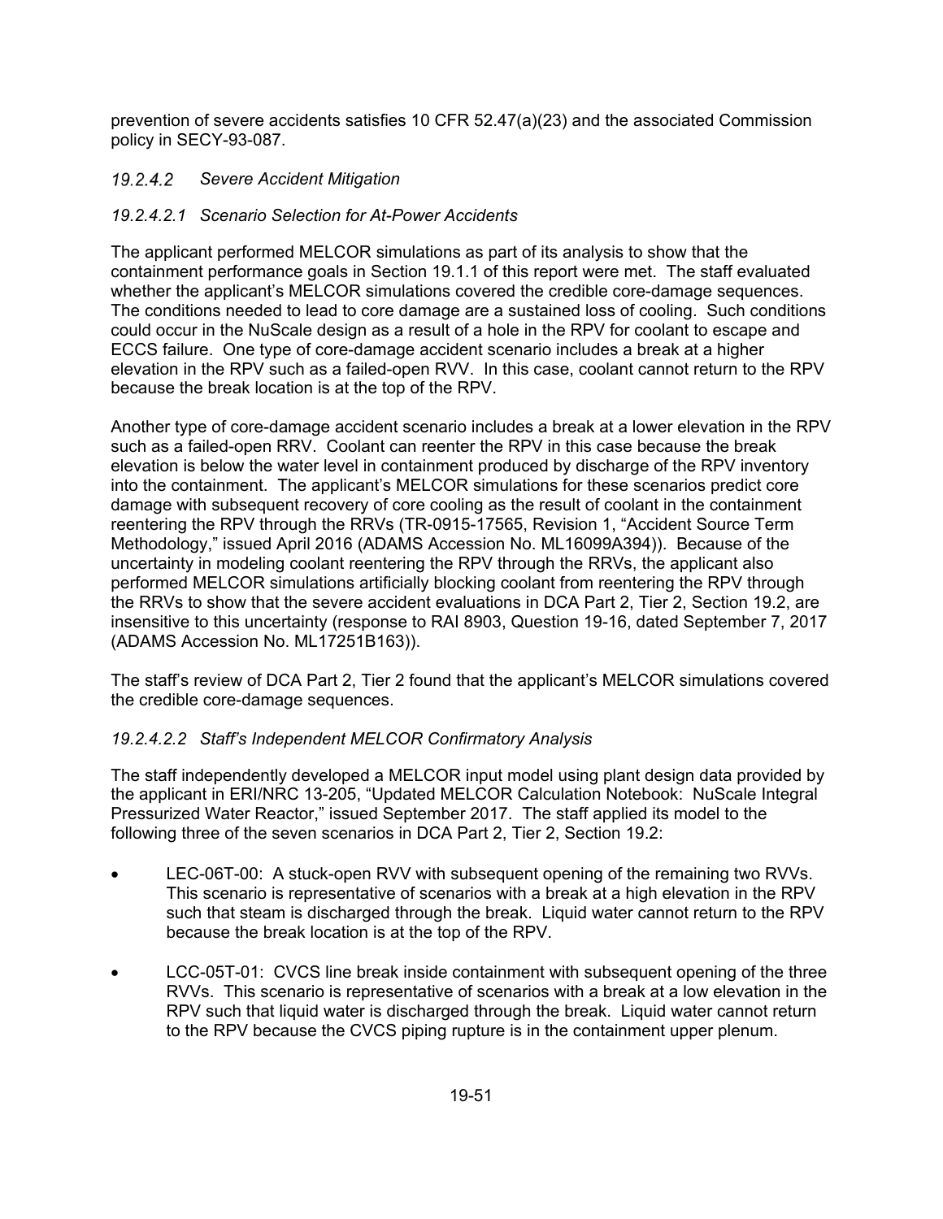prevention of severe accidents satisfies 10 CFR 52.47(a)(23) and the associated Commission policy in SECY-93-087.

### *19.2.4.2 Severe Accident Mitigation*

#### *19.2.4.2.1 Scenario Selection for At-Power Accidents*

The applicant performed MELCOR simulations as part of its analysis to show that the containment performance goals in Section 19.1.1 of this report were met. The staff evaluated whether the applicant's MELCOR simulations covered the credible core-damage sequences. The conditions needed to lead to core damage are a sustained loss of cooling. Such conditions could occur in the NuScale design as a result of a hole in the RPV for coolant to escape and ECCS failure. One type of core-damage accident scenario includes a break at a higher elevation in the RPV such as a failed-open RVV. In this case, coolant cannot return to the RPV because the break location is at the top of the RPV.

Another type of core-damage accident scenario includes a break at a lower elevation in the RPV such as a failed-open RRV. Coolant can reenter the RPV in this case because the break elevation is below the water level in containment produced by discharge of the RPV inventory into the containment. The applicant's MELCOR simulations for these scenarios predict core damage with subsequent recovery of core cooling as the result of coolant in the containment reentering the RPV through the RRVs (TR-0915-17565, Revision 1, "Accident Source Term Methodology," issued April 2016 (ADAMS Accession No. ML16099A394)). Because of the uncertainty in modeling coolant reentering the RPV through the RRVs, the applicant also performed MELCOR simulations artificially blocking coolant from reentering the RPV through the RRVs to show that the severe accident evaluations in DCA Part 2, Tier 2, Section 19.2, are insensitive to this uncertainty (response to RAI 8903, Question 19-16, dated September 7, 2017 (ADAMS Accession No. ML17251B163)).

The staff's review of DCA Part 2, Tier 2 found that the applicant's MELCOR simulations covered the credible core-damage sequences.

#### *19.2.4.2.2 Staff's Independent MELCOR Confirmatory Analysis*

The staff independently developed a MELCOR input model using plant design data provided by the applicant in ERI/NRC 13-205, "Updated MELCOR Calculation Notebook: NuScale Integral Pressurized Water Reactor," issued September 2017. The staff applied its model to the following three of the seven scenarios in DCA Part 2, Tier 2, Section 19.2:

- LEC-06T-00: A stuck-open RVV with subsequent opening of the remaining two RVVs. This scenario is representative of scenarios with a break at a high elevation in the RPV such that steam is discharged through the break. Liquid water cannot return to the RPV because the break location is at the top of the RPV.

- LCC-05T-01: CVCS line break inside containment with subsequent opening of the three RVVs. This scenario is representative of scenarios with a break at a low elevation in the RPV such that liquid water is discharged through the break. Liquid water cannot return to the RPV because the CVCS piping rupture is in the containment upper plenum.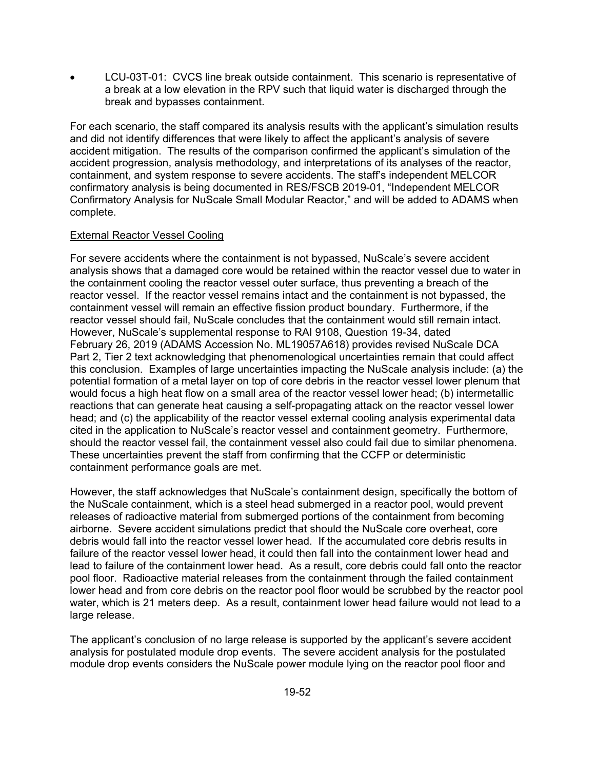- LCU-03T-01: CVCS line break outside containment. This scenario is representative of a break at a low elevation in the RPV such that liquid water is discharged through the break and bypasses containment.

For each scenario, the staff compared its analysis results with the applicant's simulation results and did not identify differences that were likely to affect the applicant's analysis of severe accident mitigation. The results of the comparison confirmed the applicant's simulation of the accident progression, analysis methodology, and interpretations of its analyses of the reactor, containment, and system response to severe accidents. The staff's independent MELCOR confirmatory analysis is being documented in RES/FSCB 2019-01, "Independent MELCOR Confirmatory Analysis for NuScale Small Modular Reactor," and will be added to ADAMS when complete.

External Reactor Vessel Cooling

For severe accidents where the containment is not bypassed, NuScale's severe accident analysis shows that a damaged core would be retained within the reactor vessel due to water in the containment cooling the reactor vessel outer surface, thus preventing a breach of the reactor vessel. If the reactor vessel remains intact and the containment is not bypassed, the containment vessel will remain an effective fission product boundary. Furthermore, if the reactor vessel should fail, NuScale concludes that the containment would still remain intact. However, NuScale's supplemental response to RAI 9108, Question 19-34, dated February 26, 2019 (ADAMS Accession No. ML19057A618) provides revised NuScale DCA Part 2, Tier 2 text acknowledging that phenomenological uncertainties remain that could affect this conclusion. Examples of large uncertainties impacting the NuScale analysis include: (a) the potential formation of a metal layer on top of core debris in the reactor vessel lower plenum that would focus a high heat flow on a small area of the reactor vessel lower head; (b) intermetallic reactions that can generate heat causing a self-propagating attack on the reactor vessel lower head; and (c) the applicability of the reactor vessel external cooling analysis experimental data cited in the application to NuScale's reactor vessel and containment geometry. Furthermore, should the reactor vessel fail, the containment vessel also could fail due to similar phenomena. These uncertainties prevent the staff from confirming that the CCFP or deterministic containment performance goals are met.

However, the staff acknowledges that NuScale's containment design, specifically the bottom of the NuScale containment, which is a steel head submerged in a reactor pool, would prevent releases of radioactive material from submerged portions of the containment from becoming airborne. Severe accident simulations predict that should the NuScale core overheat, core debris would fall into the reactor vessel lower head. If the accumulated core debris results in failure of the reactor vessel lower head, it could then fall into the containment lower head and lead to failure of the containment lower head. As a result, core debris could fall onto the reactor pool floor. Radioactive material releases from the containment through the failed containment lower head and from core debris on the reactor pool floor would be scrubbed by the reactor pool water, which is 21 meters deep. As a result, containment lower head failure would not lead to a large release.

The applicant's conclusion of no large release is supported by the applicant's severe accident analysis for postulated module drop events. The severe accident analysis for the postulated module drop events considers the NuScale power module lying on the reactor pool floor and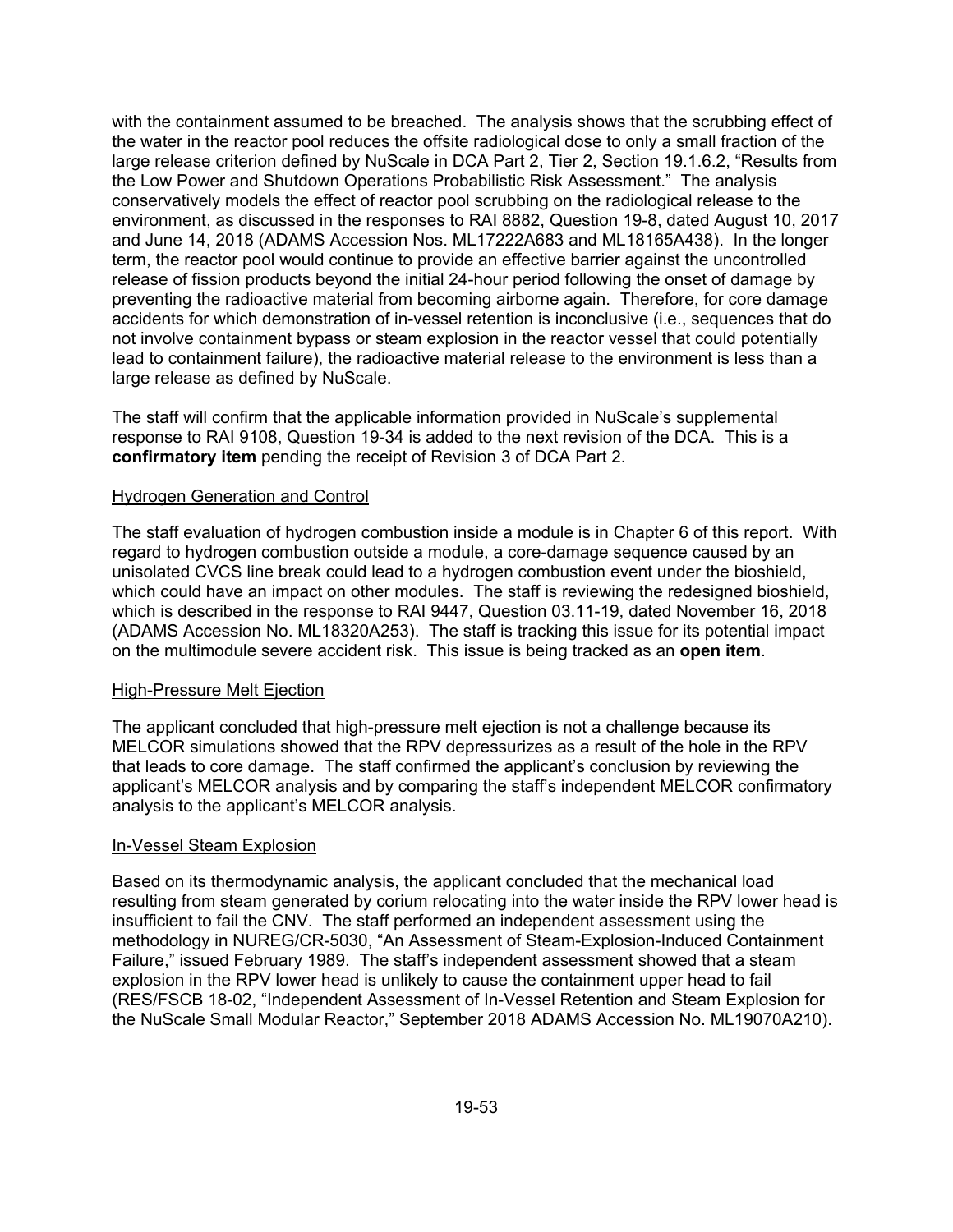with the containment assumed to be breached. The analysis shows that the scrubbing effect of the water in the reactor pool reduces the offsite radiological dose to only a small fraction of the large release criterion defined by NuScale in DCA Part 2, Tier 2, Section 19.1.6.2, "Results from the Low Power and Shutdown Operations Probabilistic Risk Assessment." The analysis conservatively models the effect of reactor pool scrubbing on the radiological release to the environment, as discussed in the responses to RAI 8882, Question 19-8, dated August 10, 2017 and June 14, 2018 (ADAMS Accession Nos. ML17222A683 and ML18165A438). In the longer term, the reactor pool would continue to provide an effective barrier against the uncontrolled release of fission products beyond the initial 24-hour period following the onset of damage by preventing the radioactive material from becoming airborne again. Therefore, for core damage accidents for which demonstration of in-vessel retention is inconclusive (i.e., sequences that do not involve containment bypass or steam explosion in the reactor vessel that could potentially lead to containment failure), the radioactive material release to the environment is less than a large release as defined by NuScale.

The staff will confirm that the applicable information provided in NuScale's supplemental response to RAI 9108, Question 19-34 is added to the next revision of the DCA. This is a **confirmatory item** pending the receipt of Revision 3 of DCA Part 2.

Hydrogen Generation and Control

The staff evaluation of hydrogen combustion inside a module is in Chapter 6 of this report. With regard to hydrogen combustion outside a module, a core-damage sequence caused by an unisolated CVCS line break could lead to a hydrogen combustion event under the bioshield, which could have an impact on other modules. The staff is reviewing the redesigned bioshield, which is described in the response to RAI 9447, Question 03.11-19, dated November 16, 2018 (ADAMS Accession No. ML18320A253). The staff is tracking this issue for its potential impact on the multimodule severe accident risk. This issue is being tracked as an **open item**.

High-Pressure Melt Ejection

The applicant concluded that high-pressure melt ejection is not a challenge because its MELCOR simulations showed that the RPV depressurizes as a result of the hole in the RPV that leads to core damage. The staff confirmed the applicant's conclusion by reviewing the applicant's MELCOR analysis and by comparing the staff's independent MELCOR confirmatory analysis to the applicant's MELCOR analysis.

In-Vessel Steam Explosion

Based on its thermodynamic analysis, the applicant concluded that the mechanical load resulting from steam generated by corium relocating into the water inside the RPV lower head is insufficient to fail the CNV. The staff performed an independent assessment using the methodology in NUREG/CR-5030, "An Assessment of Steam-Explosion-Induced Containment Failure," issued February 1989. The staff's independent assessment showed that a steam explosion in the RPV lower head is unlikely to cause the containment upper head to fail (RES/FSCB 18-02, "Independent Assessment of In-Vessel Retention and Steam Explosion for the NuScale Small Modular Reactor," September 2018 ADAMS Accession No. ML19070A210).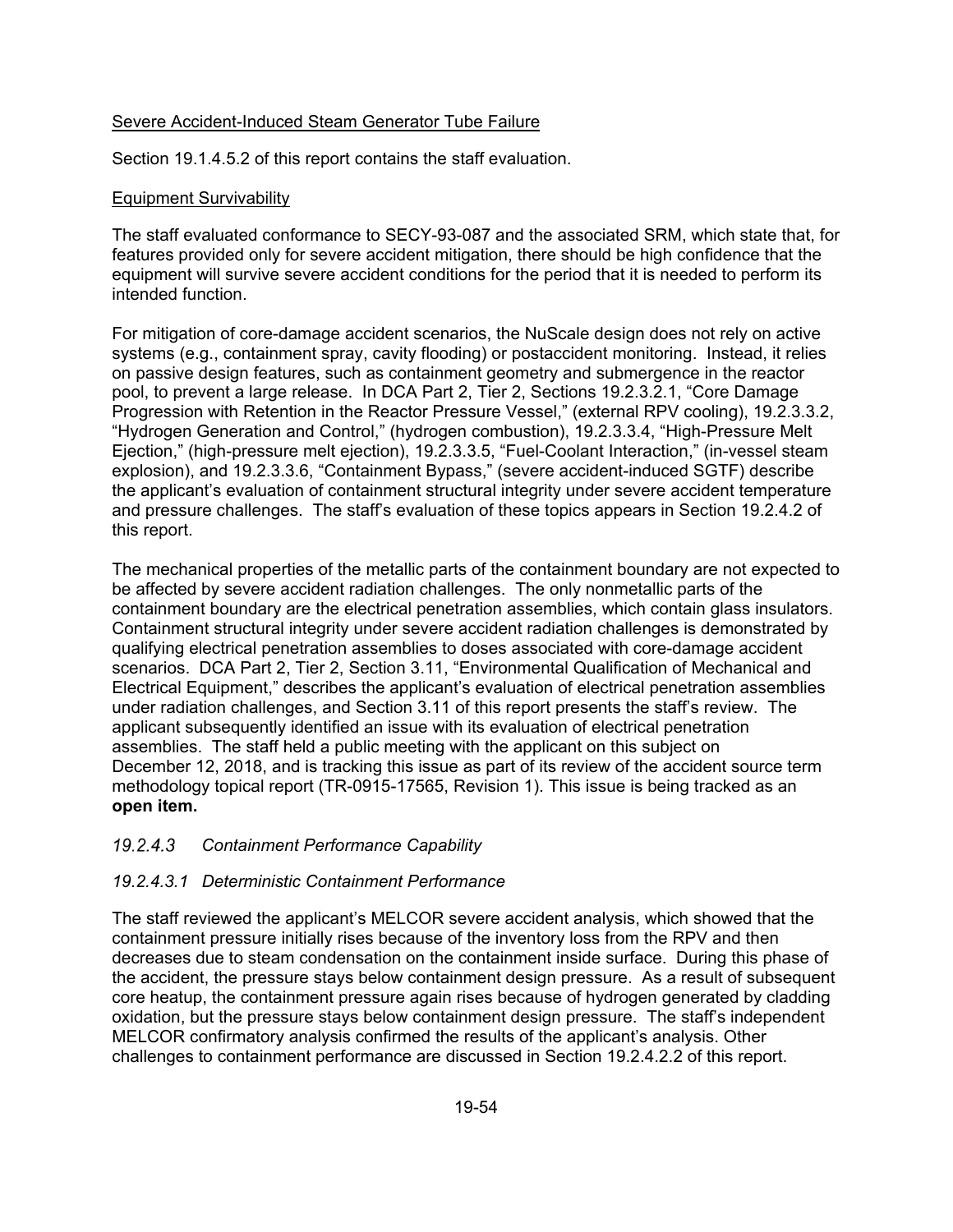Severe Accident-Induced Steam Generator Tube Failure

Section 19.1.4.5.2 of this report contains the staff evaluation.

Equipment Survivability

The staff evaluated conformance to SECY-93-087 and the associated SRM, which state that, for features provided only for severe accident mitigation, there should be high confidence that the equipment will survive severe accident conditions for the period that it is needed to perform its intended function.

For mitigation of core-damage accident scenarios, the NuScale design does not rely on active systems (e.g., containment spray, cavity flooding) or postaccident monitoring. Instead, it relies on passive design features, such as containment geometry and submergence in the reactor pool, to prevent a large release. In DCA Part 2, Tier 2, Sections 19.2.3.2.1, "Core Damage Progression with Retention in the Reactor Pressure Vessel," (external RPV cooling), 19.2.3.3.2, "Hydrogen Generation and Control," (hydrogen combustion), 19.2.3.3.4, "High-Pressure Melt Ejection," (high-pressure melt ejection), 19.2.3.3.5, "Fuel-Coolant Interaction," (in-vessel steam explosion), and 19.2.3.3.6, "Containment Bypass," (severe accident-induced SGTF) describe the applicant's evaluation of containment structural integrity under severe accident temperature and pressure challenges. The staff's evaluation of these topics appears in Section 19.2.4.2 of this report.

The mechanical properties of the metallic parts of the containment boundary are not expected to be affected by severe accident radiation challenges. The only nonmetallic parts of the containment boundary are the electrical penetration assemblies, which contain glass insulators. Containment structural integrity under severe accident radiation challenges is demonstrated by qualifying electrical penetration assemblies to doses associated with core-damage accident scenarios. DCA Part 2, Tier 2, Section 3.11, "Environmental Qualification of Mechanical and Electrical Equipment," describes the applicant's evaluation of electrical penetration assemblies under radiation challenges, and Section 3.11 of this report presents the staff's review. The applicant subsequently identified an issue with its evaluation of electrical penetration assemblies. The staff held a public meeting with the applicant on this subject on December 12, 2018, and is tracking this issue as part of its review of the accident source term methodology topical report (TR-0915-17565, Revision 1). This issue is being tracked as an **open item.**

### *19.2.4.3 Containment Performance Capability*

#### *19.2.4.3.1 Deterministic Containment Performance*

The staff reviewed the applicant's MELCOR severe accident analysis, which showed that the containment pressure initially rises because of the inventory loss from the RPV and then decreases due to steam condensation on the containment inside surface. During this phase of the accident, the pressure stays below containment design pressure. As a result of subsequent core heatup, the containment pressure again rises because of hydrogen generated by cladding oxidation, but the pressure stays below containment design pressure. The staff's independent MELCOR confirmatory analysis confirmed the results of the applicant's analysis. Other challenges to containment performance are discussed in Section 19.2.4.2.2 of this report.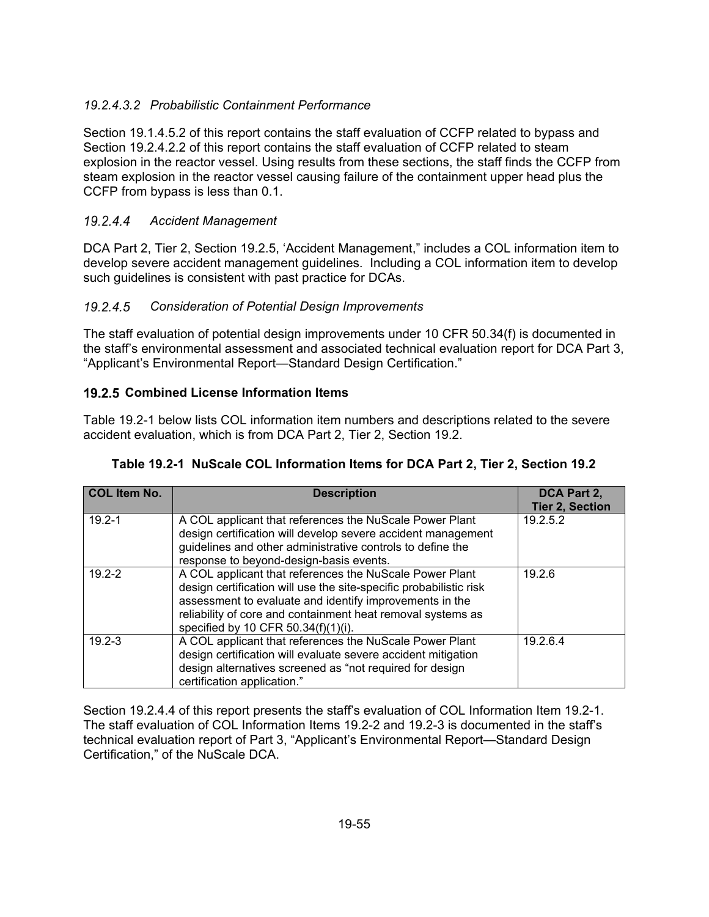#### *19.2.4.3.2 Probabilistic Containment Performance*

Section 19.1.4.5.2 of this report contains the staff evaluation of CCFP related to bypass and Section 19.2.4.2.2 of this report contains the staff evaluation of CCFP related to steam explosion in the reactor vessel. Using results from these sections, the staff finds the CCFP from steam explosion in the reactor vessel causing failure of the containment upper head plus the CCFP from bypass is less than 0.1.

### *19.2.4.4 Accident Management*

DCA Part 2, Tier 2, Section 19.2.5, 'Accident Management," includes a COL information item to develop severe accident management guidelines. Including a COL information item to develop such guidelines is consistent with past practice for DCAs.

### *19.2.4.5 Consideration of Potential Design Improvements*

The staff evaluation of potential design improvements under 10 CFR 50.34(f) is documented in the staff's environmental assessment and associated technical evaluation report for DCA Part 3, "Applicant's Environmental Report—Standard Design Certification."

## **19.2.5 Combined License Information Items**

Table 19.2-1 below lists COL information item numbers and descriptions related to the severe accident evaluation, which is from DCA Part 2, Tier 2, Section 19.2.

**Table 19.2-1 NuScale COL Information Items for DCA Part 2, Tier 2, Section 19.2**

| COL Item No. | Description | DCA Part 2, Tier 2, Section |
|---|---|---|
| 19.2-1 | A COL applicant that references the NuScale Power Plant design certification will develop severe accident management guidelines and other administrative controls to define the response to beyond-design-basis events. | 19.2.5.2 |
| 19.2-2 | A COL applicant that references the NuScale Power Plant design certification will use the site-specific probabilistic risk assessment to evaluate and identify improvements in the reliability of core and containment heat removal systems as specified by 10 CFR 50.34(f)(1)(i). | 19.2.6 |
| 19.2-3 | A COL applicant that references the NuScale Power Plant design certification will evaluate severe accident mitigation design alternatives screened as "not required for design certification application." | 19.2.6.4 |

Section 19.2.4.4 of this report presents the staff's evaluation of COL Information Item 19.2-1. The staff evaluation of COL Information Items 19.2-2 and 19.2-3 is documented in the staff's technical evaluation report of Part 3, "Applicant's Environmental Report—Standard Design Certification," of the NuScale DCA.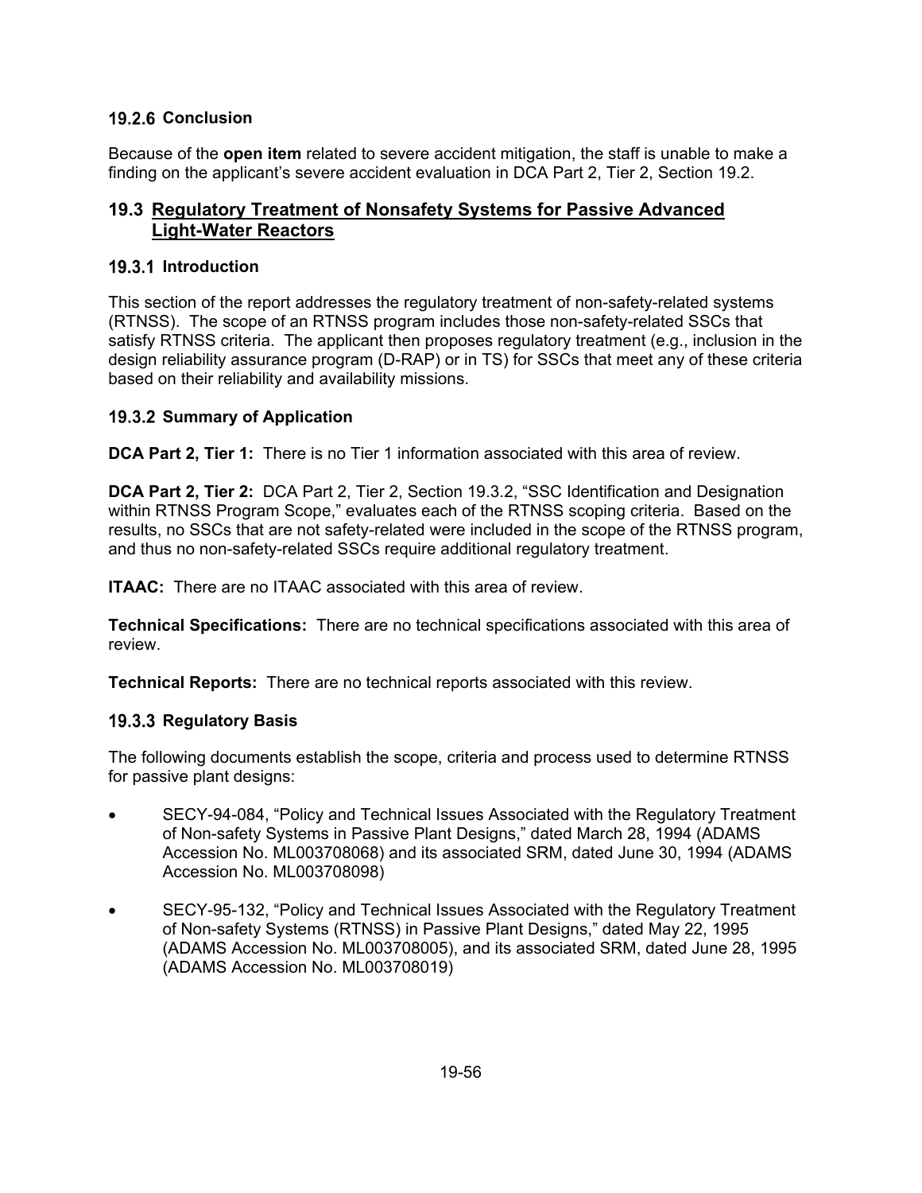### 19.2.6 Conclusion

Because of the **open item** related to severe accident mitigation, the staff is unable to make a finding on the applicant's severe accident evaluation in DCA Part 2, Tier 2, Section 19.2.

## 19.3 Regulatory Treatment of Nonsafety Systems for Passive Advanced Light-Water Reactors

### 19.3.1 Introduction

This section of the report addresses the regulatory treatment of non-safety-related systems (RTNSS). The scope of an RTNSS program includes those non-safety-related SSCs that satisfy RTNSS criteria. The applicant then proposes regulatory treatment (e.g., inclusion in the design reliability assurance program (D-RAP) or in TS) for SSCs that meet any of these criteria based on their reliability and availability missions.

### 19.3.2 Summary of Application

**DCA Part 2, Tier 1:** There is no Tier 1 information associated with this area of review.

**DCA Part 2, Tier 2:** DCA Part 2, Tier 2, Section 19.3.2, "SSC Identification and Designation within RTNSS Program Scope," evaluates each of the RTNSS scoping criteria. Based on the results, no SSCs that are not safety-related were included in the scope of the RTNSS program, and thus no non-safety-related SSCs require additional regulatory treatment.

**ITAAC:** There are no ITAAC associated with this area of review.

**Technical Specifications:** There are no technical specifications associated with this area of review.

**Technical Reports:** There are no technical reports associated with this review.

### 19.3.3 Regulatory Basis

The following documents establish the scope, criteria and process used to determine RTNSS for passive plant designs:

- SECY-94-084, "Policy and Technical Issues Associated with the Regulatory Treatment of Non-safety Systems in Passive Plant Designs," dated March 28, 1994 (ADAMS Accession No. ML003708068) and its associated SRM, dated June 30, 1994 (ADAMS Accession No. ML003708098)
- SECY-95-132, "Policy and Technical Issues Associated with the Regulatory Treatment of Non-safety Systems (RTNSS) in Passive Plant Designs," dated May 22, 1995 (ADAMS Accession No. ML003708005), and its associated SRM, dated June 28, 1995 (ADAMS Accession No. ML003708019)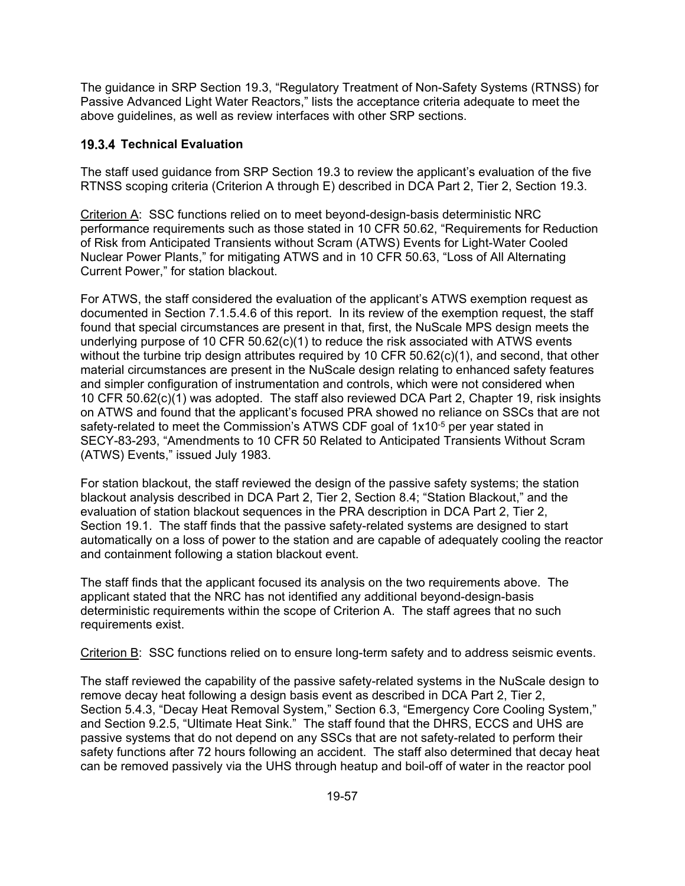The guidance in SRP Section 19.3, "Regulatory Treatment of Non-Safety Systems (RTNSS) for Passive Advanced Light Water Reactors," lists the acceptance criteria adequate to meet the above guidelines, as well as review interfaces with other SRP sections.

### 19.3.4 Technical Evaluation

The staff used guidance from SRP Section 19.3 to review the applicant's evaluation of the five RTNSS scoping criteria (Criterion A through E) described in DCA Part 2, Tier 2, Section 19.3.

Criterion A: SSC functions relied on to meet beyond-design-basis deterministic NRC performance requirements such as those stated in 10 CFR 50.62, "Requirements for Reduction of Risk from Anticipated Transients without Scram (ATWS) Events for Light-Water Cooled Nuclear Power Plants," for mitigating ATWS and in 10 CFR 50.63, "Loss of All Alternating Current Power," for station blackout.

For ATWS, the staff considered the evaluation of the applicant's ATWS exemption request as documented in Section 7.1.5.4.6 of this report. In its review of the exemption request, the staff found that special circumstances are present in that, first, the NuScale MPS design meets the underlying purpose of 10 CFR 50.62(c)(1) to reduce the risk associated with ATWS events without the turbine trip design attributes required by 10 CFR 50.62(c)(1), and second, that other material circumstances are present in the NuScale design relating to enhanced safety features and simpler configuration of instrumentation and controls, which were not considered when 10 CFR 50.62(c)(1) was adopted. The staff also reviewed DCA Part 2, Chapter 19, risk insights on ATWS and found that the applicant's focused PRA showed no reliance on SSCs that are not safety-related to meet the Commission's ATWS CDF goal of $1 \times 10^{-5}$ per year stated in SECY-83-293, "Amendments to 10 CFR 50 Related to Anticipated Transients Without Scram (ATWS) Events," issued July 1983.

For station blackout, the staff reviewed the design of the passive safety systems; the station blackout analysis described in DCA Part 2, Tier 2, Section 8.4; "Station Blackout," and the evaluation of station blackout sequences in the PRA description in DCA Part 2, Tier 2, Section 19.1. The staff finds that the passive safety-related systems are designed to start automatically on a loss of power to the station and are capable of adequately cooling the reactor and containment following a station blackout event.

The staff finds that the applicant focused its analysis on the two requirements above. The applicant stated that the NRC has not identified any additional beyond-design-basis deterministic requirements within the scope of Criterion A. The staff agrees that no such requirements exist.

Criterion B: SSC functions relied on to ensure long-term safety and to address seismic events.

The staff reviewed the capability of the passive safety-related systems in the NuScale design to remove decay heat following a design basis event as described in DCA Part 2, Tier 2, Section 5.4.3, "Decay Heat Removal System," Section 6.3, "Emergency Core Cooling System," and Section 9.2.5, "Ultimate Heat Sink." The staff found that the DHRS, ECCS and UHS are passive systems that do not depend on any SSCs that are not safety-related to perform their safety functions after 72 hours following an accident. The staff also determined that decay heat can be removed passively via the UHS through heatup and boil-off of water in the reactor pool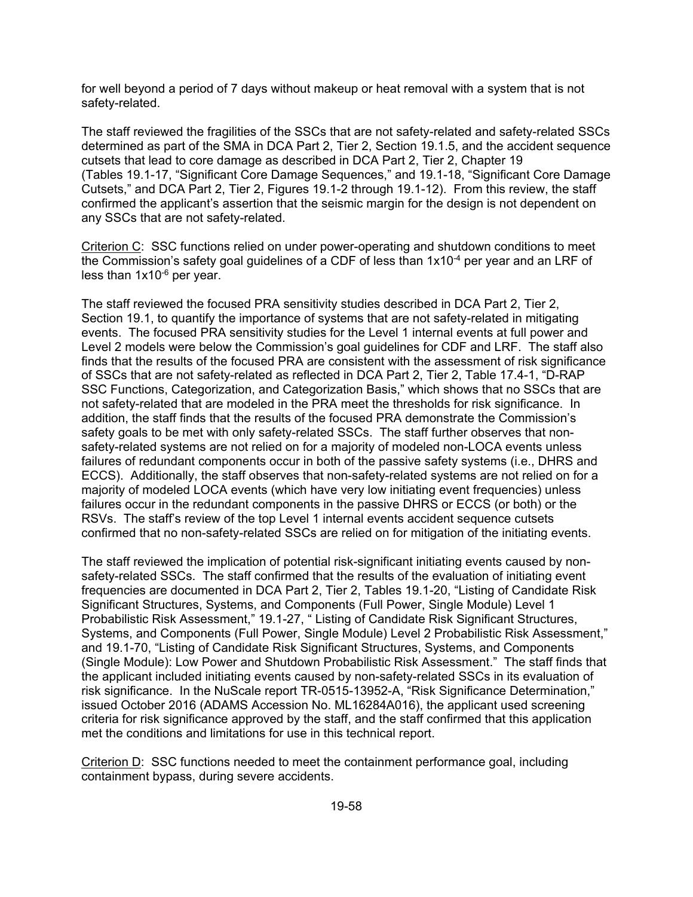for well beyond a period of 7 days without makeup or heat removal with a system that is not safety-related.

The staff reviewed the fragilities of the SSCs that are not safety-related and safety-related SSCs determined as part of the SMA in DCA Part 2, Tier 2, Section 19.1.5, and the accident sequence cutsets that lead to core damage as described in DCA Part 2, Tier 2, Chapter 19 (Tables 19.1-17, "Significant Core Damage Sequences," and 19.1-18, "Significant Core Damage Cutsets," and DCA Part 2, Tier 2, Figures 19.1-2 through 19.1-12). From this review, the staff confirmed the applicant's assertion that the seismic margin for the design is not dependent on any SSCs that are not safety-related.

Criterion C: SSC functions relied on under power-operating and shutdown conditions to meet the Commission's safety goal guidelines of a CDF of less than $1 \times 10^{-4}$ per year and an LRF of less than $1 \times 10^{-6}$ per year.

The staff reviewed the focused PRA sensitivity studies described in DCA Part 2, Tier 2, Section 19.1, to quantify the importance of systems that are not safety-related in mitigating events. The focused PRA sensitivity studies for the Level 1 internal events at full power and Level 2 models were below the Commission's goal guidelines for CDF and LRF. The staff also finds that the results of the focused PRA are consistent with the assessment of risk significance of SSCs that are not safety-related as reflected in DCA Part 2, Tier 2, Table 17.4-1, "D-RAP SSC Functions, Categorization, and Categorization Basis," which shows that no SSCs that are not safety-related that are modeled in the PRA meet the thresholds for risk significance. In addition, the staff finds that the results of the focused PRA demonstrate the Commission's safety goals to be met with only safety-related SSCs. The staff further observes that non-safety-related systems are not relied on for a majority of modeled non-LOCA events unless failures of redundant components occur in both of the passive safety systems (i.e., DHRS and ECCS). Additionally, the staff observes that non-safety-related systems are not relied on for a majority of modeled LOCA events (which have very low initiating event frequencies) unless failures occur in the redundant components in the passive DHRS or ECCS (or both) or the RSVs. The staff's review of the top Level 1 internal events accident sequence cutsets confirmed that no non-safety-related SSCs are relied on for mitigation of the initiating events.

The staff reviewed the implication of potential risk-significant initiating events caused by non-safety-related SSCs. The staff confirmed that the results of the evaluation of initiating event frequencies are documented in DCA Part 2, Tier 2, Tables 19.1-20, "Listing of Candidate Risk Significant Structures, Systems, and Components (Full Power, Single Module) Level 1 Probabilistic Risk Assessment," 19.1-27, " Listing of Candidate Risk Significant Structures, Systems, and Components (Full Power, Single Module) Level 2 Probabilistic Risk Assessment," and 19.1-70, "Listing of Candidate Risk Significant Structures, Systems, and Components (Single Module): Low Power and Shutdown Probabilistic Risk Assessment." The staff finds that the applicant included initiating events caused by non-safety-related SSCs in its evaluation of risk significance. In the NuScale report TR-0515-13952-A, "Risk Significance Determination," issued October 2016 (ADAMS Accession No. ML16284A016), the applicant used screening criteria for risk significance approved by the staff, and the staff confirmed that this application met the conditions and limitations for use in this technical report.

Criterion D: SSC functions needed to meet the containment performance goal, including containment bypass, during severe accidents.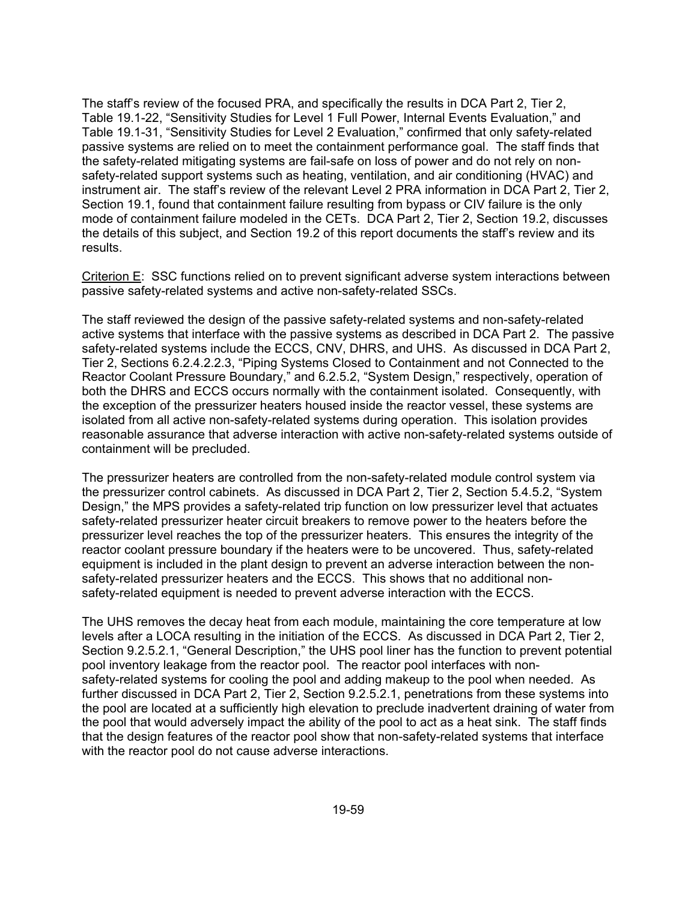The staff's review of the focused PRA, and specifically the results in DCA Part 2, Tier 2, Table 19.1-22, "Sensitivity Studies for Level 1 Full Power, Internal Events Evaluation," and Table 19.1-31, "Sensitivity Studies for Level 2 Evaluation," confirmed that only safety-related passive systems are relied on to meet the containment performance goal. The staff finds that the safety-related mitigating systems are fail-safe on loss of power and do not rely on non-safety-related support systems such as heating, ventilation, and air conditioning (HVAC) and instrument air. The staff's review of the relevant Level 2 PRA information in DCA Part 2, Tier 2, Section 19.1, found that containment failure resulting from bypass or CIV failure is the only mode of containment failure modeled in the CETs. DCA Part 2, Tier 2, Section 19.2, discusses the details of this subject, and Section 19.2 of this report documents the staff's review and its results.

Criterion E: SSC functions relied on to prevent significant adverse system interactions between passive safety-related systems and active non-safety-related SSCs.

The staff reviewed the design of the passive safety-related systems and non-safety-related active systems that interface with the passive systems as described in DCA Part 2. The passive safety-related systems include the ECCS, CNV, DHRS, and UHS. As discussed in DCA Part 2, Tier 2, Sections 6.2.4.2.2.3, "Piping Systems Closed to Containment and not Connected to the Reactor Coolant Pressure Boundary," and 6.2.5.2, "System Design," respectively, operation of both the DHRS and ECCS occurs normally with the containment isolated. Consequently, with the exception of the pressurizer heaters housed inside the reactor vessel, these systems are isolated from all active non-safety-related systems during operation. This isolation provides reasonable assurance that adverse interaction with active non-safety-related systems outside of containment will be precluded.

The pressurizer heaters are controlled from the non-safety-related module control system via the pressurizer control cabinets. As discussed in DCA Part 2, Tier 2, Section 5.4.5.2, "System Design," the MPS provides a safety-related trip function on low pressurizer level that actuates safety-related pressurizer heater circuit breakers to remove power to the heaters before the pressurizer level reaches the top of the pressurizer heaters. This ensures the integrity of the reactor coolant pressure boundary if the heaters were to be uncovered. Thus, safety-related equipment is included in the plant design to prevent an adverse interaction between the non-safety-related pressurizer heaters and the ECCS. This shows that no additional non-safety-related equipment is needed to prevent adverse interaction with the ECCS.

The UHS removes the decay heat from each module, maintaining the core temperature at low levels after a LOCA resulting in the initiation of the ECCS. As discussed in DCA Part 2, Tier 2, Section 9.2.5.2.1, "General Description," the UHS pool liner has the function to prevent potential pool inventory leakage from the reactor pool. The reactor pool interfaces with non-safety-related systems for cooling the pool and adding makeup to the pool when needed. As further discussed in DCA Part 2, Tier 2, Section 9.2.5.2.1, penetrations from these systems into the pool are located at a sufficiently high elevation to preclude inadvertent draining of water from the pool that would adversely impact the ability of the pool to act as a heat sink. The staff finds that the design features of the reactor pool show that non-safety-related systems that interface with the reactor pool do not cause adverse interactions.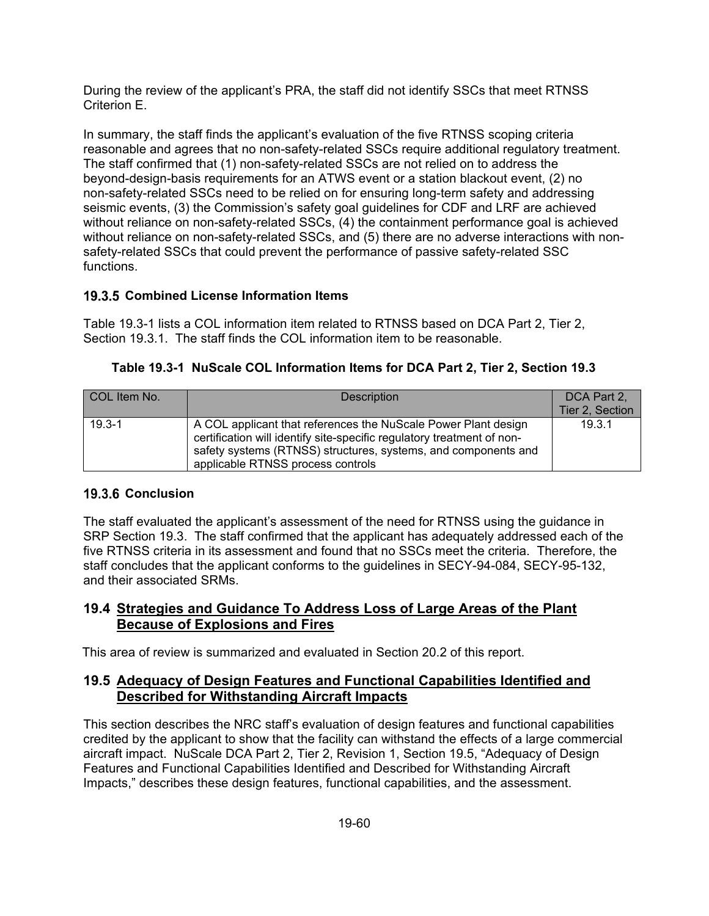During the review of the applicant's PRA, the staff did not identify SSCs that meet RTNSS Criterion E.

In summary, the staff finds the applicant's evaluation of the five RTNSS scoping criteria reasonable and agrees that no non-safety-related SSCs require additional regulatory treatment. The staff confirmed that (1) non-safety-related SSCs are not relied on to address the beyond-design-basis requirements for an ATWS event or a station blackout event, (2) no non-safety-related SSCs need to be relied on for ensuring long-term safety and addressing seismic events, (3) the Commission's safety goal guidelines for CDF and LRF are achieved without reliance on non-safety-related SSCs, (4) the containment performance goal is achieved without reliance on non-safety-related SSCs, and (5) there are no adverse interactions with non-safety-related SSCs that could prevent the performance of passive safety-related SSC functions.

### 19.3.5 Combined License Information Items

Table 19.3-1 lists a COL information item related to RTNSS based on DCA Part 2, Tier 2, Section 19.3.1. The staff finds the COL information item to be reasonable.

**Table 19.3-1 NuScale COL Information Items for DCA Part 2, Tier 2, Section 19.3**

| COL Item No. | Description | DCA Part 2, Tier 2, Section |
|---|---|---|
| 19.3-1 | A COL applicant that references the NuScale Power Plant design certification will identify site-specific regulatory treatment of non-safety systems (RTNSS) structures, systems, and components and applicable RTNSS process controls | 19.3.1 |

### 19.3.6 Conclusion

The staff evaluated the applicant's assessment of the need for RTNSS using the guidance in SRP Section 19.3. The staff confirmed that the applicant has adequately addressed each of the five RTNSS criteria in its assessment and found that no SSCs meet the criteria. Therefore, the staff concludes that the applicant conforms to the guidelines in SECY-94-084, SECY-95-132, and their associated SRMs.

## 19.4 Strategies and Guidance To Address Loss of Large Areas of the Plant Because of Explosions and Fires

This area of review is summarized and evaluated in Section 20.2 of this report.

## 19.5 Adequacy of Design Features and Functional Capabilities Identified and Described for Withstanding Aircraft Impacts

This section describes the NRC staff's evaluation of design features and functional capabilities credited by the applicant to show that the facility can withstand the effects of a large commercial aircraft impact. NuScale DCA Part 2, Tier 2, Revision 1, Section 19.5, "Adequacy of Design Features and Functional Capabilities Identified and Described for Withstanding Aircraft Impacts," describes these design features, functional capabilities, and the assessment.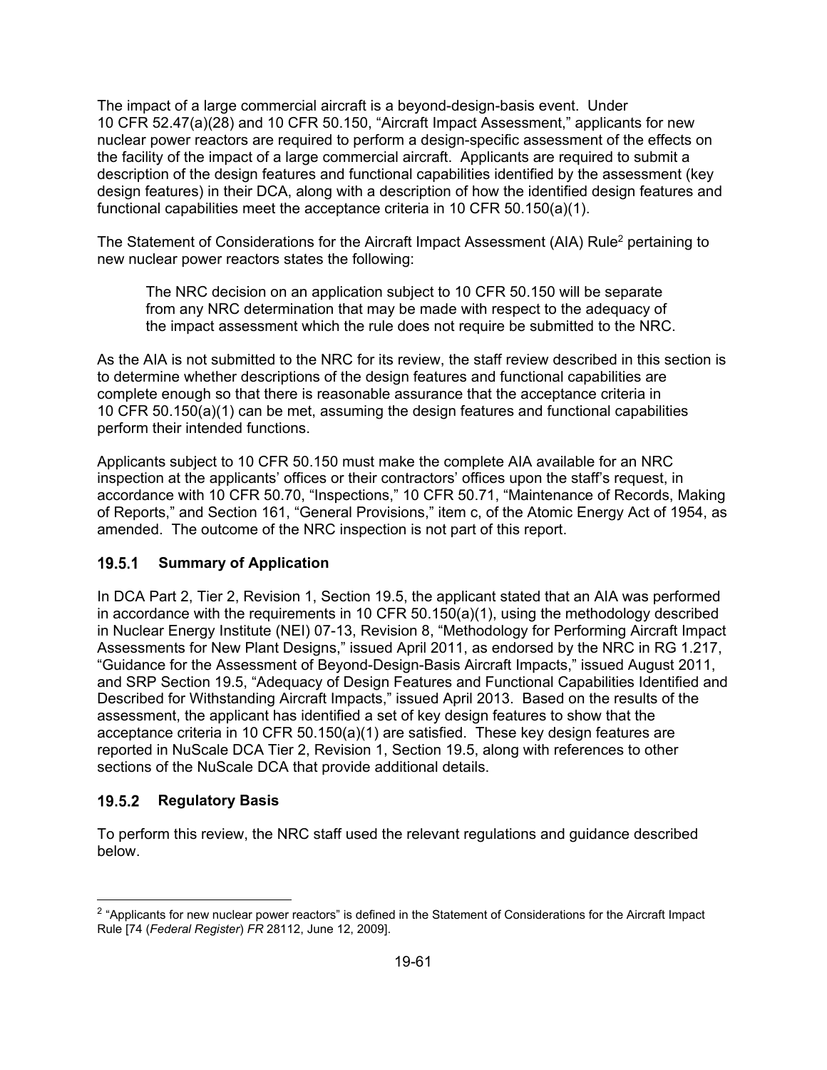The impact of a large commercial aircraft is a beyond-design-basis event. Under 10 CFR 52.47(a)(28) and 10 CFR 50.150, "Aircraft Impact Assessment," applicants for new nuclear power reactors are required to perform a design-specific assessment of the effects on the facility of the impact of a large commercial aircraft. Applicants are required to submit a description of the design features and functional capabilities identified by the assessment (key design features) in their DCA, along with a description of how the identified design features and functional capabilities meet the acceptance criteria in 10 CFR 50.150(a)(1).

The Statement of Considerations for the Aircraft Impact Assessment (AIA) Rule[2] pertaining to new nuclear power reactors states the following:

> The NRC decision on an application subject to 10 CFR 50.150 will be separate from any NRC determination that may be made with respect to the adequacy of the impact assessment which the rule does not require be submitted to the NRC.

As the AIA is not submitted to the NRC for its review, the staff review described in this section is to determine whether descriptions of the design features and functional capabilities are complete enough so that there is reasonable assurance that the acceptance criteria in 10 CFR 50.150(a)(1) can be met, assuming the design features and functional capabilities perform their intended functions.

Applicants subject to 10 CFR 50.150 must make the complete AIA available for an NRC inspection at the applicants' offices or their contractors' offices upon the staff's request, in accordance with 10 CFR 50.70, "Inspections," 10 CFR 50.71, "Maintenance of Records, Making of Reports," and Section 161, "General Provisions," item c, of the Atomic Energy Act of 1954, as amended. The outcome of the NRC inspection is not part of this report.

### 19.5.1 Summary of Application

In DCA Part 2, Tier 2, Revision 1, Section 19.5, the applicant stated that an AIA was performed in accordance with the requirements in 10 CFR 50.150(a)(1), using the methodology described in Nuclear Energy Institute (NEI) 07-13, Revision 8, "Methodology for Performing Aircraft Impact Assessments for New Plant Designs," issued April 2011, as endorsed by the NRC in RG 1.217, "Guidance for the Assessment of Beyond-Design-Basis Aircraft Impacts," issued August 2011, and SRP Section 19.5, "Adequacy of Design Features and Functional Capabilities Identified and Described for Withstanding Aircraft Impacts," issued April 2013. Based on the results of the assessment, the applicant has identified a set of key design features to show that the acceptance criteria in 10 CFR 50.150(a)(1) are satisfied. These key design features are reported in NuScale DCA Tier 2, Revision 1, Section 19.5, along with references to other sections of the NuScale DCA that provide additional details.

### 19.5.2 Regulatory Basis

To perform this review, the NRC staff used the relevant regulations and guidance described below.

---

[2] "Applicants for new nuclear power reactors" is defined in the Statement of Considerations for the Aircraft Impact Rule [74 (*Federal Register*) *FR* 28112, June 12, 2009].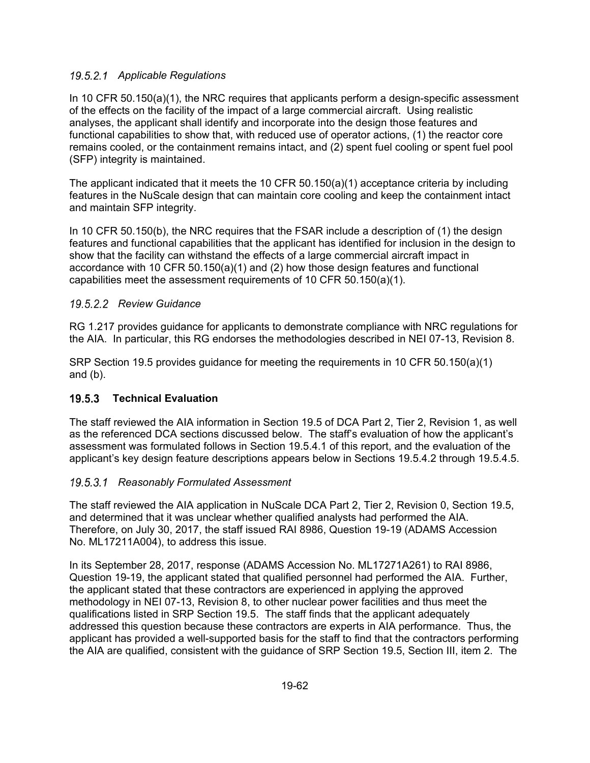#### *19.5.2.1 Applicable Regulations*

In 10 CFR 50.150(a)(1), the NRC requires that applicants perform a design-specific assessment of the effects on the facility of the impact of a large commercial aircraft. Using realistic analyses, the applicant shall identify and incorporate into the design those features and functional capabilities to show that, with reduced use of operator actions, (1) the reactor core remains cooled, or the containment remains intact, and (2) spent fuel cooling or spent fuel pool (SFP) integrity is maintained.

The applicant indicated that it meets the 10 CFR 50.150(a)(1) acceptance criteria by including features in the NuScale design that can maintain core cooling and keep the containment intact and maintain SFP integrity.

In 10 CFR 50.150(b), the NRC requires that the FSAR include a description of (1) the design features and functional capabilities that the applicant has identified for inclusion in the design to show that the facility can withstand the effects of a large commercial aircraft impact in accordance with 10 CFR 50.150(a)(1) and (2) how those design features and functional capabilities meet the assessment requirements of 10 CFR 50.150(a)(1).

#### *19.5.2.2 Review Guidance*

RG 1.217 provides guidance for applicants to demonstrate compliance with NRC regulations for the AIA. In particular, this RG endorses the methodologies described in NEI 07-13, Revision 8.

SRP Section 19.5 provides guidance for meeting the requirements in 10 CFR 50.150(a)(1) and (b).

### 19.5.3 Technical Evaluation

The staff reviewed the AIA information in Section 19.5 of DCA Part 2, Tier 2, Revision 1, as well as the referenced DCA sections discussed below. The staff's evaluation of how the applicant's assessment was formulated follows in Section 19.5.4.1 of this report, and the evaluation of the applicant's key design feature descriptions appears below in Sections 19.5.4.2 through 19.5.4.5.

#### *19.5.3.1 Reasonably Formulated Assessment*

The staff reviewed the AIA application in NuScale DCA Part 2, Tier 2, Revision 0, Section 19.5, and determined that it was unclear whether qualified analysts had performed the AIA. Therefore, on July 30, 2017, the staff issued RAI 8986, Question 19-19 (ADAMS Accession No. ML17211A004), to address this issue.

In its September 28, 2017, response (ADAMS Accession No. ML17271A261) to RAI 8986, Question 19-19, the applicant stated that qualified personnel had performed the AIA. Further, the applicant stated that these contractors are experienced in applying the approved methodology in NEI 07-13, Revision 8, to other nuclear power facilities and thus meet the qualifications listed in SRP Section 19.5. The staff finds that the applicant adequately addressed this question because these contractors are experts in AIA performance. Thus, the applicant has provided a well-supported basis for the staff to find that the contractors performing the AIA are qualified, consistent with the guidance of SRP Section 19.5, Section III, item 2. The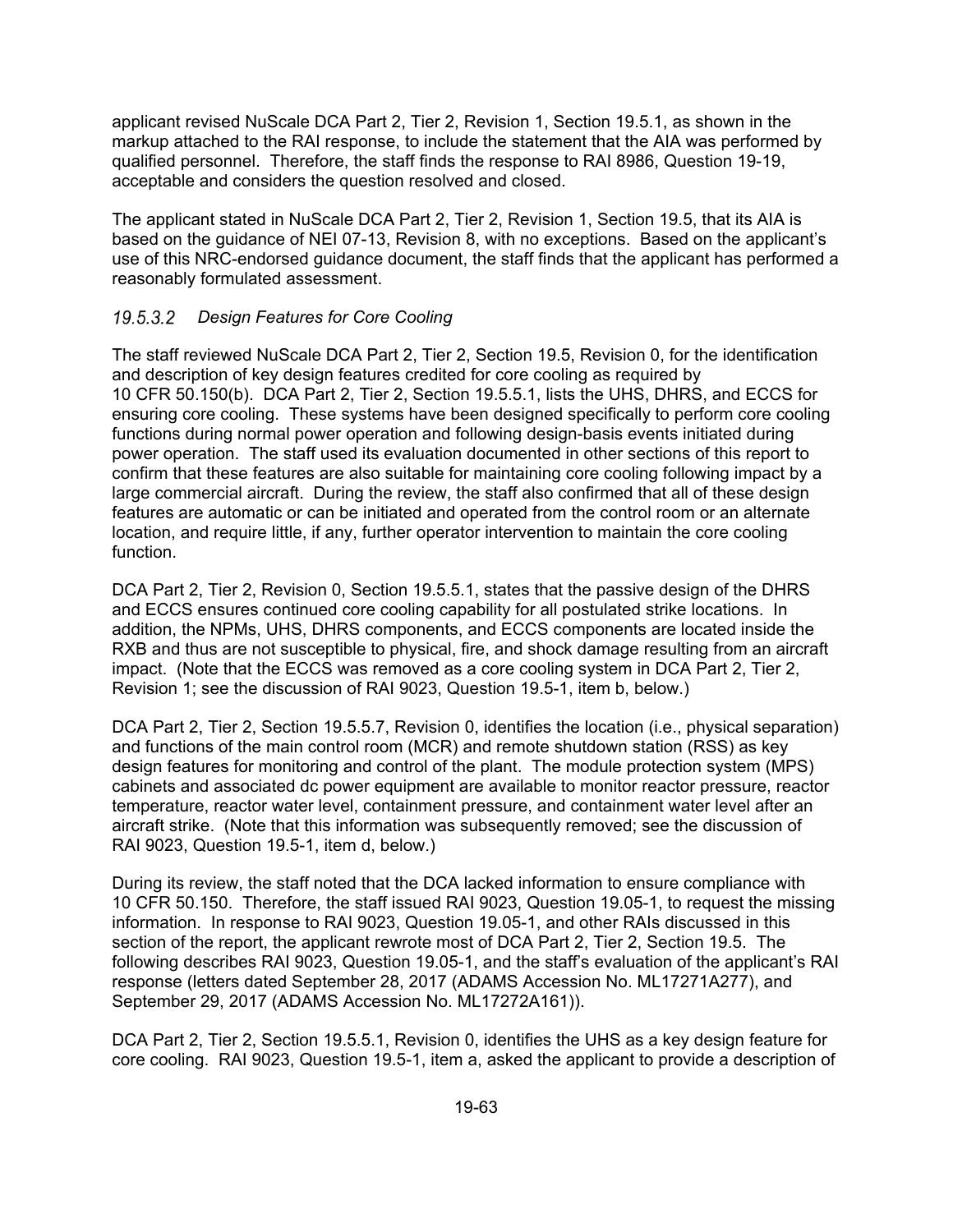applicant revised NuScale DCA Part 2, Tier 2, Revision 1, Section 19.5.1, as shown in the markup attached to the RAI response, to include the statement that the AIA was performed by qualified personnel. Therefore, the staff finds the response to RAI 8986, Question 19-19, acceptable and considers the question resolved and closed.

The applicant stated in NuScale DCA Part 2, Tier 2, Revision 1, Section 19.5, that its AIA is based on the guidance of NEI 07-13, Revision 8, with no exceptions. Based on the applicant's use of this NRC-endorsed guidance document, the staff finds that the applicant has performed a reasonably formulated assessment.

#### *19.5.3.2 Design Features for Core Cooling*

The staff reviewed NuScale DCA Part 2, Tier 2, Section 19.5, Revision 0, for the identification and description of key design features credited for core cooling as required by 10 CFR 50.150(b). DCA Part 2, Tier 2, Section 19.5.5.1, lists the UHS, DHRS, and ECCS for ensuring core cooling. These systems have been designed specifically to perform core cooling functions during normal power operation and following design-basis events initiated during power operation. The staff used its evaluation documented in other sections of this report to confirm that these features are also suitable for maintaining core cooling following impact by a large commercial aircraft. During the review, the staff also confirmed that all of these design features are automatic or can be initiated and operated from the control room or an alternate location, and require little, if any, further operator intervention to maintain the core cooling function.

DCA Part 2, Tier 2, Revision 0, Section 19.5.5.1, states that the passive design of the DHRS and ECCS ensures continued core cooling capability for all postulated strike locations. In addition, the NPMs, UHS, DHRS components, and ECCS components are located inside the RXB and thus are not susceptible to physical, fire, and shock damage resulting from an aircraft impact. (Note that the ECCS was removed as a core cooling system in DCA Part 2, Tier 2, Revision 1; see the discussion of RAI 9023, Question 19.5-1, item b, below.)

DCA Part 2, Tier 2, Section 19.5.5.7, Revision 0, identifies the location (i.e., physical separation) and functions of the main control room (MCR) and remote shutdown station (RSS) as key design features for monitoring and control of the plant. The module protection system (MPS) cabinets and associated dc power equipment are available to monitor reactor pressure, reactor temperature, reactor water level, containment pressure, and containment water level after an aircraft strike. (Note that this information was subsequently removed; see the discussion of RAI 9023, Question 19.5-1, item d, below.)

During its review, the staff noted that the DCA lacked information to ensure compliance with 10 CFR 50.150. Therefore, the staff issued RAI 9023, Question 19.05-1, to request the missing information. In response to RAI 9023, Question 19.05-1, and other RAIs discussed in this section of the report, the applicant rewrote most of DCA Part 2, Tier 2, Section 19.5. The following describes RAI 9023, Question 19.05-1, and the staff's evaluation of the applicant's RAI response (letters dated September 28, 2017 (ADAMS Accession No. ML17271A277), and September 29, 2017 (ADAMS Accession No. ML17272A161)).

DCA Part 2, Tier 2, Section 19.5.5.1, Revision 0, identifies the UHS as a key design feature for core cooling. RAI 9023, Question 19.5-1, item a, asked the applicant to provide a description of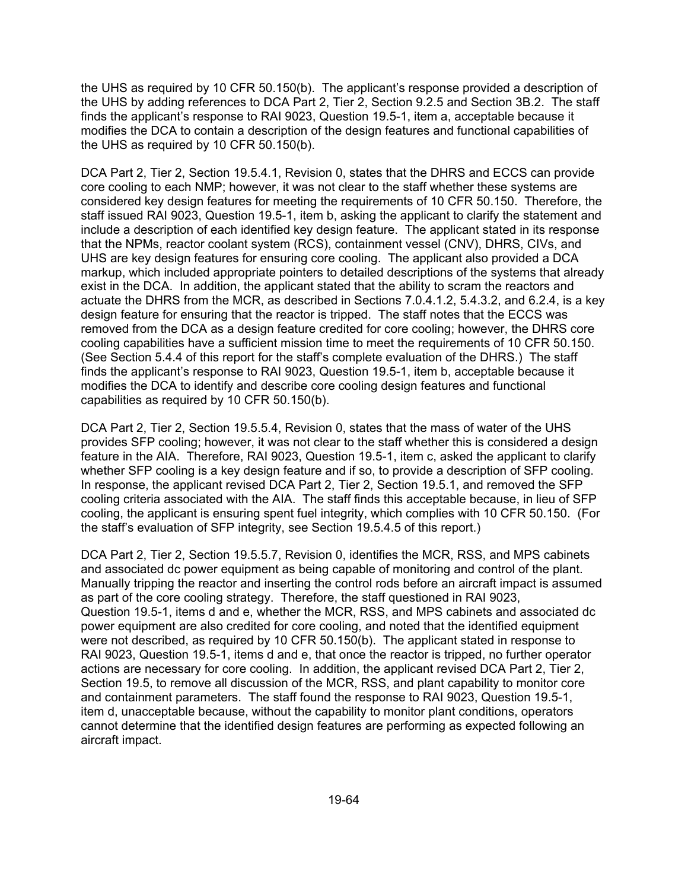the UHS as required by 10 CFR 50.150(b). The applicant's response provided a description of the UHS by adding references to DCA Part 2, Tier 2, Section 9.2.5 and Section 3B.2. The staff finds the applicant's response to RAI 9023, Question 19.5-1, item a, acceptable because it modifies the DCA to contain a description of the design features and functional capabilities of the UHS as required by 10 CFR 50.150(b).

DCA Part 2, Tier 2, Section 19.5.4.1, Revision 0, states that the DHRS and ECCS can provide core cooling to each NMP; however, it was not clear to the staff whether these systems are considered key design features for meeting the requirements of 10 CFR 50.150. Therefore, the staff issued RAI 9023, Question 19.5-1, item b, asking the applicant to clarify the statement and include a description of each identified key design feature. The applicant stated in its response that the NPMs, reactor coolant system (RCS), containment vessel (CNV), DHRS, CIVs, and UHS are key design features for ensuring core cooling. The applicant also provided a DCA markup, which included appropriate pointers to detailed descriptions of the systems that already exist in the DCA. In addition, the applicant stated that the ability to scram the reactors and actuate the DHRS from the MCR, as described in Sections 7.0.4.1.2, 5.4.3.2, and 6.2.4, is a key design feature for ensuring that the reactor is tripped. The staff notes that the ECCS was removed from the DCA as a design feature credited for core cooling; however, the DHRS core cooling capabilities have a sufficient mission time to meet the requirements of 10 CFR 50.150. (See Section 5.4.4 of this report for the staff's complete evaluation of the DHRS.) The staff finds the applicant's response to RAI 9023, Question 19.5-1, item b, acceptable because it modifies the DCA to identify and describe core cooling design features and functional capabilities as required by 10 CFR 50.150(b).

DCA Part 2, Tier 2, Section 19.5.5.4, Revision 0, states that the mass of water of the UHS provides SFP cooling; however, it was not clear to the staff whether this is considered a design feature in the AIA. Therefore, RAI 9023, Question 19.5-1, item c, asked the applicant to clarify whether SFP cooling is a key design feature and if so, to provide a description of SFP cooling. In response, the applicant revised DCA Part 2, Tier 2, Section 19.5.1, and removed the SFP cooling criteria associated with the AIA. The staff finds this acceptable because, in lieu of SFP cooling, the applicant is ensuring spent fuel integrity, which complies with 10 CFR 50.150. (For the staff's evaluation of SFP integrity, see Section 19.5.4.5 of this report.)

DCA Part 2, Tier 2, Section 19.5.5.7, Revision 0, identifies the MCR, RSS, and MPS cabinets and associated dc power equipment as being capable of monitoring and control of the plant. Manually tripping the reactor and inserting the control rods before an aircraft impact is assumed as part of the core cooling strategy. Therefore, the staff questioned in RAI 9023, Question 19.5-1, items d and e, whether the MCR, RSS, and MPS cabinets and associated dc power equipment are also credited for core cooling, and noted that the identified equipment were not described, as required by 10 CFR 50.150(b). The applicant stated in response to RAI 9023, Question 19.5-1, items d and e, that once the reactor is tripped, no further operator actions are necessary for core cooling. In addition, the applicant revised DCA Part 2, Tier 2, Section 19.5, to remove all discussion of the MCR, RSS, and plant capability to monitor core and containment parameters. The staff found the response to RAI 9023, Question 19.5-1, item d, unacceptable because, without the capability to monitor plant conditions, operators cannot determine that the identified design features are performing as expected following an aircraft impact.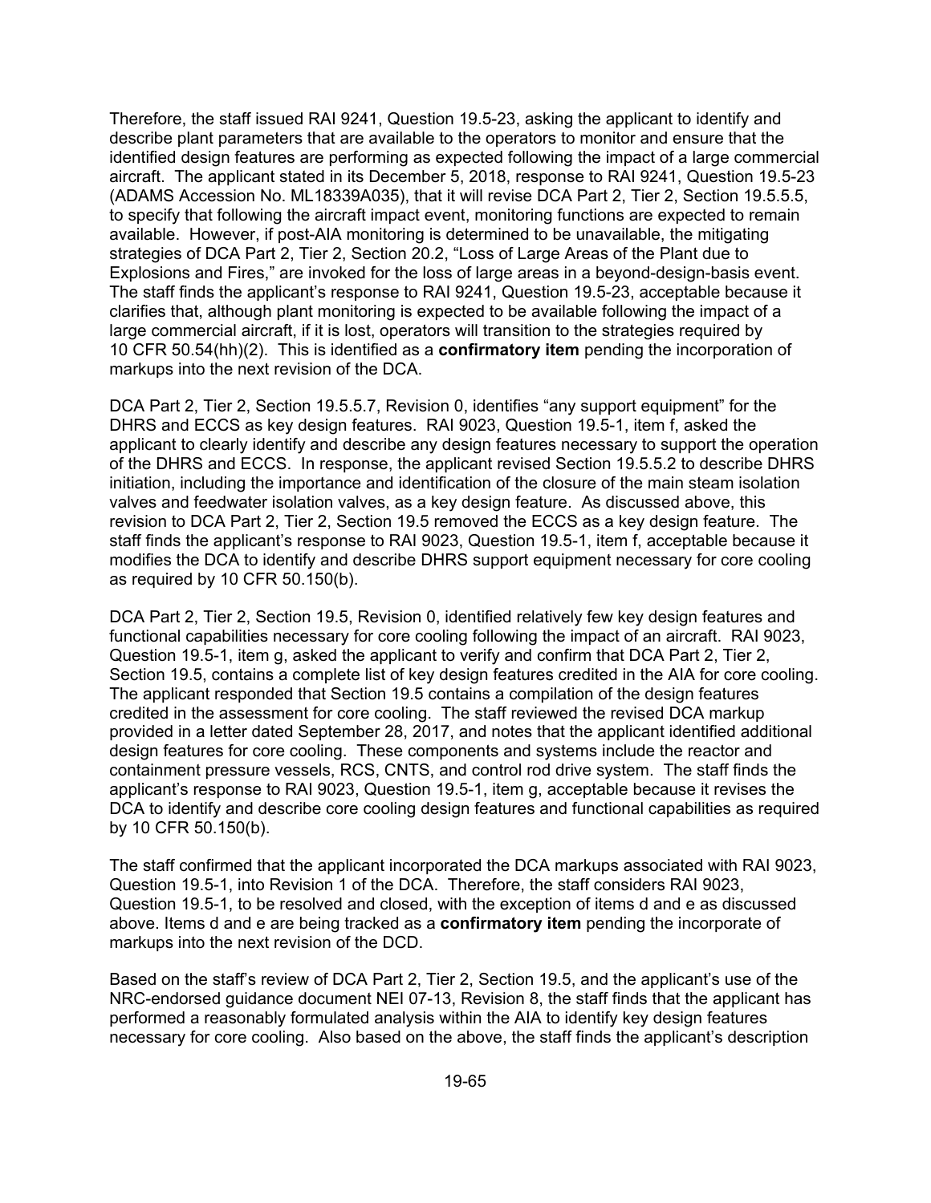Therefore, the staff issued RAI 9241, Question 19.5-23, asking the applicant to identify and describe plant parameters that are available to the operators to monitor and ensure that the identified design features are performing as expected following the impact of a large commercial aircraft. The applicant stated in its December 5, 2018, response to RAI 9241, Question 19.5-23 (ADAMS Accession No. ML18339A035), that it will revise DCA Part 2, Tier 2, Section 19.5.5.5, to specify that following the aircraft impact event, monitoring functions are expected to remain available. However, if post-AIA monitoring is determined to be unavailable, the mitigating strategies of DCA Part 2, Tier 2, Section 20.2, "Loss of Large Areas of the Plant due to Explosions and Fires," are invoked for the loss of large areas in a beyond-design-basis event. The staff finds the applicant's response to RAI 9241, Question 19.5-23, acceptable because it clarifies that, although plant monitoring is expected to be available following the impact of a large commercial aircraft, if it is lost, operators will transition to the strategies required by 10 CFR 50.54(hh)(2). This is identified as a **confirmatory item** pending the incorporation of markups into the next revision of the DCA.

DCA Part 2, Tier 2, Section 19.5.5.7, Revision 0, identifies "any support equipment" for the DHRS and ECCS as key design features. RAI 9023, Question 19.5-1, item f, asked the applicant to clearly identify and describe any design features necessary to support the operation of the DHRS and ECCS. In response, the applicant revised Section 19.5.5.2 to describe DHRS initiation, including the importance and identification of the closure of the main steam isolation valves and feedwater isolation valves, as a key design feature. As discussed above, this revision to DCA Part 2, Tier 2, Section 19.5 removed the ECCS as a key design feature. The staff finds the applicant's response to RAI 9023, Question 19.5-1, item f, acceptable because it modifies the DCA to identify and describe DHRS support equipment necessary for core cooling as required by 10 CFR 50.150(b).

DCA Part 2, Tier 2, Section 19.5, Revision 0, identified relatively few key design features and functional capabilities necessary for core cooling following the impact of an aircraft. RAI 9023, Question 19.5-1, item g, asked the applicant to verify and confirm that DCA Part 2, Tier 2, Section 19.5, contains a complete list of key design features credited in the AIA for core cooling. The applicant responded that Section 19.5 contains a compilation of the design features credited in the assessment for core cooling. The staff reviewed the revised DCA markup provided in a letter dated September 28, 2017, and notes that the applicant identified additional design features for core cooling. These components and systems include the reactor and containment pressure vessels, RCS, CNTS, and control rod drive system. The staff finds the applicant's response to RAI 9023, Question 19.5-1, item g, acceptable because it revises the DCA to identify and describe core cooling design features and functional capabilities as required by 10 CFR 50.150(b).

The staff confirmed that the applicant incorporated the DCA markups associated with RAI 9023, Question 19.5-1, into Revision 1 of the DCA. Therefore, the staff considers RAI 9023, Question 19.5-1, to be resolved and closed, with the exception of items d and e as discussed above. Items d and e are being tracked as a **confirmatory item** pending the incorporate of markups into the next revision of the DCD.

Based on the staff's review of DCA Part 2, Tier 2, Section 19.5, and the applicant's use of the NRC-endorsed guidance document NEI 07-13, Revision 8, the staff finds that the applicant has performed a reasonably formulated analysis within the AIA to identify key design features necessary for core cooling. Also based on the above, the staff finds the applicant's description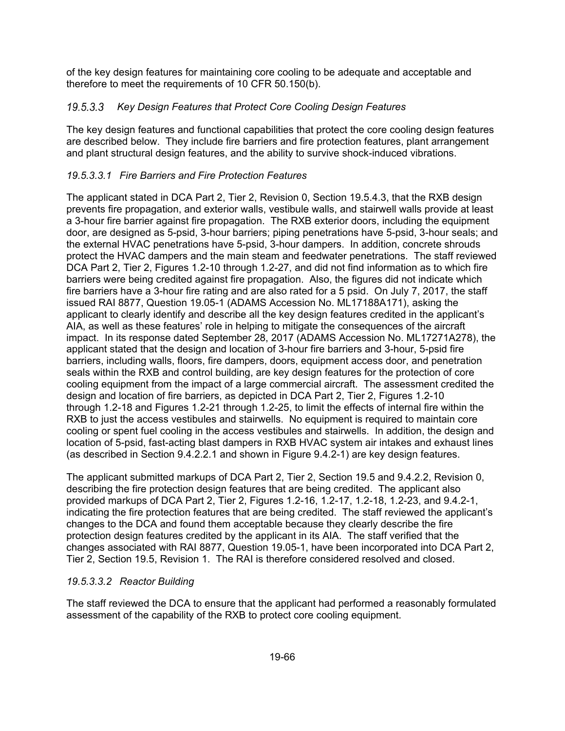of the key design features for maintaining core cooling to be adequate and acceptable and therefore to meet the requirements of 10 CFR 50.150(b).

### *19.5.3.3 Key Design Features that Protect Core Cooling Design Features*

The key design features and functional capabilities that protect the core cooling design features are described below. They include fire barriers and fire protection features, plant arrangement and plant structural design features, and the ability to survive shock-induced vibrations.

#### *19.5.3.3.1 Fire Barriers and Fire Protection Features*

The applicant stated in DCA Part 2, Tier 2, Revision 0, Section 19.5.4.3, that the RXB design prevents fire propagation, and exterior walls, vestibule walls, and stairwell walls provide at least a 3-hour fire barrier against fire propagation. The RXB exterior doors, including the equipment door, are designed as 5-psid, 3-hour barriers; piping penetrations have 5-psid, 3-hour seals; and the external HVAC penetrations have 5-psid, 3-hour dampers. In addition, concrete shrouds protect the HVAC dampers and the main steam and feedwater penetrations. The staff reviewed DCA Part 2, Tier 2, Figures 1.2-10 through 1.2-27, and did not find information as to which fire barriers were being credited against fire propagation. Also, the figures did not indicate which fire barriers have a 3-hour fire rating and are also rated for a 5 psid. On July 7, 2017, the staff issued RAI 8877, Question 19.05-1 (ADAMS Accession No. ML17188A171), asking the applicant to clearly identify and describe all the key design features credited in the applicant's AIA, as well as these features' role in helping to mitigate the consequences of the aircraft impact. In its response dated September 28, 2017 (ADAMS Accession No. ML17271A278), the applicant stated that the design and location of 3-hour fire barriers and 3-hour, 5-psid fire barriers, including walls, floors, fire dampers, doors, equipment access door, and penetration seals within the RXB and control building, are key design features for the protection of core cooling equipment from the impact of a large commercial aircraft. The assessment credited the design and location of fire barriers, as depicted in DCA Part 2, Tier 2, Figures 1.2-10 through 1.2-18 and Figures 1.2-21 through 1.2-25, to limit the effects of internal fire within the RXB to just the access vestibules and stairwells. No equipment is required to maintain core cooling or spent fuel cooling in the access vestibules and stairwells. In addition, the design and location of 5-psid, fast-acting blast dampers in RXB HVAC system air intakes and exhaust lines (as described in Section 9.4.2.2.1 and shown in Figure 9.4.2-1) are key design features.

The applicant submitted markups of DCA Part 2, Tier 2, Section 19.5 and 9.4.2.2, Revision 0, describing the fire protection design features that are being credited. The applicant also provided markups of DCA Part 2, Tier 2, Figures 1.2-16, 1.2-17, 1.2-18, 1.2-23, and 9.4.2-1, indicating the fire protection features that are being credited. The staff reviewed the applicant's changes to the DCA and found them acceptable because they clearly describe the fire protection design features credited by the applicant in its AIA. The staff verified that the changes associated with RAI 8877, Question 19.05-1, have been incorporated into DCA Part 2, Tier 2, Section 19.5, Revision 1. The RAI is therefore considered resolved and closed.

#### *19.5.3.3.2 Reactor Building*

The staff reviewed the DCA to ensure that the applicant had performed a reasonably formulated assessment of the capability of the RXB to protect core cooling equipment.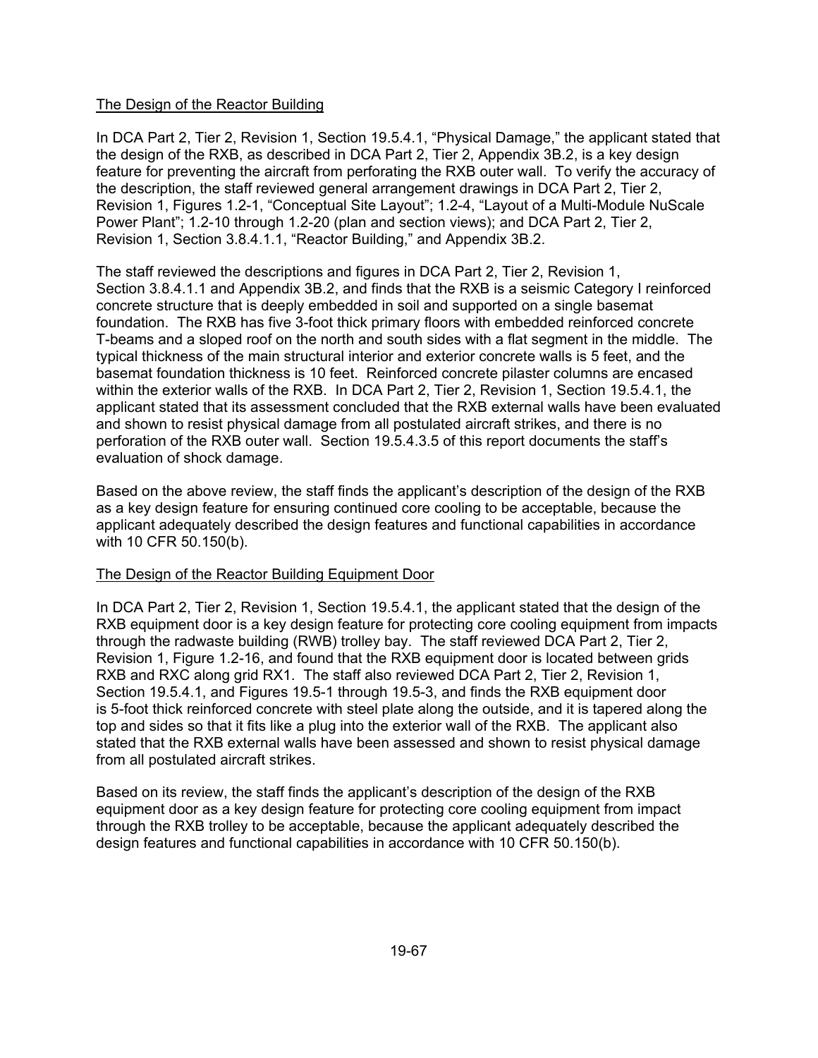## The Design of the Reactor Building

In DCA Part 2, Tier 2, Revision 1, Section 19.5.4.1, "Physical Damage," the applicant stated that the design of the RXB, as described in DCA Part 2, Tier 2, Appendix 3B.2, is a key design feature for preventing the aircraft from perforating the RXB outer wall. To verify the accuracy of the description, the staff reviewed general arrangement drawings in DCA Part 2, Tier 2, Revision 1, Figures 1.2-1, "Conceptual Site Layout"; 1.2-4, "Layout of a Multi-Module NuScale Power Plant"; 1.2-10 through 1.2-20 (plan and section views); and DCA Part 2, Tier 2, Revision 1, Section 3.8.4.1.1, "Reactor Building," and Appendix 3B.2.

The staff reviewed the descriptions and figures in DCA Part 2, Tier 2, Revision 1, Section 3.8.4.1.1 and Appendix 3B.2, and finds that the RXB is a seismic Category I reinforced concrete structure that is deeply embedded in soil and supported on a single basemat foundation. The RXB has five 3-foot thick primary floors with embedded reinforced concrete T-beams and a sloped roof on the north and south sides with a flat segment in the middle. The typical thickness of the main structural interior and exterior concrete walls is 5 feet, and the basemat foundation thickness is 10 feet. Reinforced concrete pilaster columns are encased within the exterior walls of the RXB. In DCA Part 2, Tier 2, Revision 1, Section 19.5.4.1, the applicant stated that its assessment concluded that the RXB external walls have been evaluated and shown to resist physical damage from all postulated aircraft strikes, and there is no perforation of the RXB outer wall. Section 19.5.4.3.5 of this report documents the staff's evaluation of shock damage.

Based on the above review, the staff finds the applicant's description of the design of the RXB as a key design feature for ensuring continued core cooling to be acceptable, because the applicant adequately described the design features and functional capabilities in accordance with 10 CFR 50.150(b).

## The Design of the Reactor Building Equipment Door

In DCA Part 2, Tier 2, Revision 1, Section 19.5.4.1, the applicant stated that the design of the RXB equipment door is a key design feature for protecting core cooling equipment from impacts through the radwaste building (RWB) trolley bay. The staff reviewed DCA Part 2, Tier 2, Revision 1, Figure 1.2-16, and found that the RXB equipment door is located between grids RXB and RXC along grid RX1. The staff also reviewed DCA Part 2, Tier 2, Revision 1, Section 19.5.4.1, and Figures 19.5-1 through 19.5-3, and finds the RXB equipment door is 5-foot thick reinforced concrete with steel plate along the outside, and it is tapered along the top and sides so that it fits like a plug into the exterior wall of the RXB. The applicant also stated that the RXB external walls have been assessed and shown to resist physical damage from all postulated aircraft strikes.

Based on its review, the staff finds the applicant's description of the design of the RXB equipment door as a key design feature for protecting core cooling equipment from impact through the RXB trolley to be acceptable, because the applicant adequately described the design features and functional capabilities in accordance with 10 CFR 50.150(b).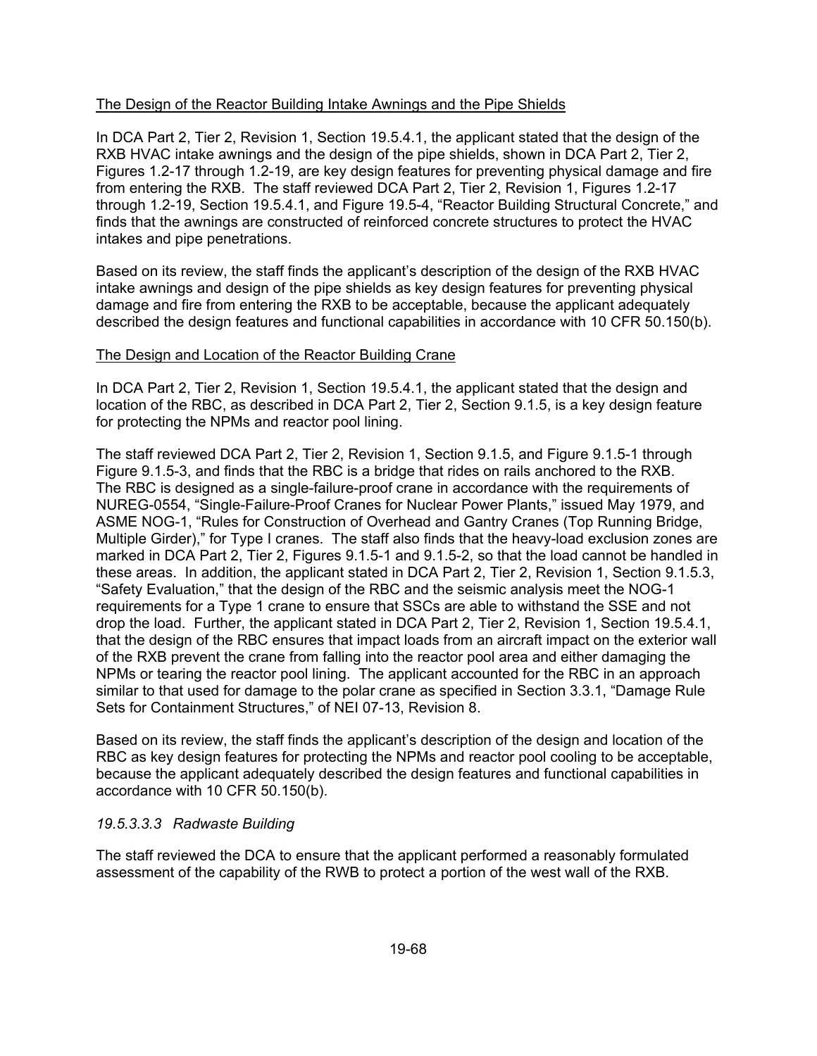The Design of the Reactor Building Intake Awnings and the Pipe Shields

In DCA Part 2, Tier 2, Revision 1, Section 19.5.4.1, the applicant stated that the design of the RXB HVAC intake awnings and the design of the pipe shields, shown in DCA Part 2, Tier 2, Figures 1.2-17 through 1.2-19, are key design features for preventing physical damage and fire from entering the RXB. The staff reviewed DCA Part 2, Tier 2, Revision 1, Figures 1.2-17 through 1.2-19, Section 19.5.4.1, and Figure 19.5-4, "Reactor Building Structural Concrete," and finds that the awnings are constructed of reinforced concrete structures to protect the HVAC intakes and pipe penetrations.

Based on its review, the staff finds the applicant's description of the design of the RXB HVAC intake awnings and design of the pipe shields as key design features for preventing physical damage and fire from entering the RXB to be acceptable, because the applicant adequately described the design features and functional capabilities in accordance with 10 CFR 50.150(b).

The Design and Location of the Reactor Building Crane

In DCA Part 2, Tier 2, Revision 1, Section 19.5.4.1, the applicant stated that the design and location of the RBC, as described in DCA Part 2, Tier 2, Section 9.1.5, is a key design feature for protecting the NPMs and reactor pool lining.

The staff reviewed DCA Part 2, Tier 2, Revision 1, Section 9.1.5, and Figure 9.1.5-1 through Figure 9.1.5-3, and finds that the RBC is a bridge that rides on rails anchored to the RXB. The RBC is designed as a single-failure-proof crane in accordance with the requirements of NUREG-0554, "Single-Failure-Proof Cranes for Nuclear Power Plants," issued May 1979, and ASME NOG-1, "Rules for Construction of Overhead and Gantry Cranes (Top Running Bridge, Multiple Girder)," for Type I cranes. The staff also finds that the heavy-load exclusion zones are marked in DCA Part 2, Tier 2, Figures 9.1.5-1 and 9.1.5-2, so that the load cannot be handled in these areas. In addition, the applicant stated in DCA Part 2, Tier 2, Revision 1, Section 9.1.5.3, "Safety Evaluation," that the design of the RBC and the seismic analysis meet the NOG-1 requirements for a Type 1 crane to ensure that SSCs are able to withstand the SSE and not drop the load. Further, the applicant stated in DCA Part 2, Tier 2, Revision 1, Section 19.5.4.1, that the design of the RBC ensures that impact loads from an aircraft impact on the exterior wall of the RXB prevent the crane from falling into the reactor pool area and either damaging the NPMs or tearing the reactor pool lining. The applicant accounted for the RBC in an approach similar to that used for damage to the polar crane as specified in Section 3.3.1, "Damage Rule Sets for Containment Structures," of NEI 07-13, Revision 8.

Based on its review, the staff finds the applicant's description of the design and location of the RBC as key design features for protecting the NPMs and reactor pool cooling to be acceptable, because the applicant adequately described the design features and functional capabilities in accordance with 10 CFR 50.150(b).

#### *19.5.3.3.3 Radwaste Building*

The staff reviewed the DCA to ensure that the applicant performed a reasonably formulated assessment of the capability of the RWB to protect a portion of the west wall of the RXB.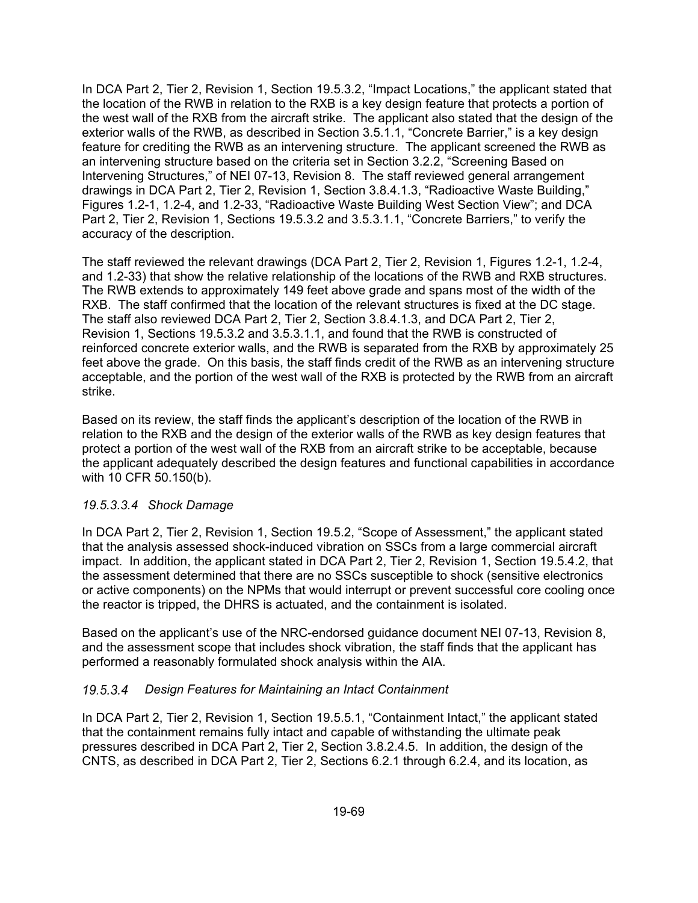In DCA Part 2, Tier 2, Revision 1, Section 19.5.3.2, "Impact Locations," the applicant stated that the location of the RWB in relation to the RXB is a key design feature that protects a portion of the west wall of the RXB from the aircraft strike. The applicant also stated that the design of the exterior walls of the RWB, as described in Section 3.5.1.1, "Concrete Barrier," is a key design feature for crediting the RWB as an intervening structure. The applicant screened the RWB as an intervening structure based on the criteria set in Section 3.2.2, "Screening Based on Intervening Structures," of NEI 07-13, Revision 8. The staff reviewed general arrangement drawings in DCA Part 2, Tier 2, Revision 1, Section 3.8.4.1.3, "Radioactive Waste Building," Figures 1.2-1, 1.2-4, and 1.2-33, "Radioactive Waste Building West Section View"; and DCA Part 2, Tier 2, Revision 1, Sections 19.5.3.2 and 3.5.3.1.1, "Concrete Barriers," to verify the accuracy of the description.

The staff reviewed the relevant drawings (DCA Part 2, Tier 2, Revision 1, Figures 1.2-1, 1.2-4, and 1.2-33) that show the relative relationship of the locations of the RWB and RXB structures. The RWB extends to approximately 149 feet above grade and spans most of the width of the RXB. The staff confirmed that the location of the relevant structures is fixed at the DC stage. The staff also reviewed DCA Part 2, Tier 2, Section 3.8.4.1.3, and DCA Part 2, Tier 2, Revision 1, Sections 19.5.3.2 and 3.5.3.1.1, and found that the RWB is constructed of reinforced concrete exterior walls, and the RWB is separated from the RXB by approximately 25 feet above the grade. On this basis, the staff finds credit of the RWB as an intervening structure acceptable, and the portion of the west wall of the RXB is protected by the RWB from an aircraft strike.

Based on its review, the staff finds the applicant's description of the location of the RWB in relation to the RXB and the design of the exterior walls of the RWB as key design features that protect a portion of the west wall of the RXB from an aircraft strike to be acceptable, because the applicant adequately described the design features and functional capabilities in accordance with 10 CFR 50.150(b).

#### *19.5.3.3.4 Shock Damage*

In DCA Part 2, Tier 2, Revision 1, Section 19.5.2, "Scope of Assessment," the applicant stated that the analysis assessed shock-induced vibration on SSCs from a large commercial aircraft impact. In addition, the applicant stated in DCA Part 2, Tier 2, Revision 1, Section 19.5.4.2, that the assessment determined that there are no SSCs susceptible to shock (sensitive electronics or active components) on the NPMs that would interrupt or prevent successful core cooling once the reactor is tripped, the DHRS is actuated, and the containment is isolated.

Based on the applicant's use of the NRC-endorsed guidance document NEI 07-13, Revision 8, and the assessment scope that includes shock vibration, the staff finds that the applicant has performed a reasonably formulated shock analysis within the AIA.

### *19.5.3.4 Design Features for Maintaining an Intact Containment*

In DCA Part 2, Tier 2, Revision 1, Section 19.5.5.1, "Containment Intact," the applicant stated that the containment remains fully intact and capable of withstanding the ultimate peak pressures described in DCA Part 2, Tier 2, Section 3.8.2.4.5. In addition, the design of the CNTS, as described in DCA Part 2, Tier 2, Sections 6.2.1 through 6.2.4, and its location, as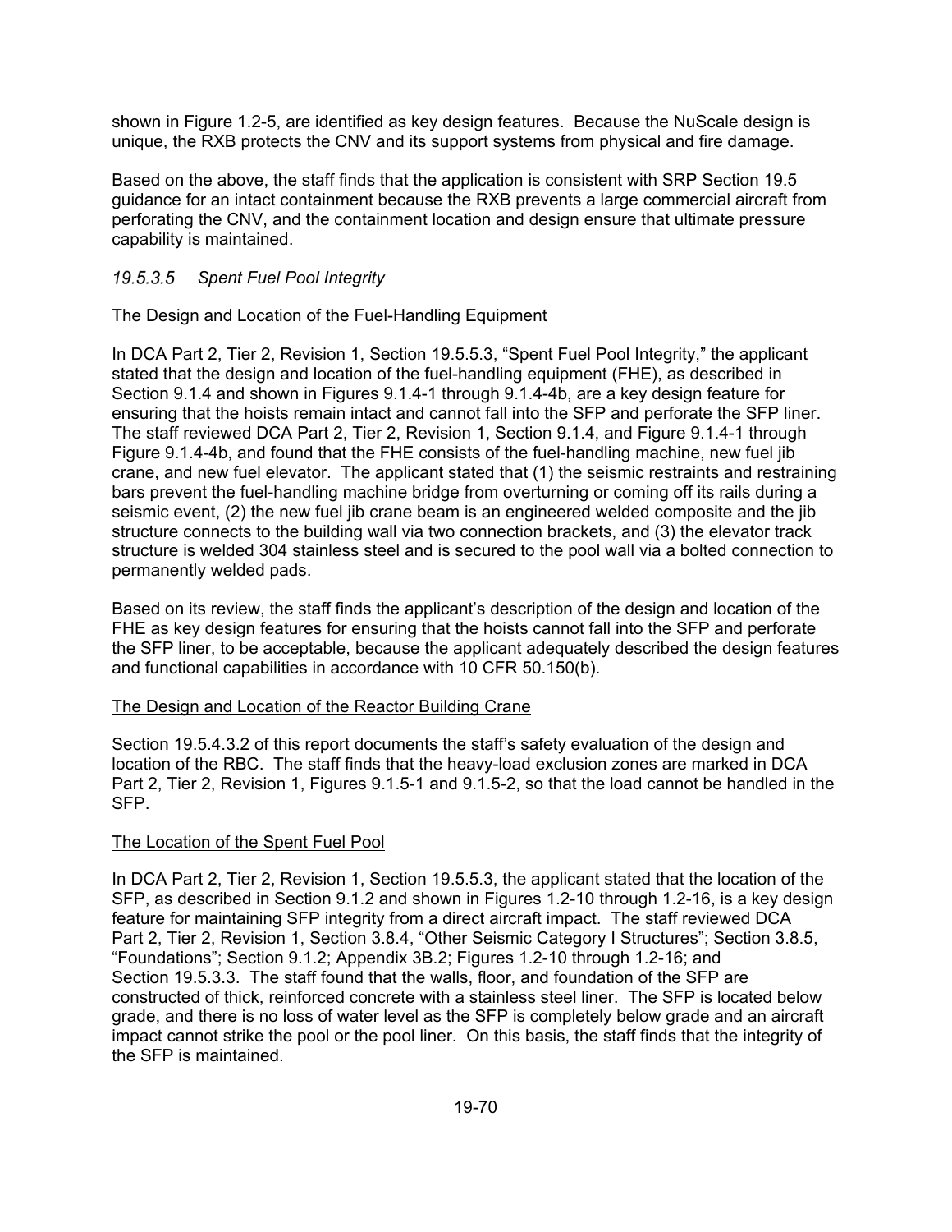shown in Figure 1.2-5, are identified as key design features. Because the NuScale design is unique, the RXB protects the CNV and its support systems from physical and fire damage.

Based on the above, the staff finds that the application is consistent with SRP Section 19.5 guidance for an intact containment because the RXB prevents a large commercial aircraft from perforating the CNV, and the containment location and design ensure that ultimate pressure capability is maintained.

### *19.5.3.5 Spent Fuel Pool Integrity*

<u>The Design and Location of the Fuel-Handling Equipment</u>

In DCA Part 2, Tier 2, Revision 1, Section 19.5.5.3, "Spent Fuel Pool Integrity," the applicant stated that the design and location of the fuel-handling equipment (FHE), as described in Section 9.1.4 and shown in Figures 9.1.4-1 through 9.1.4-4b, are a key design feature for ensuring that the hoists remain intact and cannot fall into the SFP and perforate the SFP liner. The staff reviewed DCA Part 2, Tier 2, Revision 1, Section 9.1.4, and Figure 9.1.4-1 through Figure 9.1.4-4b, and found that the FHE consists of the fuel-handling machine, new fuel jib crane, and new fuel elevator. The applicant stated that (1) the seismic restraints and restraining bars prevent the fuel-handling machine bridge from overturning or coming off its rails during a seismic event, (2) the new fuel jib crane beam is an engineered welded composite and the jib structure connects to the building wall via two connection brackets, and (3) the elevator track structure is welded 304 stainless steel and is secured to the pool wall via a bolted connection to permanently welded pads.

Based on its review, the staff finds the applicant's description of the design and location of the FHE as key design features for ensuring that the hoists cannot fall into the SFP and perforate the SFP liner, to be acceptable, because the applicant adequately described the design features and functional capabilities in accordance with 10 CFR 50.150(b).

<u>The Design and Location of the Reactor Building Crane</u>

Section 19.5.4.3.2 of this report documents the staff's safety evaluation of the design and location of the RBC. The staff finds that the heavy-load exclusion zones are marked in DCA Part 2, Tier 2, Revision 1, Figures 9.1.5-1 and 9.1.5-2, so that the load cannot be handled in the SFP.

<u>The Location of the Spent Fuel Pool</u>

In DCA Part 2, Tier 2, Revision 1, Section 19.5.5.3, the applicant stated that the location of the SFP, as described in Section 9.1.2 and shown in Figures 1.2-10 through 1.2-16, is a key design feature for maintaining SFP integrity from a direct aircraft impact. The staff reviewed DCA Part 2, Tier 2, Revision 1, Section 3.8.4, "Other Seismic Category I Structures"; Section 3.8.5, "Foundations"; Section 9.1.2; Appendix 3B.2; Figures 1.2-10 through 1.2-16; and Section 19.5.3.3. The staff found that the walls, floor, and foundation of the SFP are constructed of thick, reinforced concrete with a stainless steel liner. The SFP is located below grade, and there is no loss of water level as the SFP is completely below grade and an aircraft impact cannot strike the pool or the pool liner. On this basis, the staff finds that the integrity of the SFP is maintained.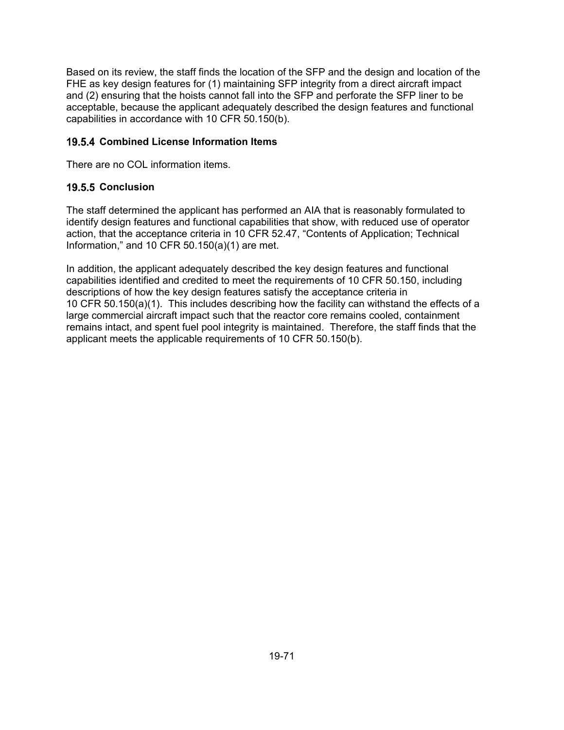Based on its review, the staff finds the location of the SFP and the design and location of the FHE as key design features for (1) maintaining SFP integrity from a direct aircraft impact and (2) ensuring that the hoists cannot fall into the SFP and perforate the SFP liner to be acceptable, because the applicant adequately described the design features and functional capabilities in accordance with 10 CFR 50.150(b).

### 19.5.4 Combined License Information Items

There are no COL information items.

### 19.5.5 Conclusion

The staff determined the applicant has performed an AIA that is reasonably formulated to identify design features and functional capabilities that show, with reduced use of operator action, that the acceptance criteria in 10 CFR 52.47, "Contents of Application; Technical Information," and 10 CFR 50.150(a)(1) are met.

In addition, the applicant adequately described the key design features and functional capabilities identified and credited to meet the requirements of 10 CFR 50.150, including descriptions of how the key design features satisfy the acceptance criteria in 10 CFR 50.150(a)(1). This includes describing how the facility can withstand the effects of a large commercial aircraft impact such that the reactor core remains cooled, containment remains intact, and spent fuel pool integrity is maintained. Therefore, the staff finds that the applicant meets the applicable requirements of 10 CFR 50.150(b).